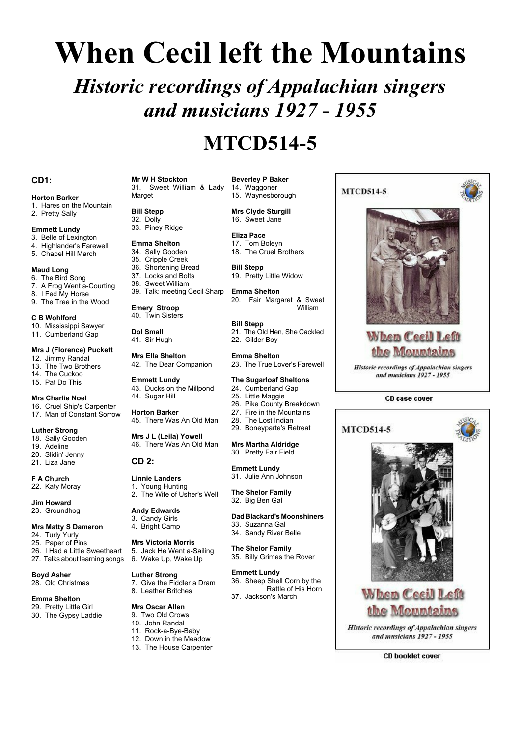# When Cecil left the Mountains

## *Historic recordings of Appalachian singers and musicians 1927 - 1955*

# MTCD514-5

### CD1:

**Horton Barker**
1. Hares on the Mountain
2. Pretty Sally

**Emmett Lundy**
3. Belle of Lexington
4. Highlander's Farewell
5. Chapel Hill March

**Maud Long**
6. The Bird Song
7. A Frog Went a-Courting
8. I Fed My Horse
9. The Tree in the Wood

**C B Wohlford**
10. Mississippi Sawyer
11. Cumberland Gap

**Mrs J (Florence) Puckett**
12. Jimmy Randal
13. The Two Brothers
14. The Cuckoo
15. Pat Do This

**Mrs Charlie Noel**
16. Cruel Ship's Carpenter
17. Man of Constant Sorrow

**Luther Strong**
18. Sally Gooden
19. Adeline
20. Slidin' Jenny
21. Liza Jane

**F A Church**
22. Katy Moray

**Jim Howard**
23. Groundhog

**Mrs Matty S Dameron**
24. Turly Yurly
25. Paper of Pins
26. I Had a Little Sweetheart
27. Talks about learning songs

**Boyd Asher**
28. Old Christmas

**Emma Shelton**
29. Pretty Little Girl
30. The Gypsy Laddie

**Mr W H Stockton**
31. Sweet William & Lady Marget

**Bill Stepp**
32. Dolly
33. Piney Ridge

**Emma Shelton**
34. Sally Gooden
35. Cripple Creek
36. Shortening Bread
37. Locks and Bolts
38. Sweet William
39. Talk: meeting Cecil Sharp

**Emery Stroop**
40. Twin Sisters

**Dol Small**
41. Sir Hugh

**Mrs Ella Shelton**
42. The Dear Companion

**Emmett Lundy**
43. Ducks on the Millpond
44. Sugar Hill

**Horton Barker**
45. There Was An Old Man

**Mrs J L (Leila) Yowell**
46. There Was An Old Man

### CD 2:

**Linnie Landers**
1. Young Hunting
2. The Wife of Usher's Well

**Andy Edwards**
3. Candy Girls
4. Bright Camp

**Mrs Victoria Morris**
5. Jack He Went a-Sailing
6. Wake Up, Wake Up

**Luther Strong**
7. Give the Fiddler a Dram
8. Leather Britches

**Mrs Oscar Allen**
9. Two Old Crows
10. John Randal
11. Rock-a-Bye-Baby
12. Down in the Meadow
13. The House Carpenter

**Beverley P Baker**
14. Waggoner
15. Waynesborough

**Mrs Clyde Sturgill**
16. Sweet Jane

**Eliza Pace**
17. Tom Boleyn
18. The Cruel Brothers

**Bill Stepp**
19. Pretty Little Widow

**Emma Shelton**
20. Fair Margaret & Sweet William

**Bill Stepp**
21. The Old Hen, She Cackled
22. Gilder Boy

**Emma Shelton**
23. The True Lover's Farewell

**The Sugarloaf Sheltons**
24. Cumberland Gap
25. Little Maggie
26. Pike County Breakdown
27. Fire in the Mountains
28. The Lost Indian
29. Boneyparte's Retreat

**Mrs Martha Aldridge**
30. Pretty Fair Field

**Emmett Lundy**
31. Julie Ann Johnson

**The Shelor Family**
32. Big Ben Gal

**Dad Blackard's Moonshiners**
33. Suzanna Gal
34. Sandy River Belle

**The Shelor Family**
35. Billy Grimes the Rover

**Emmett Lundy**
36. Sheep Shell Corn by the Rattle of His Horn
37. Jackson's March

MTCD514-5

When Cecil Left the Mountains

*Historic recordings of Appalachian singers and musicians 1927 - 1955*

CD case cover

MTCD514-5

When Cecil Left the Mountains

*Historic recordings of Appalachian singers and musicians 1927 - 1955*

CD booklet cover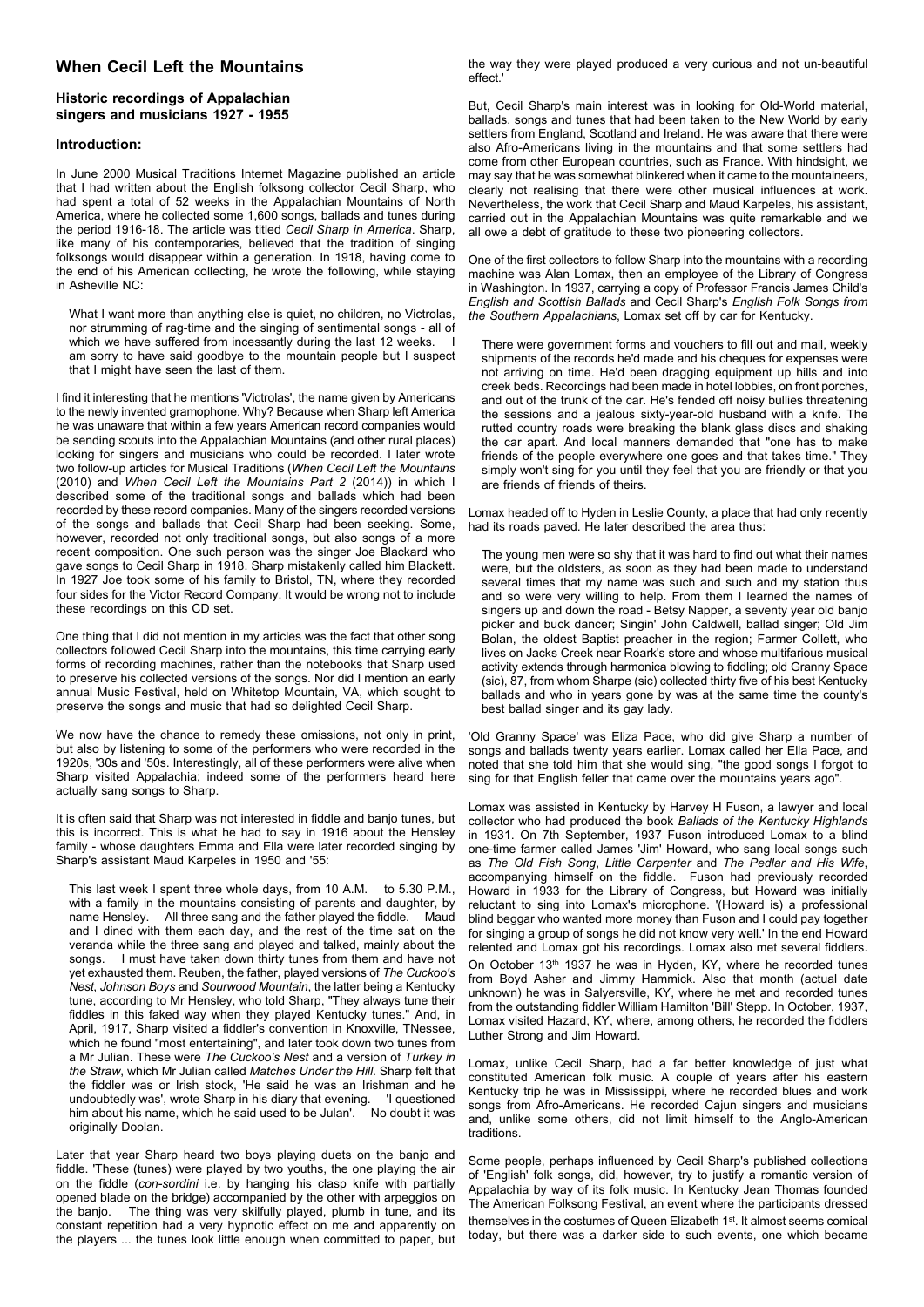## When Cecil Left the Mountains

### Historic recordings of Appalachian singers and musicians 1927 - 1955

### Introduction:

In June 2000 Musical Traditions Internet Magazine published an article that I had written about the English folksong collector Cecil Sharp, who had spent a total of 52 weeks in the Appalachian Mountains of North America, where he collected some 1,600 songs, ballads and tunes during the period 1916-18. The article was titled *Cecil Sharp in America*. Sharp, like many of his contemporaries, believed that the tradition of singing folksongs would disappear within a generation. In 1918, having come to the end of his American collecting, he wrote the following, while staying in Asheville NC:

> What I want more than anything else is quiet, no children, no Victrolas, nor strumming of rag-time and the singing of sentimental songs - all of which we have suffered from incessantly during the last 12 weeks. I am sorry to have said goodbye to the mountain people but I suspect that I might have seen the last of them.

I find it interesting that he mentions 'Victrolas', the name given by Americans to the newly invented gramophone. Why? Because when Sharp left America he was unaware that within a few years American record companies would be sending scouts into the Appalachian Mountains (and other rural places) looking for singers and musicians who could be recorded. I later wrote two follow-up articles for Musical Traditions (*When Cecil Left the Mountains* (2010) and *When Cecil Left the Mountains Part 2* (2014)) in which I described some of the traditional songs and ballads which had been recorded by these record companies. Many of the singers recorded versions of the songs and ballads that Cecil Sharp had been seeking. Some, however, recorded not only traditional songs, but also songs of a more recent composition. One such person was the singer Joe Blackard who gave songs to Cecil Sharp in 1918. Sharp mistakenly called him Blackett. In 1927 Joe took some of his family to Bristol, TN, where they recorded four sides for the Victor Record Company. It would be wrong not to include these recordings on this CD set.

One thing that I did not mention in my articles was the fact that other song collectors followed Cecil Sharp into the mountains, this time carrying early forms of recording machines, rather than the notebooks that Sharp used to preserve his collected versions of the songs. Nor did I mention an early annual Music Festival, held on Whitetop Mountain, VA, which sought to preserve the songs and music that had so delighted Cecil Sharp.

We now have the chance to remedy these omissions, not only in print, but also by listening to some of the performers who were recorded in the 1920s, '30s and '50s. Interestingly, all of these performers were alive when Sharp visited Appalachia; indeed some of the performers heard here actually sang songs to Sharp.

It is often said that Sharp was not interested in fiddle and banjo tunes, but this is incorrect. This is what he had to say in 1916 about the Hensley family - whose daughters Emma and Ella were later recorded singing by Sharp's assistant Maud Karpeles in 1950 and '55:

> This last week I spent three whole days, from 10 A.M. to 5.30 P.M., with a family in the mountains consisting of parents and daughter, by name Hensley. All three sang and the father played the fiddle. Maud and I dined with them each day, and the rest of the time sat on the veranda while the three sang and played and talked, mainly about the songs. I must have taken down thirty tunes from them and have not yet exhausted them. Reuben, the father, played versions of *The Cuckoo's Nest*, *Johnson Boys* and *Sourwood Mountain*, the latter being a Kentucky tune, according to Mr Hensley, who told Sharp, "They always tune their fiddles in this faked way when they played Kentucky tunes." And, in April, 1917, Sharp visited a fiddler's convention in Knoxville, TNessee, which he found "most entertaining", and later took down two tunes from a Mr Julian. These were *The Cuckoo's Nest* and a version of *Turkey in the Straw*, which Mr Julian called *Matches Under the Hill*. Sharp felt that the fiddler was or Irish stock, 'He said he was an Irishman and he undoubtedly was', wrote Sharp in his diary that evening. 'I questioned him about his name, which he said used to be Julan'. No doubt it was originally Doolan.

Later that year Sharp heard two boys playing duets on the banjo and fiddle. 'These (tunes) were played by two youths, the one playing the air on the fiddle (*con-sordini* i.e. by hanging his clasp knife with partially opened blade on the bridge) accompanied by the other with arpeggios on the banjo. The thing was very skilfully played, plumb in tune, and its constant repetition had a very hypnotic effect on me and apparently on the players ... the tunes look little enough when committed to paper, but the way they were played produced a very curious and not un-beautiful effect.'

But, Cecil Sharp's main interest was in looking for Old-World material, ballads, songs and tunes that had been taken to the New World by early settlers from England, Scotland and Ireland. He was aware that there were also Afro-Americans living in the mountains and that some settlers had come from other European countries, such as France. With hindsight, we may say that he was somewhat blinkered when it came to the mountaineers, clearly not realising that there were other musical influences at work. Nevertheless, the work that Cecil Sharp and Maud Karpeles, his assistant, carried out in the Appalachian Mountains was quite remarkable and we all owe a debt of gratitude to these two pioneering collectors.

One of the first collectors to follow Sharp into the mountains with a recording machine was Alan Lomax, then an employee of the Library of Congress in Washington. In 1937, carrying a copy of Professor Francis James Child's *English and Scottish Ballads* and Cecil Sharp's *English Folk Songs from the Southern Appalachians*, Lomax set off by car for Kentucky.

> There were government forms and vouchers to fill out and mail, weekly shipments of the records he'd made and his cheques for expenses were not arriving on time. He'd been dragging equipment up hills and into creek beds. Recordings had been made in hotel lobbies, on front porches, and out of the trunk of the car. He's fended off noisy bullies threatening the sessions and a jealous sixty-year-old husband with a knife. The rutted country roads were breaking the blank glass discs and shaking the car apart. And local manners demanded that "one has to make friends of the people everywhere one goes and that takes time." They simply won't sing for you until they feel that you are friendly or that you are friends of friends of theirs.

Lomax headed off to Hyden in Leslie County, a place that had only recently had its roads paved. He later described the area thus:

> The young men were so shy that it was hard to find out what their names were, but the oldsters, as soon as they had been made to understand several times that my name was such and such and my station thus and so were very willing to help. From them I learned the names of singers up and down the road - Betsy Napper, a seventy year old banjo picker and buck dancer; Singin' John Caldwell, ballad singer; Old Jim Bolan, the oldest Baptist preacher in the region; Farmer Collett, who lives on Jacks Creek near Roark's store and whose multifarious musical activity extends through harmonica blowing to fiddling; old Granny Space (sic), 87, from whom Sharpe (sic) collected thirty five of his best Kentucky ballads and who in years gone by was at the same time the county's best ballad singer and its gay lady.

'Old Granny Space' was Eliza Pace, who did give Sharp a number of songs and ballads twenty years earlier. Lomax called her Ella Pace, and noted that she told him that she would sing, "the good songs I forgot to sing for that English feller that came over the mountains years ago".

Lomax was assisted in Kentucky by Harvey H Fuson, a lawyer and local collector who had produced the book *Ballads of the Kentucky Highlands* in 1931. On 7th September, 1937 Fuson introduced Lomax to a blind one-time farmer called James 'Jim' Howard, who sang local songs such as *The Old Fish Song*, *Little Carpenter* and *The Pedlar and His Wife*, accompanying himself on the fiddle. Fuson had previously recorded Howard in 1933 for the Library of Congress, but Howard was initially reluctant to sing into Lomax's microphone. '(Howard is) a professional blind beggar who wanted more money than Fuson and I could pay together for singing a group of songs he did not know very well.' In the end Howard relented and Lomax got his recordings. Lomax also met several fiddlers. On October 13th 1937 he was in Hyden, KY, where he recorded tunes from Boyd Asher and Jimmy Hammick. Also that month (actual date unknown) he was in Salyersville, KY, where he met and recorded tunes from the outstanding fiddler William Hamilton 'Bill' Stepp. In October, 1937, Lomax visited Hazard, KY, where, among others, he recorded the fiddlers Luther Strong and Jim Howard.

Lomax, unlike Cecil Sharp, had a far better knowledge of just what constituted American folk music. A couple of years after his eastern Kentucky trip he was in Mississippi, where he recorded blues and work songs from Afro-Americans. He recorded Cajun singers and musicians and, unlike some others, did not limit himself to the Anglo-American traditions.

Some people, perhaps influenced by Cecil Sharp's published collections of 'English' folk songs, did, however, try to justify a romantic version of Appalachia by way of its folk music. In Kentucky Jean Thomas founded The American Folksong Festival, an event where the participants dressed themselves in the costumes of Queen Elizabeth 1st. It almost seems comical today, but there was a darker side to such events, one which became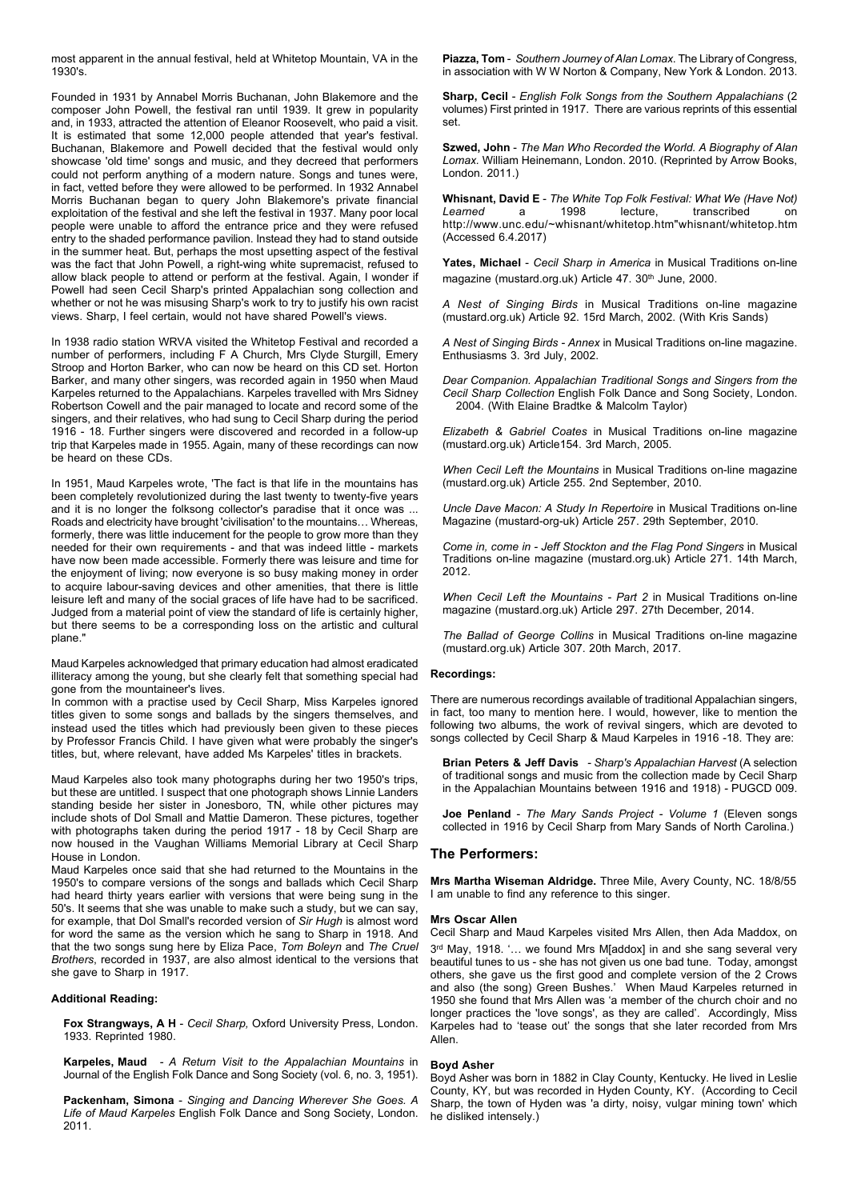most apparent in the annual festival, held at Whitetop Mountain, VA in the 1930's.

Founded in 1931 by Annabel Morris Buchanan, John Blakemore and the composer John Powell, the festival ran until 1939. It grew in popularity and, in 1933, attracted the attention of Eleanor Roosevelt, who paid a visit. It is estimated that some 12,000 people attended that year's festival. Buchanan, Blakemore and Powell decided that the festival would only showcase 'old time' songs and music, and they decreed that performers could not perform anything of a modern nature. Songs and tunes were, in fact, vetted before they were allowed to be performed. In 1932 Annabel Morris Buchanan began to query John Blakemore's private financial exploitation of the festival and she left the festival in 1937. Many poor local people were unable to afford the entrance price and they were refused entry to the shaded performance pavilion. Instead they had to stand outside in the summer heat. But, perhaps the most upsetting aspect of the festival was the fact that John Powell, a right-wing white supremacist, refused to allow black people to attend or perform at the festival. Again, I wonder if Powell had seen Cecil Sharp's printed Appalachian song collection and whether or not he was misusing Sharp's work to try to justify his own racist views. Sharp, I feel certain, would not have shared Powell's views.

In 1938 radio station WRVA visited the Whitetop Festival and recorded a number of performers, including F A Church, Mrs Clyde Sturgill, Emery Stroop and Horton Barker, who can now be heard on this CD set. Horton Barker, and many other singers, was recorded again in 1950 when Maud Karpeles returned to the Appalachians. Karpeles travelled with Mrs Sidney Robertson Cowell and the pair managed to locate and record some of the singers, and their relatives, who had sung to Cecil Sharp during the period 1916 - 18. Further singers were discovered and recorded in a follow-up trip that Karpeles made in 1955. Again, many of these recordings can now be heard on these CDs.

In 1951, Maud Karpeles wrote, 'The fact is that life in the mountains has been completely revolutionized during the last twenty to twenty-five years and it is no longer the folksong collector's paradise that it once was ... Roads and electricity have brought 'civilisation' to the mountains… Whereas, formerly, there was little inducement for the people to grow more than they needed for their own requirements - and that was indeed little - markets have now been made accessible. Formerly there was leisure and time for the enjoyment of living; now everyone is so busy making money in order to acquire labour-saving devices and other amenities, that there is little leisure left and many of the social graces of life have had to be sacrificed. Judged from a material point of view the standard of life is certainly higher, but there seems to be a corresponding loss on the artistic and cultural plane."

Maud Karpeles acknowledged that primary education had almost eradicated illiteracy among the young, but she clearly felt that something special had gone from the mountaineer's lives.

In common with a practise used by Cecil Sharp, Miss Karpeles ignored titles given to some songs and ballads by the singers themselves, and instead used the titles which had previously been given to these pieces by Professor Francis Child. I have given what were probably the singer's titles, but, where relevant, have added Ms Karpeles' titles in brackets.

Maud Karpeles also took many photographs during her two 1950's trips, but these are untitled. I suspect that one photograph shows Linnie Landers standing beside her sister in Jonesboro, TN, while other pictures may include shots of Dol Small and Mattie Dameron. These pictures, together with photographs taken during the period 1917 - 18 by Cecil Sharp are now housed in the Vaughan Williams Memorial Library at Cecil Sharp House in London.

Maud Karpeles once said that she had returned to the Mountains in the 1950's to compare versions of the songs and ballads which Cecil Sharp had heard thirty years earlier with versions that were being sung in the 50's. It seems that she was unable to make such a study, but we can say, for example, that Dol Small's recorded version of *Sir Hugh* is almost word for word the same as the version which he sang to Sharp in 1918. And that the two songs sung here by Eliza Pace, *Tom Boleyn* and *The Cruel Brothers*, recorded in 1937, are also almost identical to the versions that she gave to Sharp in 1917.

#### Additional Reading:

**Fox Strangways, A H** - *Cecil Sharp,* Oxford University Press, London. 1933. Reprinted 1980.

**Karpeles, Maud** - *A Return Visit to the Appalachian Mountains* in Journal of the English Folk Dance and Song Society (vol. 6, no. 3, 1951).

**Packenham, Simona** - *Singing and Dancing Wherever She Goes. A Life of Maud Karpeles* English Folk Dance and Song Society, London. 2011.

**Piazza, Tom** - *Southern Journey of Alan Lomax*. The Library of Congress, in association with W W Norton & Company, New York & London. 2013.

**Sharp, Cecil** - *English Folk Songs from the Southern Appalachians* (2 volumes) First printed in 1917. There are various reprints of this essential set.

**Szwed, John** - *The Man Who Recorded the World. A Biography of Alan Lomax.* William Heinemann, London. 2010. (Reprinted by Arrow Books, London. 2011.)

**Whisnant, David E** - *The White Top Folk Festival: What We (Have Not) Learned* a 1998 lecture, transcribed on http://www.unc.edu/~whisnant/whitetop.htm"whisnant/whitetop.htm (Accessed 6.4.2017)

**Yates, Michael** - *Cecil Sharp in America* in Musical Traditions on-line magazine (mustard.org.uk) Article 47. 30th June, 2000.

*A Nest of Singing Birds* in Musical Traditions on-line magazine (mustard.org.uk) Article 92. 15rd March, 2002. (With Kris Sands)

*A Nest of Singing Birds - Annex* in Musical Traditions on-line magazine. Enthusiasms 3. 3rd July, 2002.

*Dear Companion. Appalachian Traditional Songs and Singers from the Cecil Sharp Collection* English Folk Dance and Song Society, London. 2004. (With Elaine Bradtke & Malcolm Taylor)

*Elizabeth & Gabriel Coates* in Musical Traditions on-line magazine (mustard.org.uk) Article154. 3rd March, 2005.

*When Cecil Left the Mountains* in Musical Traditions on-line magazine (mustard.org.uk) Article 255. 2nd September, 2010.

*Uncle Dave Macon: A Study In Repertoire* in Musical Traditions on-line Magazine (mustard-org-uk) Article 257. 29th September, 2010.

*Come in, come in - Jeff Stockton and the Flag Pond Singers* in Musical Traditions on-line magazine (mustard.org.uk) Article 271. 14th March, 2012.

*When Cecil Left the Mountains - Part 2* in Musical Traditions on-line magazine (mustard.org.uk) Article 297. 27th December, 2014.

*The Ballad of George Collins* in Musical Traditions on-line magazine (mustard.org.uk) Article 307. 20th March, 2017.

#### Recordings:

There are numerous recordings available of traditional Appalachian singers, in fact, too many to mention here. I would, however, like to mention the following two albums, the work of revival singers, which are devoted to songs collected by Cecil Sharp & Maud Karpeles in 1916 -18. They are:

**Brian Peters & Jeff Davis** - *Sharp's Appalachian Harvest* (A selection of traditional songs and music from the collection made by Cecil Sharp in the Appalachian Mountains between 1916 and 1918) - PUGCD 009.

**Joe Penland** - *The Mary Sands Project - Volume 1* (Eleven songs collected in 1916 by Cecil Sharp from Mary Sands of North Carolina.)

## The Performers:

**Mrs Martha Wiseman Aldridge.** Three Mile, Avery County, NC. 18/8/55 I am unable to find any reference to this singer.

#### Mrs Oscar Allen

Cecil Sharp and Maud Karpeles visited Mrs Allen, then Ada Maddox, on 3rd May, 1918. '… we found Mrs M[addox] in and she sang several very beautiful tunes to us - she has not given us one bad tune. Today, amongst others, she gave us the first good and complete version of the 2 Crows and also (the song) Green Bushes.' When Maud Karpeles returned in 1950 she found that Mrs Allen was 'a member of the church choir and no longer practices the 'love songs', as they are called'. Accordingly, Miss Karpeles had to 'tease out' the songs that she later recorded from Mrs Allen.

#### Boyd Asher

Boyd Asher was born in 1882 in Clay County, Kentucky. He lived in Leslie County, KY, but was recorded in Hyden County, KY. (According to Cecil Sharp, the town of Hyden was 'a dirty, noisy, vulgar mining town' which he disliked intensely.)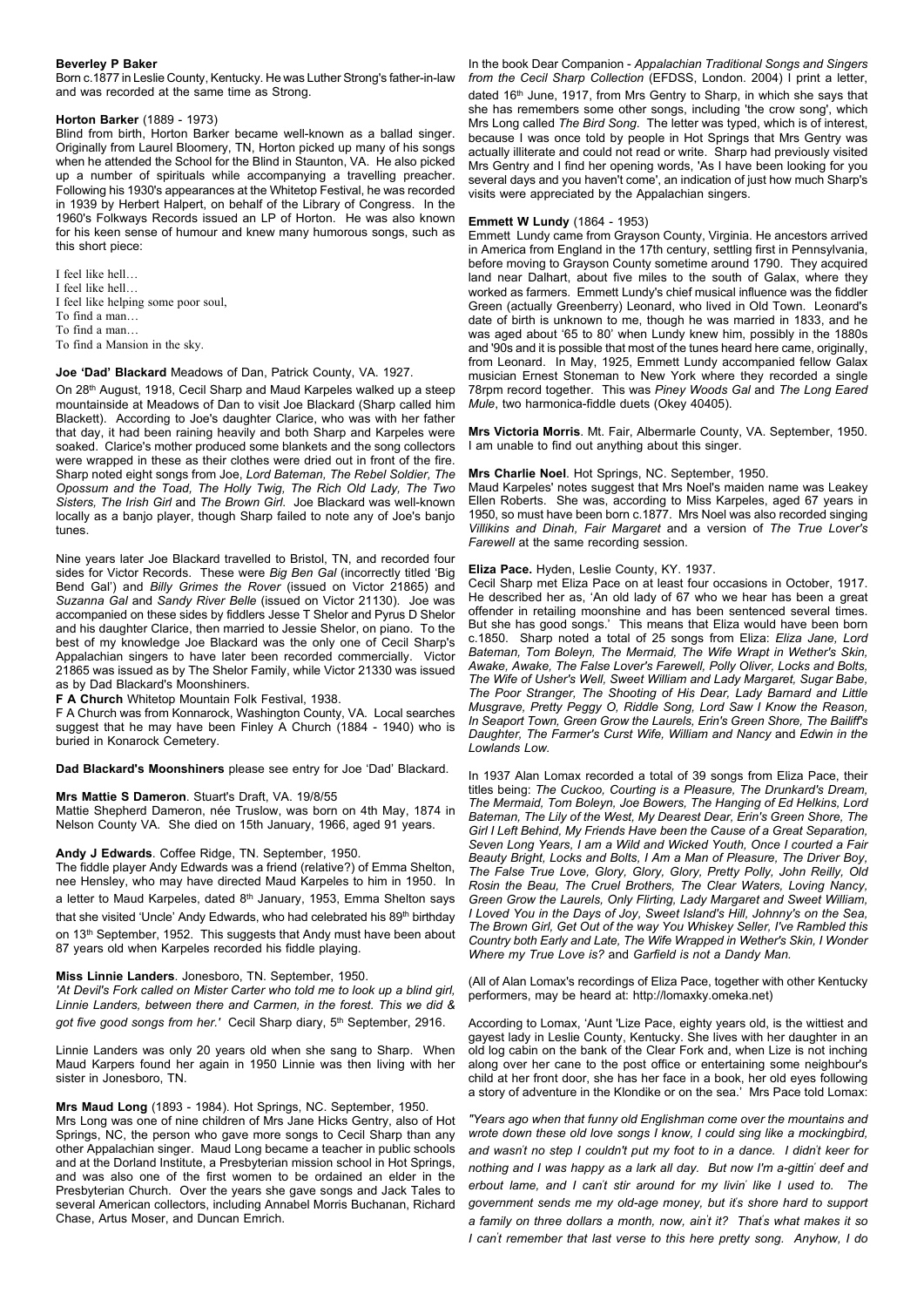**Beverley P Baker**
Born c.1877 in Leslie County, Kentucky. He was Luther Strong's father-in-law and was recorded at the same time as Strong.

**Horton Barker** (1889 - 1973)
Blind from birth, Horton Barker became well-known as a ballad singer. Originally from Laurel Bloomery, TN, Horton picked up many of his songs when he attended the School for the Blind in Staunton, VA. He also picked up a number of spirituals while accompanying a travelling preacher. Following his 1930's appearances at the Whitetop Festival, he was recorded in 1939 by Herbert Halpert, on behalf of the Library of Congress. In the 1960's Folkways Records issued an LP of Horton. He was also known for his keen sense of humour and knew many humorous songs, such as this short piece:

I feel like hell…
I feel like hell…
I feel like helping some poor soul,
To find a man…
To find a man…
To find a Mansion in the sky.

**Joe 'Dad' Blackard** Meadows of Dan, Patrick County, VA. 1927.

On 28th August, 1918, Cecil Sharp and Maud Karpeles walked up a steep mountainside at Meadows of Dan to visit Joe Blackard (Sharp called him Blackett). According to Joe's daughter Clarice, who was with her father that day, it had been raining heavily and both Sharp and Karpeles were soaked. Clarice's mother produced some blankets and the song collectors were wrapped in these as their clothes were dried out in front of the fire. Sharp noted eight songs from Joe, *Lord Bateman, The Rebel Soldier, The Opossum and the Toad, The Holly Twig, The Rich Old Lady, The Two Sisters, The Irish Girl* and *The Brown Girl*. Joe Blackard was well-known locally as a banjo player, though Sharp failed to note any of Joe's banjo tunes.

Nine years later Joe Blackard travelled to Bristol, TN, and recorded four sides for Victor Records. These were *Big Ben Gal* (incorrectly titled 'Big Bend Gal') and *Billy Grimes the Rover* (issued on Victor 21865) and *Suzanna Gal* and *Sandy River Belle* (issued on Victor 21130). Joe was accompanied on these sides by fiddlers Jesse T Shelor and Pyrus D Shelor and his daughter Clarice, then married to Jessie Shelor, on piano. To the best of my knowledge Joe Blackard was the only one of Cecil Sharp's Appalachian singers to have later been recorded commercially. Victor 21865 was issued as by The Shelor Family, while Victor 21330 was issued as by Dad Blackard's Moonshiners.

**F A Church** Whitetop Mountain Folk Festival, 1938.
F A Church was from Konnarock, Washington County, VA. Local searches suggest that he may have been Finley A Church (1884 - 1940) who is buried in Konarock Cemetery.

**Dad Blackard's Moonshiners** please see entry for Joe 'Dad' Blackard.

**Mrs Mattie S Dameron**. Stuart's Draft, VA. 19/8/55
Mattie Shepherd Dameron, née Truslow, was born on 4th May, 1874 in Nelson County VA. She died on 15th January, 1966, aged 91 years.

**Andy J Edwards**. Coffee Ridge, TN. September, 1950.
The fiddle player Andy Edwards was a friend (relative?) of Emma Shelton, nee Hensley, who may have directed Maud Karpeles to him in 1950. In a letter to Maud Karpeles, dated 8th January, 1953, Emma Shelton says that she visited 'Uncle' Andy Edwards, who had celebrated his 89th birthday on 13th September, 1952. This suggests that Andy must have been about 87 years old when Karpeles recorded his fiddle playing.

**Miss Linnie Landers**. Jonesboro, TN. September, 1950.
*'At Devil's Fork called on Mister Carter who told me to look up a blind girl, Linnie Landers, between there and Carmen, in the forest. This we did & got five good songs from her.'* Cecil Sharp diary, 5th September, 2916.

Linnie Landers was only 20 years old when she sang to Sharp. When Maud Karpers found her again in 1950 Linnie was then living with her sister in Jonesboro, TN.

**Mrs Maud Long** (1893 - 1984). Hot Springs, NC. September, 1950.
Mrs Long was one of nine children of Mrs Jane Hicks Gentry, also of Hot Springs, NC, the person who gave more songs to Cecil Sharp than any other Appalachian singer. Maud Long became a teacher in public schools and at the Dorland Institute, a Presbyterian mission school in Hot Springs, and was also one of the first women to be ordained an elder in the Presbyterian Church. Over the years she gave songs and Jack Tales to several American collectors, including Annabel Morris Buchanan, Richard Chase, Artus Moser, and Duncan Emrich.

In the book Dear Companion - *Appalachian Traditional Songs and Singers from the Cecil Sharp Collection* (EFDSS, London. 2004) I print a letter, dated 16th June, 1917, from Mrs Gentry to Sharp, in which she says that she has remembers some other songs, including 'the crow song', which Mrs Long called *The Bird Song*. The letter was typed, which is of interest, because I was once told by people in Hot Springs that Mrs Gentry was actually illiterate and could not read or write. Sharp had previously visited Mrs Gentry and I find her opening words, 'As I have been looking for you several days and you haven't come', an indication of just how much Sharp's visits were appreciated by the Appalachian singers.

**Emmett W Lundy** (1864 - 1953)
Emmett Lundy came from Grayson County, Virginia. He ancestors arrived in America from England in the 17th century, settling first in Pennsylvania, before moving to Grayson County sometime around 1790. They acquired land near Dalhart, about five miles to the south of Galax, where they worked as farmers. Emmett Lundy's chief musical influence was the fiddler Green (actually Greenberry) Leonard, who lived in Old Town. Leonard's date of birth is unknown to me, though he was married in 1833, and he was aged about '65 to 80' when Lundy knew him, possibly in the 1880s and '90s and it is possible that most of the tunes heard here came, originally, from Leonard. In May, 1925, Emmett Lundy accompanied fellow Galax musician Ernest Stoneman to New York where they recorded a single 78rpm record together. This was *Piney Woods Gal* and *The Long Eared Mule*, two harmonica-fiddle duets (Okey 40405).

**Mrs Victoria Morris**. Mt. Fair, Albermarle County, VA. September, 1950.
I am unable to find out anything about this singer.

**Mrs Charlie Noel**. Hot Springs, NC. September, 1950.
Maud Karpeles' notes suggest that Mrs Noel's maiden name was Leakey Ellen Roberts. She was, according to Miss Karpeles, aged 67 years in 1950, so must have been born c.1877. Mrs Noel was also recorded singing *Villikins and Dinah, Fair Margaret* and a version of *The True Lover's Farewell* at the same recording session.

**Eliza Pace.** Hyden, Leslie County, KY. 1937.
Cecil Sharp met Eliza Pace on at least four occasions in October, 1917. He described her as, 'An old lady of 67 who we hear has been a great offender in retailing moonshine and has been sentenced several times. But she has good songs.' This means that Eliza would have been born c.1850. Sharp noted a total of 25 songs from Eliza: *Eliza Jane, Lord Bateman, Tom Boleyn, The Mermaid, The Wife Wrapt in Wether's Skin, Awake, Awake, The False Lover's Farewell, Polly Oliver, Locks and Bolts, The Wife of Usher's Well, Sweet William and Lady Margaret, Sugar Babe, The Poor Stranger, The Shooting of His Dear, Lady Barnard and Little Musgrave, Pretty Peggy O, Riddle Song, Lord Saw I Know the Reason, In Seaport Town, Green Grow the Laurels, Erin's Green Shore, The Bailiff's Daughter, The Farmer's Curst Wife, William and Nancy* and *Edwin in the Lowlands Low.*

In 1937 Alan Lomax recorded a total of 39 songs from Eliza Pace, their titles being: *The Cuckoo, Courting is a Pleasure, The Drunkard's Dream, The Mermaid, Tom Boleyn, Joe Bowers, The Hanging of Ed Helkins, Lord Bateman, The Lily of the West, My Dearest Dear, Erin's Green Shore, The Girl I Left Behind, My Friends Have been the Cause of a Great Separation, Seven Long Years, I am a Wild and Wicked Youth, Once I courted a Fair Beauty Bright, Locks and Bolts, I Am a Man of Pleasure, The Driver Boy, The False True Love, Glory, Glory, Glory, Pretty Polly, John Reilly, Old Rosin the Beau, The Cruel Brothers, The Clear Waters, Loving Nancy, Green Grow the Laurels, Only Flirting, Lady Margaret and Sweet William, I Loved You in the Days of Joy, Sweet Island's Hill, Johnny's on the Sea, The Brown Girl, Get Out of the way You Whiskey Seller, I've Rambled this Country both Early and Late, The Wife Wrapped in Wether's Skin, I Wonder Where my True Love is?* and *Garfield is not a Dandy Man.*

(All of Alan Lomax's recordings of Eliza Pace, together with other Kentucky performers, may be heard at: http://lomaxky.omeka.net)

According to Lomax, 'Aunt 'Lize Pace, eighty years old, is the wittiest and gayest lady in Leslie County, Kentucky. She lives with her daughter in an old log cabin on the bank of the Clear Fork and, when Lize is not inching along over her cane to the post office or entertaining some neighbour's child at her front door, she has her face in a book, her old eyes following a story of adventure in the Klondike or on the sea.' Mrs Pace told Lomax:

*"Years ago when that funny old Englishman come over the mountains and wrote down these old love songs I know, I could sing like a mockingbird, and wasn't no step I couldn't put my foot to in a dance. I didn't keer for nothing and I was happy as a lark all day. But now I'm a-gittin' deef and erbout lame, and I can't stir around for my livin' like I used to. The government sends me my old-age money, but it's shore hard to support a family on three dollars a month, now, ain't it? That's what makes it so I can't remember that last verse to this here pretty song. Anyhow, I do*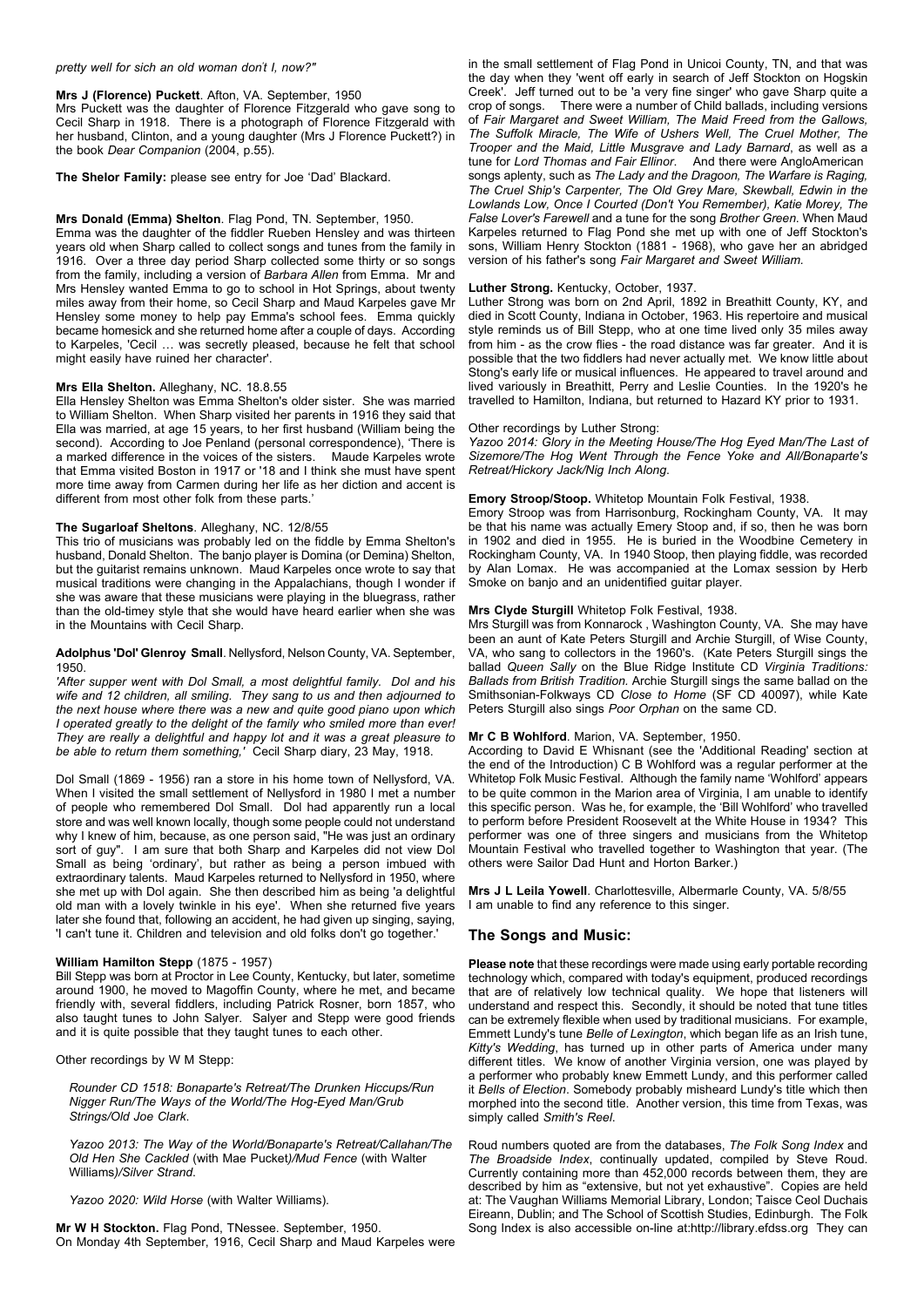*pretty well for sich an old woman don't I, now?"*

**Mrs J (Florence) Puckett**. Afton, VA. September, 1950

Mrs Puckett was the daughter of Florence Fitzgerald who gave song to Cecil Sharp in 1918. There is a photograph of Florence Fitzgerald with her husband, Clinton, and a young daughter (Mrs J Florence Puckett?) in the book *Dear Companion* (2004, p.55).

**The Shelor Family:** please see entry for Joe 'Dad' Blackard.

**Mrs Donald (Emma) Shelton**. Flag Pond, TN. September, 1950.

Emma was the daughter of the fiddler Rueben Hensley and was thirteen years old when Sharp called to collect songs and tunes from the family in 1916. Over a three day period Sharp collected some thirty or so songs from the family, including a version of *Barbara Allen* from Emma. Mr and Mrs Hensley wanted Emma to go to school in Hot Springs, about twenty miles away from their home, so Cecil Sharp and Maud Karpeles gave Mr Hensley some money to help pay Emma's school fees. Emma quickly became homesick and she returned home after a couple of days. According to Karpeles, 'Cecil … was secretly pleased, because he felt that school might easily have ruined her character'.

**Mrs Ella Shelton.** Alleghany, NC. 18.8.55

Ella Hensley Shelton was Emma Shelton's older sister. She was married to William Shelton. When Sharp visited her parents in 1916 they said that Ella was married, at age 15 years, to her first husband (William being the second). According to Joe Penland (personal correspondence), 'There is a marked difference in the voices of the sisters. Maude Karpeles wrote that Emma visited Boston in 1917 or '18 and I think she must have spent more time away from Carmen during her life as her diction and accent is different from most other folk from these parts.'

**The Sugarloaf Sheltons**. Alleghany, NC. 12/8/55

This trio of musicians was probably led on the fiddle by Emma Shelton's husband, Donald Shelton. The banjo player is Domina (or Demina) Shelton, but the guitarist remains unknown. Maud Karpeles once wrote to say that musical traditions were changing in the Appalachians, though I wonder if she was aware that these musicians were playing in the bluegrass, rather than the old-timey style that she would have heard earlier when she was in the Mountains with Cecil Sharp.

**Adolphus 'Dol' Glenroy Small**. Nellysford, Nelson County, VA. September, 1950.

*'After supper went with Dol Small, a most delightful family. Dol and his wife and 12 children, all smiling. They sang to us and then adjourned to the next house where there was a new and quite good piano upon which I operated greatly to the delight of the family who smiled more than ever! They are really a delightful and happy lot and it was a great pleasure to be able to return them something,'* Cecil Sharp diary, 23 May, 1918.

Dol Small (1869 - 1956) ran a store in his home town of Nellysford, VA. When I visited the small settlement of Nellysford in 1980 I met a number of people who remembered Dol Small. Dol had apparently run a local store and was well known locally, though some people could not understand why I knew of him, because, as one person said, "He was just an ordinary sort of guy". I am sure that both Sharp and Karpeles did not view Dol Small as being 'ordinary', but rather as being a person imbued with extraordinary talents. Maud Karpeles returned to Nellysford in 1950, where she met up with Dol again. She then described him as being 'a delightful old man with a lovely twinkle in his eye'. When she returned five years later she found that, following an accident, he had given up singing, saying, 'I can't tune it. Children and television and old folks don't go together.'

**William Hamilton Stepp** (1875 - 1957)

Bill Stepp was born at Proctor in Lee County, Kentucky, but later, sometime around 1900, he moved to Magoffin County, where he met, and became friendly with, several fiddlers, including Patrick Rosner, born 1857, who also taught tunes to John Salyer. Salyer and Stepp were good friends and it is quite possible that they taught tunes to each other.

Other recordings by W M Stepp:

*Rounder CD 1518: Bonaparte's Retreat/The Drunken Hiccups/Run Nigger Run/The Ways of the World/The Hog-Eyed Man/Grub Strings/Old Joe Clark.*

*Yazoo 2013: The Way of the World/Bonaparte's Retreat/Callahan/The Old Hen She Cackled* (with Mae Pucket)*/Mud Fence* (with Walter Williams)*/Silver Strand.*

*Yazoo 2020: Wild Horse* (with Walter Williams).

**Mr W H Stockton.** Flag Pond, TNessee. September, 1950.

On Monday 4th September, 1916, Cecil Sharp and Maud Karpeles were in the small settlement of Flag Pond in Unicoi County, TN, and that was the day when they 'went off early in search of Jeff Stockton on Hogskin Creek'. Jeff turned out to be 'a very fine singer' who gave Sharp quite a crop of songs. There were a number of Child ballads, including versions of *Fair Margaret and Sweet William, The Maid Freed from the Gallows, The Suffolk Miracle, The Wife of Ushers Well, The Cruel Mother, The Trooper and the Maid, Little Musgrave and Lady Barnard*, as well as a tune for *Lord Thomas and Fair Ellinor*. And there were AngloAmerican songs aplenty, such as *The Lady and the Dragoon, The Warfare is Raging, The Cruel Ship's Carpenter, The Old Grey Mare, Skewball, Edwin in the Lowlands Low, Once I Courted (Don't You Remember), Katie Morey, The False Lover's Farewell* and a tune for the song *Brother Green*. When Maud Karpeles returned to Flag Pond she met up with one of Jeff Stockton's sons, William Henry Stockton (1881 - 1968), who gave her an abridged version of his father's song *Fair Margaret and Sweet William.*

**Luther Strong.** Kentucky, October, 1937.

Luther Strong was born on 2nd April, 1892 in Breathitt County, KY, and died in Scott County, Indiana in October, 1963. His repertoire and musical style reminds us of Bill Stepp, who at one time lived only 35 miles away from him - as the crow flies - the road distance was far greater. And it is possible that the two fiddlers had never actually met. We know little about Stong's early life or musical influences. He appeared to travel around and lived variously in Breathitt, Perry and Leslie Counties. In the 1920's he travelled to Hamilton, Indiana, but returned to Hazard KY prior to 1931.

Other recordings by Luther Strong:

*Yazoo 2014: Glory in the Meeting House/The Hog Eyed Man/The Last of Sizemore/The Hog Went Through the Fence Yoke and All/Bonaparte's Retreat/Hickory Jack/Nig Inch Along.*

**Emory Stroop/Stoop.** Whitetop Mountain Folk Festival, 1938.

Emory Stroop was from Harrisonburg, Rockingham County, VA. It may be that his name was actually Emery Stoop and, if so, then he was born in 1902 and died in 1955. He is buried in the Woodbine Cemetery in Rockingham County, VA. In 1940 Stoop, then playing fiddle, was recorded by Alan Lomax. He was accompanied at the Lomax session by Herb Smoke on banjo and an unidentified guitar player.

**Mrs Clyde Sturgill** Whitetop Folk Festival, 1938.

Mrs Sturgill was from Konnarock , Washington County, VA. She may have been an aunt of Kate Peters Sturgill and Archie Sturgill, of Wise County, VA, who sang to collectors in the 1960's. (Kate Peters Sturgill sings the ballad *Queen Sally* on the Blue Ridge Institute CD *Virginia Traditions: Ballads from British Tradition.* Archie Sturgill sings the same ballad on the Smithsonian-Folkways CD *Close to Home* (SF CD 40097), while Kate Peters Sturgill also sings *Poor Orphan* on the same CD.

**Mr C B Wohlford**. Marion, VA. September, 1950.

According to David E Whisnant (see the 'Additional Reading' section at the end of the Introduction) C B Wohlford was a regular performer at the Whitetop Folk Music Festival. Although the family name 'Wohlford' appears to be quite common in the Marion area of Virginia, I am unable to identify this specific person. Was he, for example, the 'Bill Wohlford' who travelled to perform before President Roosevelt at the White House in 1934? This performer was one of three singers and musicians from the Whitetop Mountain Festival who travelled together to Washington that year. (The others were Sailor Dad Hunt and Horton Barker.)

**Mrs J L Leila Yowell**. Charlottesville, Albermarle County, VA. 5/8/55

I am unable to find any reference to this singer.

## The Songs and Music:

**Please note** that these recordings were made using early portable recording technology which, compared with today's equipment, produced recordings that are of relatively low technical quality. We hope that listeners will understand and respect this. Secondly, it should be noted that tune titles can be extremely flexible when used by traditional musicians. For example, Emmett Lundy's tune *Belle of Lexington*, which began life as an Irish tune, *Kitty's Wedding*, has turned up in other parts of America under many different titles. We know of another Virginia version, one was played by a performer who probably knew Emmett Lundy, and this performer called it *Bells of Election*. Somebody probably misheard Lundy's title which then morphed into the second title. Another version, this time from Texas, was simply called *Smith's Reel*.

Roud numbers quoted are from the databases, *The Folk Song Index* and *The Broadside Index*, continually updated, compiled by Steve Roud. Currently containing more than 452,000 records between them, they are described by him as "extensive, but not yet exhaustive". Copies are held at: The Vaughan Williams Memorial Library, London; Taisce Ceol Duchais Eireann, Dublin; and The School of Scottish Studies, Edinburgh. The Folk Song Index is also accessible on-line at:http://library.efdss.org They can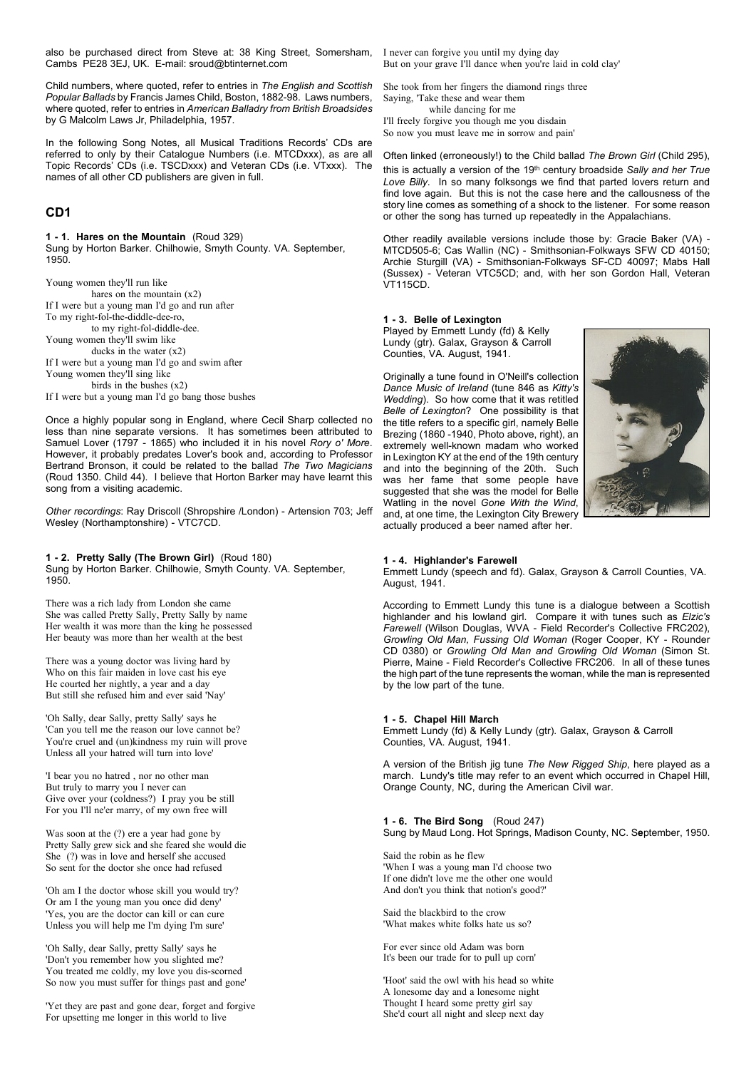also be purchased direct from Steve at: 38 King Street, Somersham, Cambs PE28 3EJ, UK. E-mail: sroud@btinternet.com

Child numbers, where quoted, refer to entries in *The English and Scottish Popular Ballads* by Francis James Child, Boston, 1882-98. Laws numbers, where quoted, refer to entries in *American Balladry from British Broadsides* by G Malcolm Laws Jr, Philadelphia, 1957.

In the following Song Notes, all Musical Traditions Records' CDs are referred to only by their Catalogue Numbers (i.e. MTCDxxx), as are all Topic Records' CDs (i.e. TSCDxxx) and Veteran CDs (i.e. VTxxx). The names of all other CD publishers are given in full.

## CD1

**1 - 1. Hares on the Mountain** (Roud 329)
Sung by Horton Barker. Chilhowie, Smyth County. VA. September, 1950.

Young women they'll run like
hares on the mountain (x2)
If I were but a young man I'd go and run after
To my right-fol-the-diddle-dee-ro,
to my right-fol-diddle-dee.
Young women they'll swim like
ducks in the water (x2)
If I were but a young man I'd go and swim after
Young women they'll sing like
birds in the bushes (x2)
If I were but a young man I'd go bang those bushes

Once a highly popular song in England, where Cecil Sharp collected no less than nine separate versions. It has sometimes been attributed to Samuel Lover (1797 - 1865) who included it in his novel *Rory o' More*. However, it probably predates Lover's book and, according to Professor Bertrand Bronson, it could be related to the ballad *The Two Magicians* (Roud 1350. Child 44). I believe that Horton Barker may have learnt this song from a visiting academic.

*Other recordings*: Ray Driscoll (Shropshire /London) - Artension 703; Jeff Wesley (Northamptonshire) - VTC7CD.

**1 - 2. Pretty Sally (The Brown Girl)** (Roud 180)
Sung by Horton Barker. Chilhowie, Smyth County. VA. September, 1950.

There was a rich lady from London she came
She was called Pretty Sally, Pretty Sally by name
Her wealth it was more than the king he possessed
Her beauty was more than her wealth at the best

There was a young doctor was living hard by
Who on this fair maiden in love cast his eye
He courted her nightly, a year and a day
But still she refused him and ever said 'Nay'

'Oh Sally, dear Sally, pretty Sally' says he
'Can you tell me the reason our love cannot be?
You're cruel and (un)kindness my ruin will prove
Unless all your hatred will turn into love'

'I bear you no hatred , nor no other man
But truly to marry you I never can
Give over your (coldness?) I pray you be still
For you I'll ne'er marry, of my own free will

Was soon at the (?) ere a year had gone by
Pretty Sally grew sick and she feared she would die
She (?) was in love and herself she accused
So sent for the doctor she once had refused

'Oh am I the doctor whose skill you would try?
Or am I the young man you once did deny'
'Yes, you are the doctor can kill or can cure
Unless you will help me I'm dying I'm sure'

'Oh Sally, dear Sally, pretty Sally' says he
'Don't you remember how you slighted me?
You treated me coldly, my love you dis-scorned
So now you must suffer for things past and gone'

'Yet they are past and gone dear, forget and forgive
For upsetting me longer in this world to live
I never can forgive you until my dying day
But on your grave I'll dance when you're laid in cold clay'

She took from her fingers the diamond rings three
Saying, 'Take these and wear them
while dancing for me
I'll freely forgive you though me you disdain
So now you must leave me in sorrow and pain'

Often linked (erroneously!) to the Child ballad *The Brown Girl* (Child 295), this is actually a version of the 19th century broadside *Sally and her True Love Billy*. In so many folksongs we find that parted lovers return and find love again. But this is not the case here and the callousness of the story line comes as something of a shock to the listener. For some reason or other the song has turned up repeatedly in the Appalachians.

Other readily available versions include those by: Gracie Baker (VA) - MTCD505-6; Cas Wallin (NC) - Smithsonian-Folkways SFW CD 40150; Archie Sturgill (VA) - Smithsonian-Folkways SF-CD 40097; Mabs Hall (Sussex) - Veteran VTC5CD; and, with her son Gordon Hall, Veteran VT115CD.

**1 - 3. Belle of Lexington**
Played by Emmett Lundy (fd) & Kelly Lundy (gtr). Galax, Grayson & Carroll Counties, VA. August, 1941.

Originally a tune found in O'Neill's collection *Dance Music of Ireland* (tune 846 as *Kitty's Wedding*). So how come that it was retitled *Belle of Lexington*? One possibility is that the title refers to a specific girl, namely Belle Brezing (1860 -1940, Photo above, right), an extremely well-known madam who worked in Lexington KY at the end of the 19th century and into the beginning of the 20th. Such was her fame that some people have suggested that she was the model for Belle Watling in the novel *Gone With the Wind*, and, at one time, the Lexington City Brewery actually produced a beer named after her.

**1 - 4. Highlander's Farewell**
Emmett Lundy (speech and fd). Galax, Grayson & Carroll Counties, VA. August, 1941.

According to Emmett Lundy this tune is a dialogue between a Scottish highlander and his lowland girl. Compare it with tunes such as *Elzic's Farewell* (Wilson Douglas, WVA - Field Recorder's Collective FRC202), *Growling Old Man, Fussing Old Woman* (Roger Cooper, KY - Rounder CD 0380) or *Growling Old Man and Growling Old Woman* (Simon St. Pierre, Maine - Field Recorder's Collective FRC206. In all of these tunes the high part of the tune represents the woman, while the man is represented by the low part of the tune.

**1 - 5. Chapel Hill March**
Emmett Lundy (fd) & Kelly Lundy (gtr). Galax, Grayson & Carroll Counties, VA. August, 1941.

A version of the British jig tune *The New Rigged Ship*, here played as a march. Lundy's title may refer to an event which occurred in Chapel Hill, Orange County, NC, during the American Civil war.

**1 - 6. The Bird Song** (Roud 247)
Sung by Maud Long. Hot Springs, Madison County, NC. September, 1950.

Said the robin as he flew
'When I was a young man I'd choose two
If one didn't love me the other one would
And don't you think that notion's good?'

Said the blackbird to the crow
'What makes white folks hate us so?

For ever since old Adam was born
It's been our trade for to pull up corn'

'Hoot' said the owl with his head so white
A lonesome day and a lonesome night
Thought I heard some pretty girl say
She'd court all night and sleep next day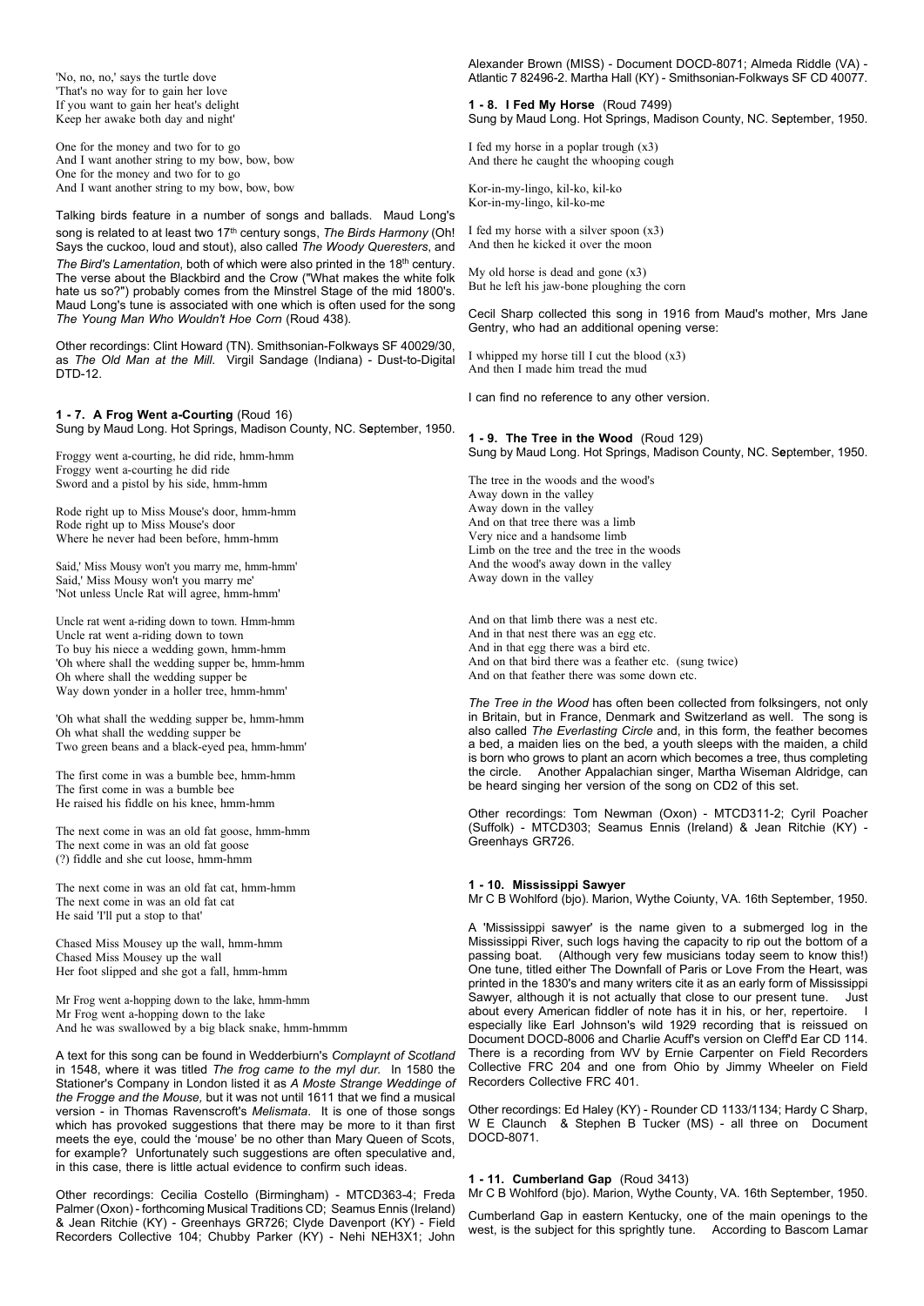'No, no, no,' says the turtle dove
'That's no way for to gain her love
If you want to gain her heat's delight
Keep her awake both day and night'

One for the money and two for to go
And I want another string to my bow, bow, bow
One for the money and two for to go
And I want another string to my bow, bow, bow

Talking birds feature in a number of songs and ballads. Maud Long's song is related to at least two 17th century songs, *The Birds Harmony* (Oh! Says the cuckoo, loud and stout), also called *The Woody Queresters*, and *The Bird's Lamentation*, both of which were also printed in the 18th century. The verse about the Blackbird and the Crow ("What makes the white folk hate us so?") probably comes from the Minstrel Stage of the mid 1800's. Maud Long's tune is associated with one which is often used for the song *The Young Man Who Wouldn't Hoe Corn* (Roud 438).

Other recordings: Clint Howard (TN). Smithsonian-Folkways SF 40029/30, as *The Old Man at the Mill*. Virgil Sandage (Indiana) - Dust-to-Digital DTD-12.

### 1 - 7. A Frog Went a-Courting (Roud 16)

Sung by Maud Long. Hot Springs, Madison County, NC. September, 1950.

Froggy went a-courting, he did ride, hmm-hmm
Froggy went a-courting he did ride
Sword and a pistol by his side, hmm-hmm

Rode right up to Miss Mouse's door, hmm-hmm
Rode right up to Miss Mouse's door
Where he never had been before, hmm-hmm

Said,' Miss Mousy won't you marry me, hmm-hmm'
Said,' Miss Mousy won't you marry me'
'Not unless Uncle Rat will agree, hmm-hmm'

Uncle rat went a-riding down to town. Hmm-hmm
Uncle rat went a-riding down to town
To buy his niece a wedding gown, hmm-hmm
'Oh where shall the wedding supper be, hmm-hmm
Oh where shall the wedding supper be
Way down yonder in a holler tree, hmm-hmm'

'Oh what shall the wedding supper be, hmm-hmm
Oh what shall the wedding supper be
Two green beans and a black-eyed pea, hmm-hmm'

The first come in was a bumble bee, hmm-hmm
The first come in was a bumble bee
He raised his fiddle on his knee, hmm-hmm

The next come in was an old fat goose, hmm-hmm
The next come in was an old fat goose
(?) fiddle and she cut loose, hmm-hmm

The next come in was an old fat cat, hmm-hmm
The next come in was an old fat cat
He said 'I'll put a stop to that'

Chased Miss Mousey up the wall, hmm-hmm
Chased Miss Mousey up the wall
Her foot slipped and she got a fall, hmm-hmm

Mr Frog went a-hopping down to the lake, hmm-hmm
Mr Frog went a-hopping down to the lake
And he was swallowed by a big black snake, hmm-hmmm

A text for this song can be found in Wedderbiurn's *Complaynt of Scotland* in 1548, where it was titled *The frog came to the myl dur.* In 1580 the Stationer's Company in London listed it as *A Moste Strange Weddinge of the Frogge and the Mouse,* but it was not until 1611 that we find a musical version - in Thomas Ravenscroft's *Melismata*. It is one of those songs which has provoked suggestions that there may be more to it than first meets the eye, could the 'mouse' be no other than Mary Queen of Scots, for example? Unfortunately such suggestions are often speculative and, in this case, there is little actual evidence to confirm such ideas.

Other recordings: Cecilia Costello (Birmingham) - MTCD363-4; Freda Palmer (Oxon) - forthcoming Musical Traditions CD; Seamus Ennis (Ireland) & Jean Ritchie (KY) - Greenhays GR726; Clyde Davenport (KY) - Field Recorders Collective 104; Chubby Parker (KY) - Nehi NEH3X1; John Alexander Brown (MISS) - Document DOCD-8071; Almeda Riddle (VA) - Atlantic 7 82496-2. Martha Hall (KY) - Smithsonian-Folkways SF CD 40077.

### 1 - 8. I Fed My Horse (Roud 7499)

Sung by Maud Long. Hot Springs, Madison County, NC. September, 1950.

I fed my horse in a poplar trough (x3)
And there he caught the whooping cough

Kor-in-my-lingo, kil-ko, kil-ko
Kor-in-my-lingo, kil-ko-me

I fed my horse with a silver spoon (x3)
And then he kicked it over the moon

My old horse is dead and gone (x3)
But he left his jaw-bone ploughing the corn

Cecil Sharp collected this song in 1916 from Maud's mother, Mrs Jane Gentry, who had an additional opening verse:

I whipped my horse till I cut the blood (x3)
And then I made him tread the mud

I can find no reference to any other version.

### 1 - 9. The Tree in the Wood (Roud 129)

Sung by Maud Long. Hot Springs, Madison County, NC. September, 1950.

The tree in the woods and the wood's
Away down in the valley
Away down in the valley
And on that tree there was a limb
Very nice and a handsome limb
Limb on the tree and the tree in the woods
And the wood's away down in the valley
Away down in the valley

And on that limb there was a nest etc.
And in that nest there was an egg etc.
And in that egg there was a bird etc.
And on that bird there was a feather etc. (sung twice)
And on that feather there was some down etc.

*The Tree in the Wood* has often been collected from folksingers, not only in Britain, but in France, Denmark and Switzerland as well. The song is also called *The Everlasting Circle* and, in this form, the feather becomes a bed, a maiden lies on the bed, a youth sleeps with the maiden, a child is born who grows to plant an acorn which becomes a tree, thus completing the circle. Another Appalachian singer, Martha Wiseman Aldridge, can be heard singing her version of the song on CD2 of this set.

Other recordings: Tom Newman (Oxon) - MTCD311-2; Cyril Poacher (Suffolk) - MTCD303; Seamus Ennis (Ireland) & Jean Ritchie (KY) - Greenhays GR726.

### 1 - 10. Mississippi Sawyer

Mr C B Wohlford (bjo). Marion, Wythe Coiunty, VA. 16th September, 1950.

A 'Mississippi sawyer' is the name given to a submerged log in the Mississippi River, such logs having the capacity to rip out the bottom of a passing boat. (Although very few musicians today seem to know this!) One tune, titled either The Downfall of Paris or Love From the Heart, was printed in the 1830's and many writers cite it as an early form of Mississippi Sawyer, although it is not actually that close to our present tune. Just about every American fiddler of note has it in his, or her, repertoire. I especially like Earl Johnson's wild 1929 recording that is reissued on Document DOCD-8006 and Charlie Acuff's version on Cleff'd Ear CD 114. There is a recording from WV by Ernie Carpenter on Field Recorders Collective FRC 204 and one from Ohio by Jimmy Wheeler on Field Recorders Collective FRC 401.

Other recordings: Ed Haley (KY) - Rounder CD 1133/1134; Hardy C Sharp, W E Claunch & Stephen B Tucker (MS) - all three on Document DOCD-8071.

### 1 - 11. Cumberland Gap (Roud 3413)

Mr C B Wohlford (bjo). Marion, Wythe County, VA. 16th September, 1950.

Cumberland Gap in eastern Kentucky, one of the main openings to the west, is the subject for this sprightly tune. According to Bascom Lamar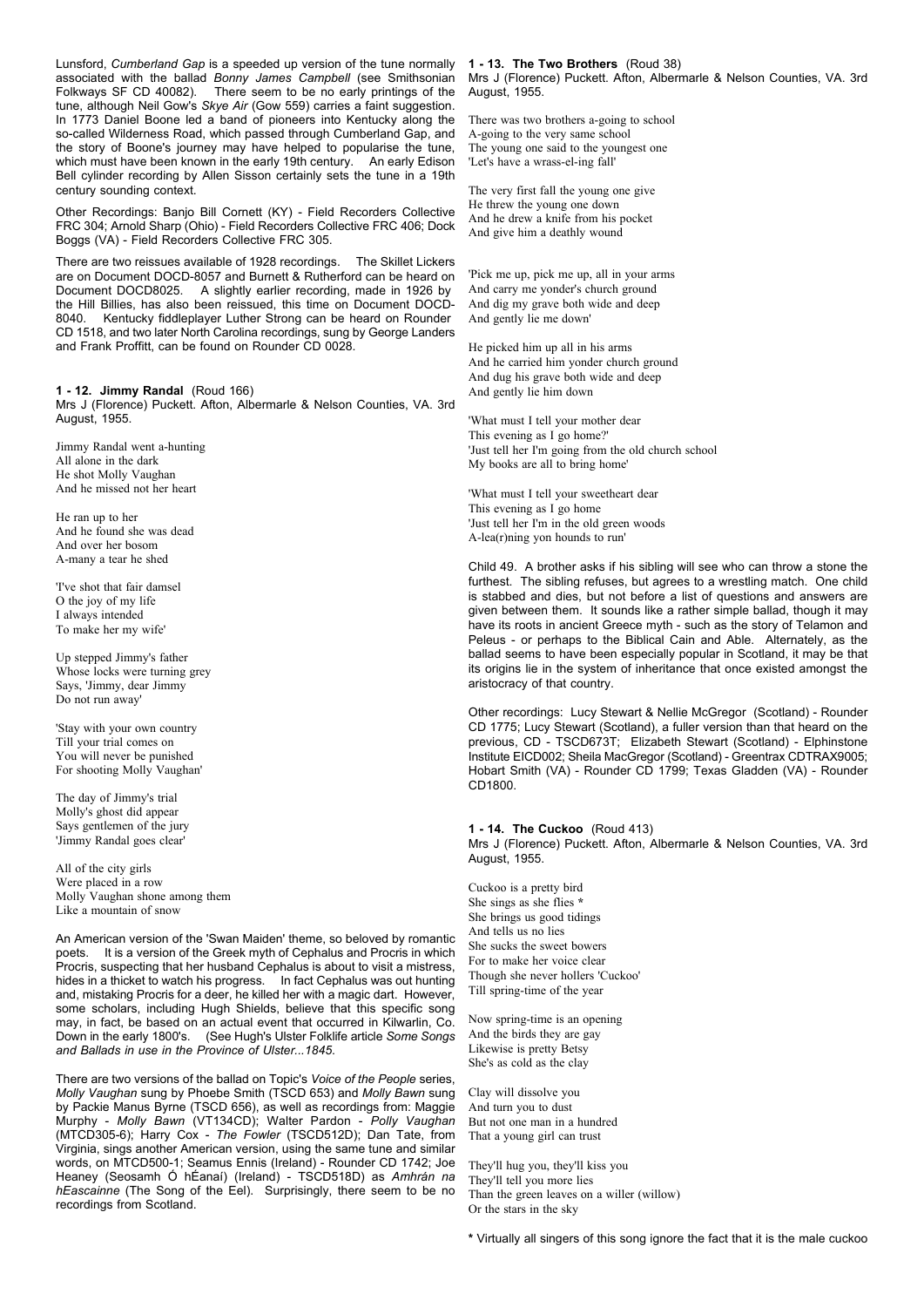Lunsford, *Cumberland Gap* is a speeded up version of the tune normally associated with the ballad *Bonny James Campbell* (see Smithsonian Folkways SF CD 40082). There seem to be no early printings of the tune, although Neil Gow's *Skye Air* (Gow 559) carries a faint suggestion. In 1773 Daniel Boone led a band of pioneers into Kentucky along the so-called Wilderness Road, which passed through Cumberland Gap, and the story of Boone's journey may have helped to popularise the tune, which must have been known in the early 19th century. An early Edison Bell cylinder recording by Allen Sisson certainly sets the tune in a 19th century sounding context.

Other Recordings: Banjo Bill Cornett (KY) - Field Recorders Collective FRC 304; Arnold Sharp (Ohio) - Field Recorders Collective FRC 406; Dock Boggs (VA) - Field Recorders Collective FRC 305.

There are two reissues available of 1928 recordings. The Skillet Lickers are on Document DOCD-8057 and Burnett & Rutherford can be heard on Document DOCD8025. A slightly earlier recording, made in 1926 by the Hill Billies, has also been reissued, this time on Document DOCD-8040. Kentucky fiddleplayer Luther Strong can be heard on Rounder CD 1518, and two later North Carolina recordings, sung by George Landers and Frank Proffitt, can be found on Rounder CD 0028.

## 1 - 12. Jimmy Randal (Roud 166)

Mrs J (Florence) Puckett. Afton, Albermarle & Nelson Counties, VA. 3rd August, 1955.

Jimmy Randal went a-hunting
All alone in the dark
He shot Molly Vaughan
And he missed not her heart

He ran up to her
And he found she was dead
And over her bosom
A-many a tear he shed

'I've shot that fair damsel
O the joy of my life
I always intended
To make her my wife'

Up stepped Jimmy's father
Whose locks were turning grey
Says, 'Jimmy, dear Jimmy
Do not run away'

'Stay with your own country
Till your trial comes on
You will never be punished
For shooting Molly Vaughan'

The day of Jimmy's trial
Molly's ghost did appear
Says gentlemen of the jury
'Jimmy Randal goes clear'

All of the city girls
Were placed in a row
Molly Vaughan shone among them
Like a mountain of snow

An American version of the 'Swan Maiden' theme, so beloved by romantic poets. It is a version of the Greek myth of Cephalus and Procris in which Procris, suspecting that her husband Cephalus is about to visit a mistress, hides in a thicket to watch his progress. In fact Cephalus was out hunting and, mistaking Procris for a deer, he killed her with a magic dart. However, some scholars, including Hugh Shields, believe that this specific song may, in fact, be based on an actual event that occurred in Kilwarlin, Co. Down in the early 1800's. (See Hugh's Ulster Folklife article *Some Songs and Ballads in use in the Province of Ulster...1845.*

There are two versions of the ballad on Topic's *Voice of the People* series, *Molly Vaughan* sung by Phoebe Smith (TSCD 653) and *Molly Bawn* sung by Packie Manus Byrne (TSCD 656), as well as recordings from: Maggie Murphy - *Molly Bawn* (VT134CD); Walter Pardon - *Polly Vaughan* (MTCD305-6); Harry Cox - *The Fowler* (TSCD512D); Dan Tate, from Virginia, sings another American version, using the same tune and similar words, on MTCD500-1; Seamus Ennis (Ireland) - Rounder CD 1742; Joe Heaney (Seosamh Ó hÉanaí) (Ireland) - TSCD518D) as *Amhrán na hEascainne* (The Song of the Eel). Surprisingly, there seem to be no recordings from Scotland.

## 1 - 13. The Two Brothers (Roud 38)

Mrs J (Florence) Puckett. Afton, Albermarle & Nelson Counties, VA. 3rd August, 1955.

There was two brothers a-going to school
A-going to the very same school
The young one said to the youngest one
'Let's have a wrass-el-ing fall'

The very first fall the young one give
He threw the young one down
And he drew a knife from his pocket
And give him a deathly wound

'Pick me up, pick me up, all in your arms
And carry me yonder's church ground
And dig my grave both wide and deep
And gently lie me down'

He picked him up all in his arms
And he carried him yonder church ground
And dug his grave both wide and deep
And gently lie him down

'What must I tell your mother dear
This evening as I go home?'
'Just tell her I'm going from the old church school
My books are all to bring home'

'What must I tell your sweetheart dear
This evening as I go home
'Just tell her I'm in the old green woods
A-lea(r)ning yon hounds to run'

Child 49. A brother asks if his sibling will see who can throw a stone the furthest. The sibling refuses, but agrees to a wrestling match. One child is stabbed and dies, but not before a list of questions and answers are given between them. It sounds like a rather simple ballad, though it may have its roots in ancient Greece myth - such as the story of Telamon and Peleus - or perhaps to the Biblical Cain and Able. Alternately, as the ballad seems to have been especially popular in Scotland, it may be that its origins lie in the system of inheritance that once existed amongst the aristocracy of that country.

Other recordings: Lucy Stewart & Nellie McGregor (Scotland) - Rounder CD 1775; Lucy Stewart (Scotland), a fuller version than that heard on the previous, CD - TSCD673T; Elizabeth Stewart (Scotland) - Elphinstone Institute EICD002; Sheila MacGregor (Scotland) - Greentrax CDTRAX9005; Hobart Smith (VA) - Rounder CD 1799; Texas Gladden (VA) - Rounder CD1800.

## 1 - 14. The Cuckoo (Roud 413)

Mrs J (Florence) Puckett. Afton, Albermarle & Nelson Counties, VA. 3rd August, 1955.

Cuckoo is a pretty bird
She sings as she flies *
She brings us good tidings
And tells us no lies
She sucks the sweet bowers
For to make her voice clear
Though she never hollers 'Cuckoo'
Till spring-time of the year

Now spring-time is an opening
And the birds they are gay
Likewise is pretty Betsy
She's as cold as the clay

Clay will dissolve you
And turn you to dust
But not one man in a hundred
That a young girl can trust

They'll hug you, they'll kiss you
They'll tell you more lies
Than the green leaves on a willer (willow)
Or the stars in the sky

* Virtually all singers of this song ignore the fact that it is the male cuckoo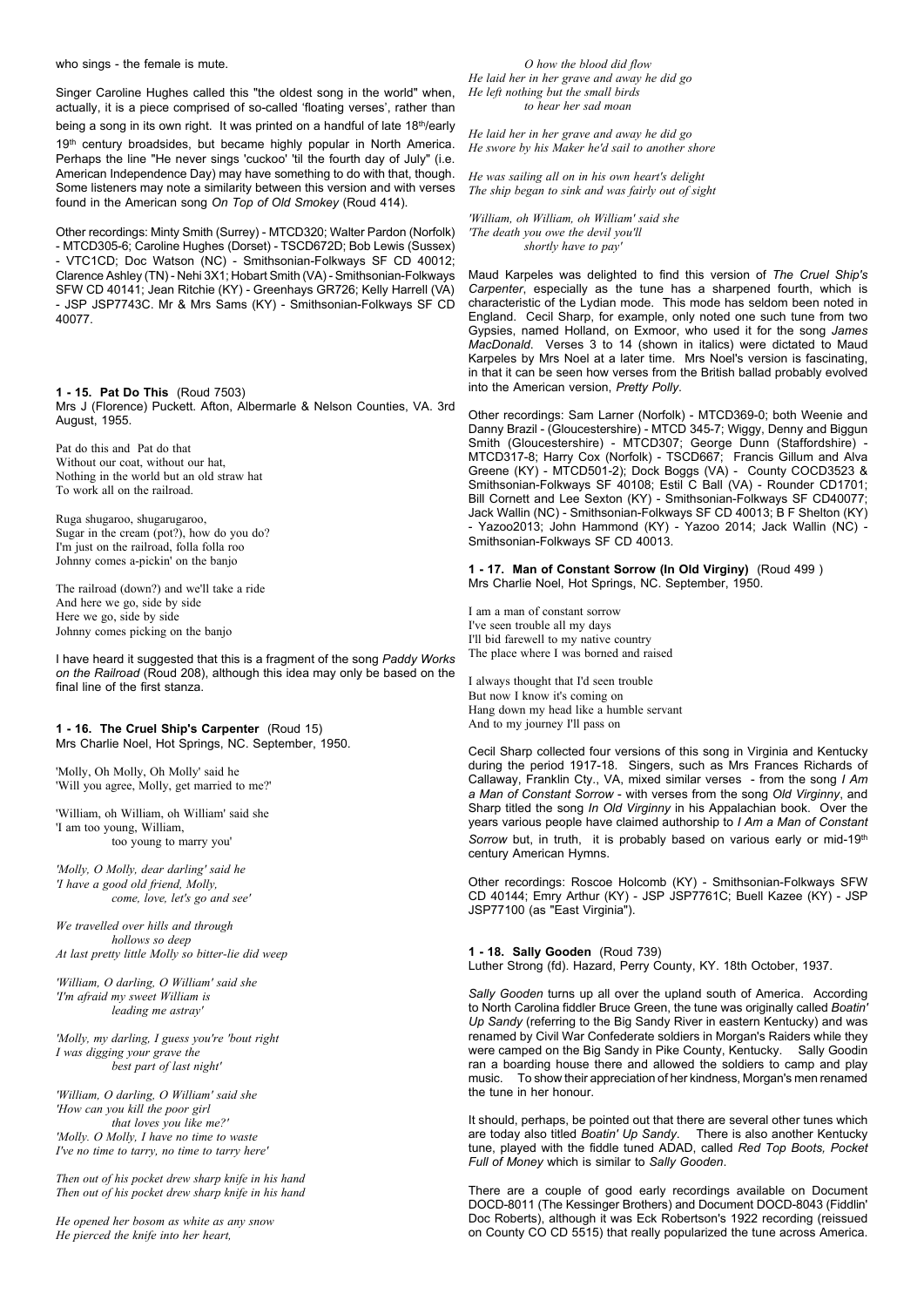who sings - the female is mute.

Singer Caroline Hughes called this "the oldest song in the world" when, actually, it is a piece comprised of so-called 'floating verses', rather than being a song in its own right. It was printed on a handful of late 18th/early 19th century broadsides, but became highly popular in North America. Perhaps the line "He never sings 'cuckoo' 'til the fourth day of July" (i.e. American Independence Day) may have something to do with that, though. Some listeners may note a similarity between this version and with verses found in the American song *On Top of Old Smokey* (Roud 414).

Other recordings: Minty Smith (Surrey) - MTCD320; Walter Pardon (Norfolk) - MTCD305-6; Caroline Hughes (Dorset) - TSCD672D; Bob Lewis (Sussex) - VTC1CD; Doc Watson (NC) - Smithsonian-Folkways SF CD 40012; Clarence Ashley (TN) - Nehi 3X1; Hobart Smith (VA) - Smithsonian-Folkways SFW CD 40141; Jean Ritchie (KY) - Greenhays GR726; Kelly Harrell (VA) - JSP JSP7743C. Mr & Mrs Sams (KY) - Smithsonian-Folkways SF CD 40077.

**1 - 15. Pat Do This** (Roud 7503)
Mrs J (Florence) Puckett. Afton, Albermarle & Nelson Counties, VA. 3rd August, 1955.

Pat do this and Pat do that
Without our coat, without our hat,
Nothing in the world but an old straw hat
To work all on the railroad.

Ruga shugaroo, shugarugaroo,
Sugar in the cream (pot?), how do you do?
I'm just on the railroad, folla folla roo
Johnny comes a-pickin' on the banjo

The railroad (down?) and we'll take a ride
And here we go, side by side
Here we go, side by side
Johnny comes picking on the banjo

I have heard it suggested that this is a fragment of the song *Paddy Works on the Railroad* (Roud 208), although this idea may only be based on the final line of the first stanza.

**1 - 16. The Cruel Ship's Carpenter** (Roud 15)
Mrs Charlie Noel, Hot Springs, NC. September, 1950.

'Molly, Oh Molly, Oh Molly' said he
'Will you agree, Molly, get married to me?'

'William, oh William, oh William' said she
'I am too young, William,
too young to marry you'

*'Molly, O Molly, dear darling' said he*
*'I have a good old friend, Molly,*
*come, love, let's go and see'*

*We travelled over hills and through*
*hollows so deep*
*At last pretty little Molly so bitter-lie did weep*

*'William, O darling, O William' said she*
*'I'm afraid my sweet William is*
*leading me astray'*

*'Molly, my darling, I guess you're 'bout right*
*I was digging your grave the*
*best part of last night'*

*'William, O darling, O William' said she*
*'How can you kill the poor girl*
*that loves you like me?'*
*'Molly. O Molly, I have no time to waste*
*I've no time to tarry, no time to tarry here'*

*Then out of his pocket drew sharp knife in his hand*
*Then out of his pocket drew sharp knife in his hand*

*He opened her bosom as white as any snow*
*He pierced the knife into her heart,*
*O how the blood did flow*
*He laid her in her grave and away he did go*
*He left nothing but the small birds*
*to hear her sad moan*

*He laid her in her grave and away he did go*
*He swore by his Maker he'd sail to another shore*

*He was sailing all on in his own heart's delight*
*The ship began to sink and was fairly out of sight*

*'William, oh William, oh William' said she*
*'The death you owe the devil you'll*
*shortly have to pay'*

Maud Karpeles was delighted to find this version of *The Cruel Ship's Carpenter*, especially as the tune has a sharpened fourth, which is characteristic of the Lydian mode. This mode has seldom been noted in England. Cecil Sharp, for example, only noted one such tune from two Gypsies, named Holland, on Exmoor, who used it for the song *James MacDonald*. Verses 3 to 14 (shown in italics) were dictated to Maud Karpeles by Mrs Noel at a later time. Mrs Noel's version is fascinating, in that it can be seen how verses from the British ballad probably evolved into the American version, *Pretty Polly*.

Other recordings: Sam Larner (Norfolk) - MTCD369-0; both Weenie and Danny Brazil - (Gloucestershire) - MTCD 345-7; Wiggy, Denny and Biggun Smith (Gloucestershire) - MTCD307; George Dunn (Staffordshire) - MTCD317-8; Harry Cox (Norfolk) - TSCD667; Francis Gillum and Alva Greene (KY) - MTCD501-2); Dock Boggs (VA) - County COCD3523 & Smithsonian-Folkways SF 40108; Estil C Ball (VA) - Rounder CD1701; Bill Cornett and Lee Sexton (KY) - Smithsonian-Folkways SF CD40077; Jack Wallin (NC) - Smithsonian-Folkways SF CD 40013; B F Shelton (KY) - Yazoo2013; John Hammond (KY) - Yazoo 2014; Jack Wallin (NC) - Smithsonian-Folkways SF CD 40013.

**1 - 17. Man of Constant Sorrow (In Old Virginy)** (Roud 499 )
Mrs Charlie Noel, Hot Springs, NC. September, 1950.

I am a man of constant sorrow
I've seen trouble all my days
I'll bid farewell to my native country
The place where I was borned and raised

I always thought that I'd seen trouble
But now I know it's coming on
Hang down my head like a humble servant
And to my journey I'll pass on

Cecil Sharp collected four versions of this song in Virginia and Kentucky during the period 1917-18. Singers, such as Mrs Frances Richards of Callaway, Franklin Cty., VA, mixed similar verses - from the song *I Am a Man of Constant Sorrow* - with verses from the song *Old Virginny*, and Sharp titled the song *In Old Virginny* in his Appalachian book. Over the years various people have claimed authorship to *I Am a Man of Constant Sorrow* but, in truth, it is probably based on various early or mid-19th century American Hymns.

Other recordings: Roscoe Holcomb (KY) - Smithsonian-Folkways SFW CD 40144; Emry Arthur (KY) - JSP JSP7761C; Buell Kazee (KY) - JSP JSP77100 (as "East Virginia").

**1 - 18. Sally Gooden** (Roud 739)
Luther Strong (fd). Hazard, Perry County, KY. 18th October, 1937.

*Sally Gooden* turns up all over the upland south of America. According to North Carolina fiddler Bruce Green, the tune was originally called *Boatin' Up Sandy* (referring to the Big Sandy River in eastern Kentucky) and was renamed by Civil War Confederate soldiers in Morgan's Raiders while they were camped on the Big Sandy in Pike County, Kentucky. Sally Goodin ran a boarding house there and allowed the soldiers to camp and play music. To show their appreciation of her kindness, Morgan's men renamed the tune in her honour.

It should, perhaps, be pointed out that there are several other tunes which are today also titled *Boatin' Up Sandy*. There is also another Kentucky tune, played with the fiddle tuned ADAD, called *Red Top Boots, Pocket Full of Money* which is similar to *Sally Gooden*.

There are a couple of good early recordings available on Document DOCD-8011 (The Kessinger Brothers) and Document DOCD-8043 (Fiddlin' Doc Roberts), although it was Eck Robertson's 1922 recording (reissued on County CO CD 5515) that really popularized the tune across America.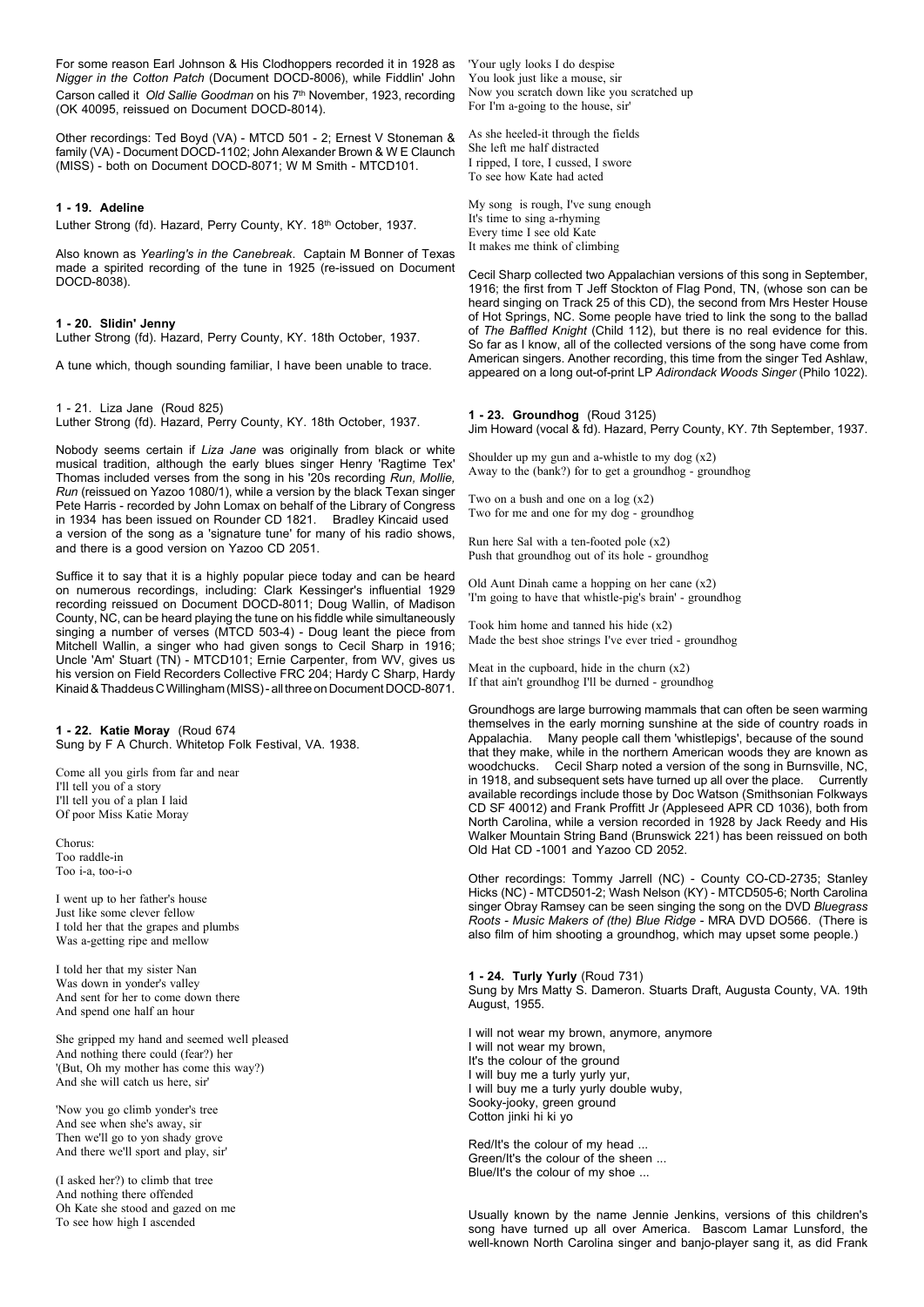For some reason Earl Johnson & His Clodhoppers recorded it in 1928 as *Nigger in the Cotton Patch* (Document DOCD-8006), while Fiddlin' John Carson called it *Old Sallie Goodman* on his 7th November, 1923, recording (OK 40095, reissued on Document DOCD-8014).

Other recordings: Ted Boyd (VA) - MTCD 501 - 2; Ernest V Stoneman & family (VA) - Document DOCD-1102; John Alexander Brown & W E Claunch (MISS) - both on Document DOCD-8071; W M Smith - MTCD101.

**1 - 19. Adeline**

Luther Strong (fd). Hazard, Perry County, KY. 18th October, 1937.

Also known as *Yearling's in the Canebreak*. Captain M Bonner of Texas made a spirited recording of the tune in 1925 (re-issued on Document DOCD-8038).

**1 - 20. Slidin' Jenny**

Luther Strong (fd). Hazard, Perry County, KY. 18th October, 1937.

A tune which, though sounding familiar, I have been unable to trace.

1 - 21. Liza Jane (Roud 825)

Luther Strong (fd). Hazard, Perry County, KY. 18th October, 1937.

Nobody seems certain if *Liza Jane* was originally from black or white musical tradition, although the early blues singer Henry 'Ragtime Tex' Thomas included verses from the song in his '20s recording *Run, Mollie, Run* (reissued on Yazoo 1080/1), while a version by the black Texan singer Pete Harris - recorded by John Lomax on behalf of the Library of Congress in 1934 has been issued on Rounder CD 1821. Bradley Kincaid used a version of the song as a 'signature tune' for many of his radio shows, and there is a good version on Yazoo CD 2051.

Suffice it to say that it is a highly popular piece today and can be heard on numerous recordings, including: Clark Kessinger's influential 1929 recording reissued on Document DOCD-8011; Doug Wallin, of Madison County, NC, can be heard playing the tune on his fiddle while simultaneously singing a number of verses (MTCD 503-4) - Doug leant the piece from Mitchell Wallin, a singer who had given songs to Cecil Sharp in 1916; Uncle 'Am' Stuart (TN) - MTCD101; Ernie Carpenter, from WV, gives us his version on Field Recorders Collective FRC 204; Hardy C Sharp, Hardy Kinaid & Thaddeus C Willingham (MISS) - all three on Document DOCD-8071.

**1 - 22. Katie Moray** (Roud 674

Sung by F A Church. Whitetop Folk Festival, VA. 1938.

Come all you girls from far and near
I'll tell you of a story
I'll tell you of a plan I laid
Of poor Miss Katie Moray

Chorus:
Too raddle-in
Too i-a, too-i-o

I went up to her father's house
Just like some clever fellow
I told her that the grapes and plumbs
Was a-getting ripe and mellow

I told her that my sister Nan
Was down in yonder's valley
And sent for her to come down there
And spend one half an hour

She gripped my hand and seemed well pleased
And nothing there could (fear?) her
'(But, Oh my mother has come this way?)
And she will catch us here, sir'

'Now you go climb yonder's tree
And see when she's away, sir
Then we'll go to yon shady grove
And there we'll sport and play, sir'

(I asked her?) to climb that tree
And nothing there offended
Oh Kate she stood and gazed on me
To see how high I ascended

'Your ugly looks I do despise
You look just like a mouse, sir
Now you scratch down like you scratched up
For I'm a-going to the house, sir'

As she heeled-it through the fields
She left me half distracted
I ripped, I tore, I cussed, I swore
To see how Kate had acted

My song is rough, I've sung enough
It's time to sing a-rhyming
Every time I see old Kate
It makes me think of climbing

Cecil Sharp collected two Appalachian versions of this song in September, 1916; the first from T Jeff Stockton of Flag Pond, TN, (whose son can be heard singing on Track 25 of this CD), the second from Mrs Hester House of Hot Springs, NC. Some people have tried to link the song to the ballad of *The Baffled Knight* (Child 112), but there is no real evidence for this. So far as I know, all of the collected versions of the song have come from American singers. Another recording, this time from the singer Ted Ashlaw, appeared on a long out-of-print LP *Adirondack Woods Singer* (Philo 1022).

**1 - 23. Groundhog** (Roud 3125)

Jim Howard (vocal & fd). Hazard, Perry County, KY. 7th September, 1937.

Shoulder up my gun and a-whistle to my dog (x2)
Away to the (bank?) for to get a groundhog - groundhog

Two on a bush and one on a log (x2)
Two for me and one for my dog - groundhog

Run here Sal with a ten-footed pole (x2)
Push that groundhog out of its hole - groundhog

Old Aunt Dinah came a hopping on her cane (x2)
'I'm going to have that whistle-pig's brain' - groundhog

Took him home and tanned his hide (x2)
Made the best shoe strings I've ever tried - groundhog

Meat in the cupboard, hide in the churn (x2)
If that ain't groundhog I'll be durned - groundhog

Groundhogs are large burrowing mammals that can often be seen warming themselves in the early morning sunshine at the side of country roads in Appalachia. Many people call them 'whistlepigs', because of the sound that they make, while in the northern American woods they are known as woodchucks. Cecil Sharp noted a version of the song in Burnsville, NC, in 1918, and subsequent sets have turned up all over the place. Currently available recordings include those by Doc Watson (Smithsonian Folkways CD SF 40012) and Frank Proffitt Jr (Appleseed APR CD 1036), both from North Carolina, while a version recorded in 1928 by Jack Reedy and His Walker Mountain String Band (Brunswick 221) has been reissued on both Old Hat CD -1001 and Yazoo CD 2052.

Other recordings: Tommy Jarrell (NC) - County CO-CD-2735; Stanley Hicks (NC) - MTCD501-2; Wash Nelson (KY) - MTCD505-6; North Carolina singer Obray Ramsey can be seen singing the song on the DVD *Bluegrass Roots - Music Makers of (the) Blue Ridge* - MRA DVD DO566. (There is also film of him shooting a groundhog, which may upset some people.)

**1 - 24. Turly Yurly** (Roud 731)

Sung by Mrs Matty S. Dameron. Stuarts Draft, Augusta County, VA. 19th August, 1955.

I will not wear my brown, anymore, anymore
I will not wear my brown,
It's the colour of the ground
I will buy me a turly yurly yur,
I will buy me a turly yurly double wuby,
Sooky-jooky, green ground
Cotton jinki hi ki yo

Red/It's the colour of my head ...
Green/It's the colour of the sheen ...
Blue/It's the colour of my shoe ...

Usually known by the name Jennie Jenkins, versions of this children's song have turned up all over America. Bascom Lamar Lunsford, the well-known North Carolina singer and banjo-player sang it, as did Frank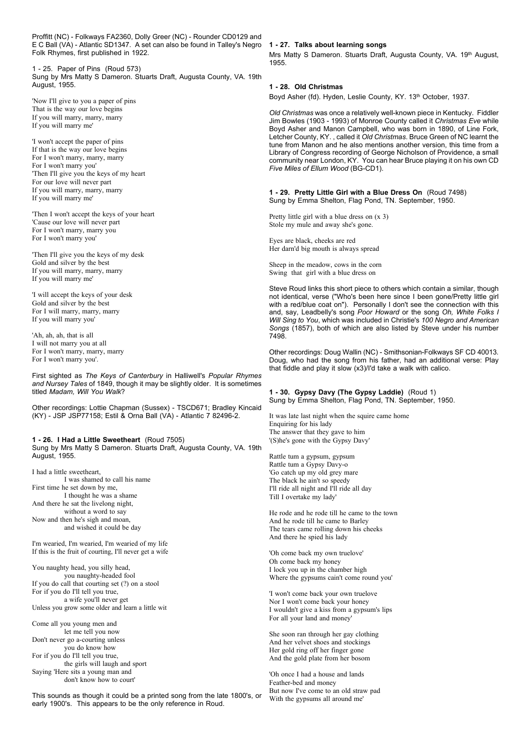Proffitt (NC) - Folkways FA2360, Dolly Greer (NC) - Rounder CD0129 and E C Ball (VA) - Atlantic SD1347. A set can also be found in Talley's Negro Folk Rhymes, first published in 1922.

1 - 25. Paper of Pins (Roud 573)
Sung by Mrs Matty S Dameron. Stuarts Draft, Augusta County, VA. 19th August, 1955.

'Now I'll give to you a paper of pins
That is the way our love begins
If you will marry, marry, marry
If you will marry me'

'I won't accept the paper of pins
If that is the way our love begins
For I won't marry, marry, marry
For I won't marry you'
'Then I'll give you the keys of my heart
For our love will never part
If you will marry, marry, marry
If you will marry me'

'Then I won't accept the keys of your heart
'Cause our love will never part
For I won't marry, marry you
For I won't marry you'

'Then I'll give you the keys of my desk
Gold and silver by the best
If you will marry, marry, marry
If you will marry me'

'I will accept the keys of your desk
Gold and silver by the best
For I will marry, marry, marry
If you will marry you'

'Ah, ah, ah, that is all
I will not marry you at all
For I won't marry, marry, marry
For I won't marry you'.

First sighted as *The Keys of Canterbury* in Halliwell's *Popular Rhymes and Nursey Tales* of 1849, though it may be slightly older. It is sometimes titled *Madam, Will You Walk*?

Other recordings: Lottie Chapman (Sussex) - TSCD671; Bradley Kincaid (KY) - JSP JSP77158; Estil & Orna Ball (VA) - Atlantic 7 82496-2.

**1 - 26. I Had a Little Sweetheart** (Roud 7505)
Sung by Mrs Matty S Dameron. Stuarts Draft, Augusta County, VA. 19th August, 1955.

I had a little sweetheart,
I was shamed to call his name
First time he set down by me,
I thought he was a shame
And there he sat the livelong night,
without a word to say
Now and then he's sigh and moan,
and wished it could be day

I'm wearied, I'm wearied, I'm wearied of my life
If this is the fruit of courting, I'll never get a wife

You naughty head, you silly head,
you naughty-headed fool
If you do call that courting set (?) on a stool
For if you do I'll tell you true,
a wife you'll never get
Unless you grow some older and learn a little wit

Come all you young men and
let me tell you now
Don't never go a-courting unless
you do know how
For if you do I'll tell you true,
the girls will laugh and sport
Saying 'Here sits a young man and
don't know how to court'

This sounds as though it could be a printed song from the late 1800's, or early 1900's. This appears to be the only reference in Roud.

**1 - 27. Talks about learning songs**
Mrs Matty S Dameron. Stuarts Draft, Augusta County, VA. 19th August, 1955.

**1 - 28. Old Christmas**
Boyd Asher (fd). Hyden, Leslie County, KY. 13th October, 1937.

*Old Christmas* was once a relatively well-known piece in Kentucky. Fiddler Jim Bowles (1903 - 1993) of Monroe County called it *Christmas Eve* while Boyd Asher and Manon Campbell, who was born in 1890, of Line Fork, Letcher County, KY. , called it *Old Christmas*. Bruce Green of NC learnt the tune from Manon and he also mentions another version, this time from a Library of Congress recording of George Nicholson of Providence, a small community near London, KY. You can hear Bruce playing it on his own CD *Five Miles of Ellum Wood* (BG-CD1).

**1 - 29. Pretty Little Girl with a Blue Dress On** (Roud 7498)
Sung by Emma Shelton, Flag Pond, TN. September, 1950.

Pretty little girl with a blue dress on (x 3)
Stole my mule and away she's gone.

Eyes are black, cheeks are red
Her darn'd big mouth is always spread

Sheep in the meadow, cows in the corn
Swing that girl with a blue dress on

Steve Roud links this short piece to others which contain a similar, though not identical, verse ("Who's been here since I been gone/Pretty little girl with a red/blue coat on"). Personally I don't see the connection with this and, say, Leadbelly's song *Poor Howard* or the song *Oh, White Folks I Will Sing to You*, which was included in Christie's *100 Negro and American Songs* (1857), both of which are also listed by Steve under his number 7498.

Other recordings: Doug Wallin (NC) - Smithsonian-Folkways SF CD 40013. Doug, who had the song from his father, had an additional verse: Play that fiddle and play it slow (x3)/I'd take a walk with calico.

**1 - 30. Gypsy Davy (The Gypsy Laddie)** (Roud 1)
Sung by Emma Shelton, Flag Pond, TN. September, 1950.

It was late last night when the squire came home
Enquiring for his lady
The answer that they gave to him
'(S)he's gone with the Gypsy Davy'

Rattle tum a gypsum, gypsum
Rattle tum a Gypsy Davy-o
'Go catch up my old grey mare
The black he ain't so speedy
I'll ride all night and I'll ride all day
Till I overtake my lady'

He rode and he rode till he came to the town
And he rode till he came to Barley
The tears came rolling down his cheeks
And there he spied his lady

'Oh come back my own truelove'
Oh come back my honey
I lock you up in the chamber high
Where the gypsums cain't come round you'

'I won't come back your own truelove
Nor I won't come back your honey
I wouldn't give a kiss from a gypsum's lips
For all your land and money'

She soon ran through her gay clothing
And her velvet shoes and stockings
Her gold ring off her finger gone
And the gold plate from her bosom

'Oh once I had a house and lands
Feather-bed and money
But now I've come to an old straw pad
With the gypsums all around me'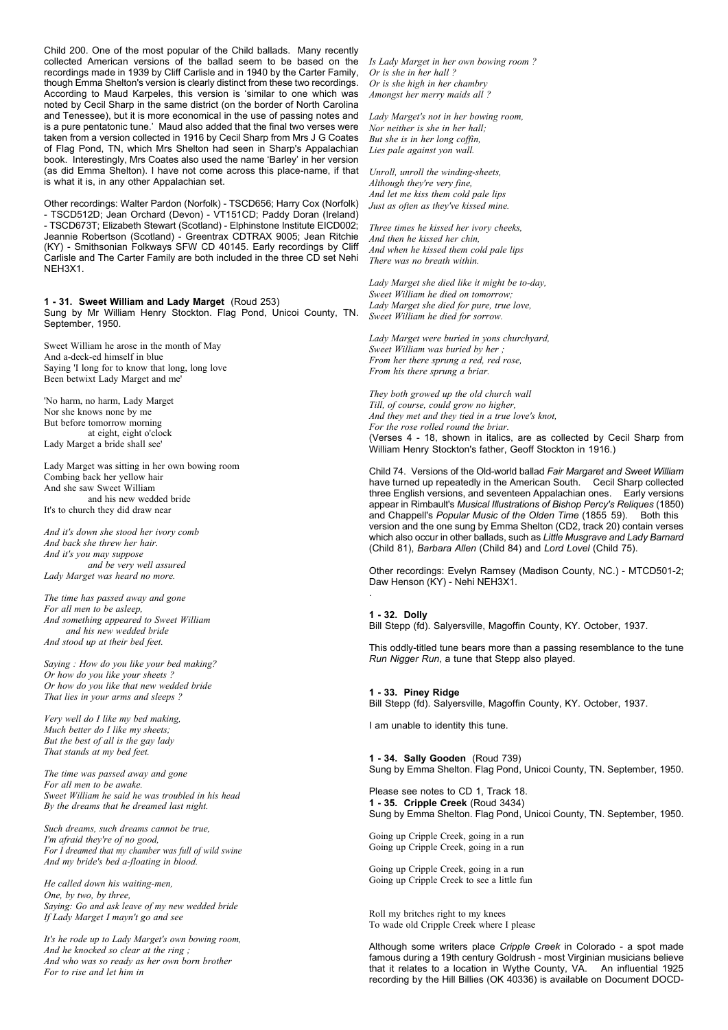Child 200. One of the most popular of the Child ballads. Many recently collected American versions of the ballad seem to be based on the recordings made in 1939 by Cliff Carlisle and in 1940 by the Carter Family, though Emma Shelton's version is clearly distinct from these two recordings. According to Maud Karpeles, this version is 'similar to one which was noted by Cecil Sharp in the same district (on the border of North Carolina and Tenessee), but it is more economical in the use of passing notes and is a pure pentatonic tune.' Maud also added that the final two verses were taken from a version collected in 1916 by Cecil Sharp from Mrs J G Coates of Flag Pond, TN, which Mrs Shelton had seen in Sharp's Appalachian book. Interestingly, Mrs Coates also used the name 'Barley' in her version (as did Emma Shelton). I have not come across this place-name, if that is what it is, in any other Appalachian set.

Other recordings: Walter Pardon (Norfolk) - TSCD656; Harry Cox (Norfolk) - TSCD512D; Jean Orchard (Devon) - VT151CD; Paddy Doran (Ireland) - TSCD673T; Elizabeth Stewart (Scotland) - Elphinstone Institute EICD002; Jeannie Robertson (Scotland) - Greentrax CDTRAX 9005; Jean Ritchie (KY) - Smithsonian Folkways SFW CD 40145. Early recordings by Cliff Carlisle and The Carter Family are both included in the three CD set Nehi NEH3X1.

**1 - 31. Sweet William and Lady Marget** (Roud 253)
Sung by Mr William Henry Stockton. Flag Pond, Unicoi County, TN. September, 1950.

Sweet William he arose in the month of May
And a-deck-ed himself in blue
Saying 'I long for to know that long, long love
Been betwixt Lady Marget and me'

'No harm, no harm, Lady Marget
Nor she knows none by me
But before tomorrow morning
at eight, eight o'clock
Lady Marget a bride shall see'

Lady Marget was sitting in her own bowing room
Combing back her yellow hair
And she saw Sweet William
and his new wedded bride
It's to church they did draw near

*And it's down she stood her ivory comb*
*And back she threw her hair.*
*And it's you may suppose*
*and be very well assured*
*Lady Marget was heard no more.*

*The time has passed away and gone*
*For all men to be asleep,*
*And something appeared to Sweet William*
*and his new wedded bride*
*And stood up at their bed feet.*

*Saying : How do you like your bed making?*
*Or how do you like your sheets ?*
*Or how do you like that new wedded bride*
*That lies in your arms and sleeps ?*

*Very well do I like my bed making,*
*Much better do I like my sheets;*
*But the best of all is the gay lady*
*That stands at my bed feet.*

*The time was passed away and gone*
*For all men to be awake.*
*Sweet William he said he was troubled in his head*
*By the dreams that he dreamed last night.*

*Such dreams, such dreams cannot be true,*
*I'm afraid they're of no good,*
*For I dreamed that my chamber was full of wild swine*
*And my bride's bed a-floating in blood.*

*He called down his waiting-men,*
*One, by two, by three,*
*Saying: Go and ask leave of my new wedded bride*
*If Lady Marget I mayn't go and see*

*It's he rode up to Lady Marget's own bowing room,*
*And he knocked so clear at the ring ;*
*And who was so ready as her own born brother*
*For to rise and let him in*

*Is Lady Marget in her own bowing room ?*
*Or is she in her hall ?*
*Or is she high in her chambry*
*Amongst her merry maids all ?*

*Lady Marget's not in her bowing room,*
*Nor neither is she in her hall;*
*But she is in her long coffin,*
*Lies pale against yon wall.*

*Unroll, unroll the winding-sheets,*
*Although they're very fine,*
*And let me kiss them cold pale lips*
*Just as often as they've kissed mine.*

*Three times he kissed her ivory cheeks,*
*And then he kissed her chin,*
*And when he kissed them cold pale lips*
*There was no breath within.*

*Lady Marget she died like it might be to-day,*
*Sweet William he died on tomorrow;*
*Lady Marget she died for pure, true love,*
*Sweet William he died for sorrow.*

*Lady Marget were buried in yons churchyard,*
*Sweet William was buried by her ;*
*From her there sprung a red, red rose,*
*From his there sprung a briar.*

*They both growed up the old church wall*
*Till, of course, could grow no higher,*
*And they met and they tied in a true love's knot,*
*For the rose rolled round the briar.*

(Verses 4 - 18, shown in italics, are as collected by Cecil Sharp from William Henry Stockton's father, Geoff Stockton in 1916.)

Child 74. Versions of the Old-world ballad *Fair Margaret and Sweet William* have turned up repeatedly in the American South. Cecil Sharp collected three English versions, and seventeen Appalachian ones. Early versions appear in Rimbault's *Musical Illustrations of Bishop Percy's Reliques* (1850) and Chappell's *Popular Music of the Olden Time* (1855 59). Both this version and the one sung by Emma Shelton (CD2, track 20) contain verses which also occur in other ballads, such as *Little Musgrave and Lady Barnard* (Child 81), *Barbara Allen* (Child 84) and *Lord Lovel* (Child 75).

Other recordings: Evelyn Ramsey (Madison County, NC.) - MTCD501-2; Daw Henson (KY) - Nehi NEH3X1.

**1 - 32. Dolly**
Bill Stepp (fd). Salyersville, Magoffin County, KY. October, 1937.

This oddly-titled tune bears more than a passing resemblance to the tune *Run Nigger Run*, a tune that Stepp also played.

**1 - 33. Piney Ridge**
Bill Stepp (fd). Salyersville, Magoffin County, KY. October, 1937.

I am unable to identity this tune.

**1 - 34. Sally Gooden** (Roud 739)
Sung by Emma Shelton. Flag Pond, Unicoi County, TN. September, 1950.

Please see notes to CD 1, Track 18.

**1 - 35. Cripple Creek** (Roud 3434)
Sung by Emma Shelton. Flag Pond, Unicoi County, TN. September, 1950.

Going up Cripple Creek, going in a run
Going up Cripple Creek, going in a run

Going up Cripple Creek, going in a run
Going up Cripple Creek to see a little fun

Roll my britches right to my knees
To wade old Cripple Creek where I please

Although some writers place *Cripple Creek* in Colorado - a spot made famous during a 19th century Goldrush - most Virginian musicians believe that it relates to a location in Wythe County, VA. An influential 1925 recording by the Hill Billies (OK 40336) is available on Document DOCD-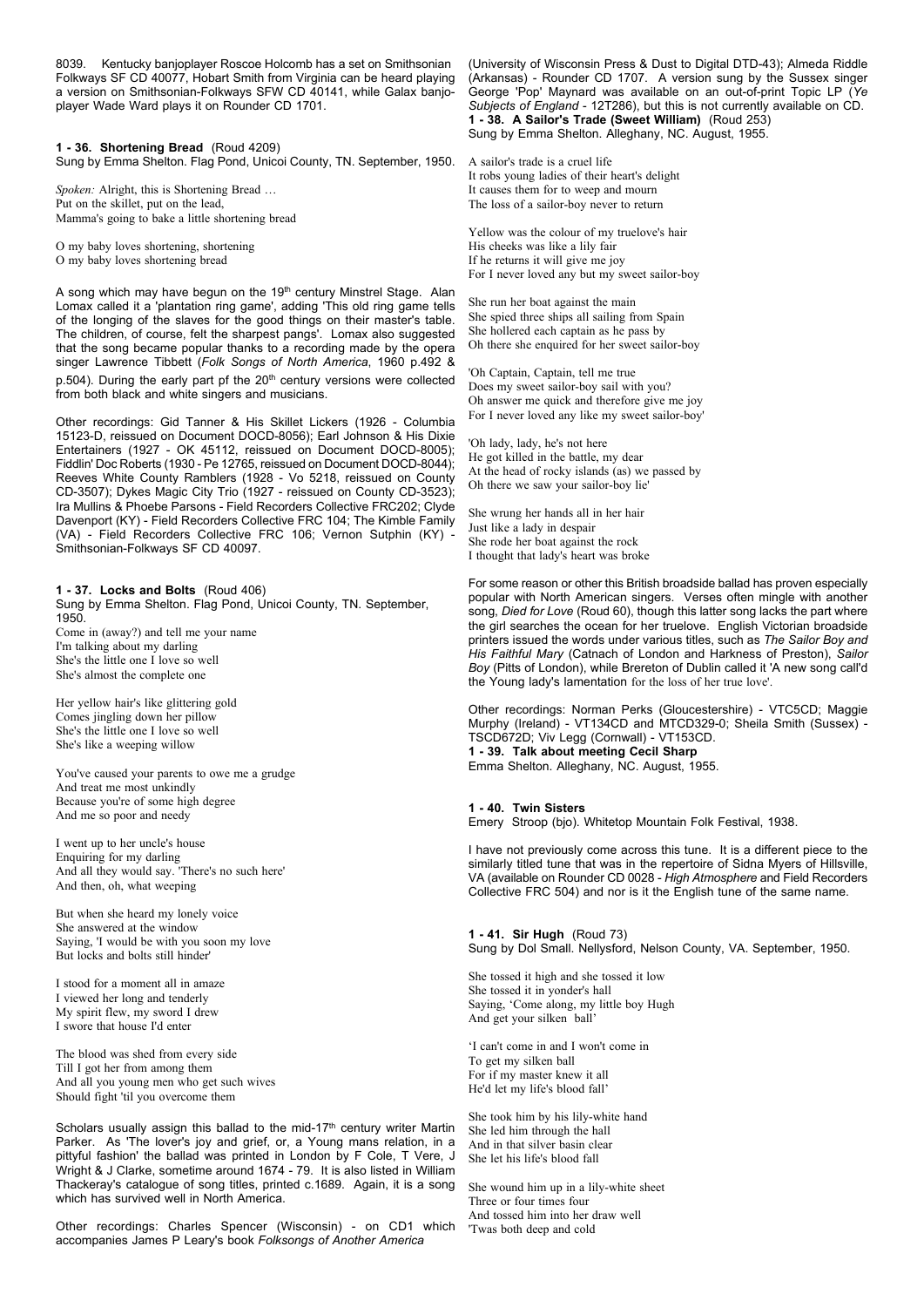8039. Kentucky banjoplayer Roscoe Holcomb has a set on Smithsonian Folkways SF CD 40077, Hobart Smith from Virginia can be heard playing a version on Smithsonian-Folkways SFW CD 40141, while Galax banjo-player Wade Ward plays it on Rounder CD 1701.

**1 - 36. Shortening Bread** (Roud 4209)
Sung by Emma Shelton. Flag Pond, Unicoi County, TN. September, 1950.

*Spoken:* Alright, this is Shortening Bread …
Put on the skillet, put on the lead,
Mamma's going to bake a little shortening bread

O my baby loves shortening, shortening
O my baby loves shortening bread

A song which may have begun on the 19th century Minstrel Stage. Alan Lomax called it a 'plantation ring game', adding 'This old ring game tells of the longing of the slaves for the good things on their master's table. The children, of course, felt the sharpest pangs'. Lomax also suggested that the song became popular thanks to a recording made by the opera singer Lawrence Tibbett (*Folk Songs of North America*, 1960 p.492 & p.504). During the early part pf the 20th century versions were collected from both black and white singers and musicians.

Other recordings: Gid Tanner & His Skillet Lickers (1926 - Columbia 15123-D, reissued on Document DOCD-8056); Earl Johnson & His Dixie Entertainers (1927 - OK 45112, reissued on Document DOCD-8005); Fiddlin' Doc Roberts (1930 - Pe 12765, reissued on Document DOCD-8044); Reeves White County Ramblers (1928 - Vo 5218, reissued on County CD-3507); Dykes Magic City Trio (1927 - reissued on County CD-3523); Ira Mullins & Phoebe Parsons - Field Recorders Collective FRC202; Clyde Davenport (KY) - Field Recorders Collective FRC 104; The Kimble Family (VA) - Field Recorders Collective FRC 106; Vernon Sutphin (KY) - Smithsonian-Folkways SF CD 40097.

**1 - 37. Locks and Bolts** (Roud 406)
Sung by Emma Shelton. Flag Pond, Unicoi County, TN. September, 1950.

Come in (away?) and tell me your name
I'm talking about my darling
She's the little one I love so well
She's almost the complete one

Her yellow hair's like glittering gold
Comes jingling down her pillow
She's the little one I love so well
She's like a weeping willow

You've caused your parents to owe me a grudge
And treat me most unkindly
Because you're of some high degree
And me so poor and needy

I went up to her uncle's house
Enquiring for my darling
And all they would say. 'There's no such here'
And then, oh, what weeping

But when she heard my lonely voice
She answered at the window
Saying, 'I would be with you soon my love
But locks and bolts still hinder'

I stood for a moment all in amaze
I viewed her long and tenderly
My spirit flew, my sword I drew
I swore that house I'd enter

The blood was shed from every side
Till I got her from among them
And all you young men who get such wives
Should fight 'til you overcome them

Scholars usually assign this ballad to the mid-17th century writer Martin Parker. As 'The lover's joy and grief, or, a Young mans relation, in a pittyful fashion' the ballad was printed in London by F Cole, T Vere, J Wright & J Clarke, sometime around 1674 - 79. It is also listed in William Thackeray's catalogue of song titles, printed c.1689. Again, it is a song which has survived well in North America.

Other recordings: Charles Spencer (Wisconsin) - on CD1 which accompanies James P Leary's book *Folksongs of Another America* (University of Wisconsin Press & Dust to Digital DTD-43); Almeda Riddle (Arkansas) - Rounder CD 1707. A version sung by the Sussex singer George 'Pop' Maynard was available on an out-of-print Topic LP (*Ye Subjects of England* - 12T286), but this is not currently available on CD.

**1 - 38. A Sailor's Trade (Sweet William)** (Roud 253)
Sung by Emma Shelton. Alleghany, NC. August, 1955.

A sailor's trade is a cruel life
It robs young ladies of their heart's delight
It causes them for to weep and mourn
The loss of a sailor-boy never to return

Yellow was the colour of my truelove's hair
His cheeks was like a lily fair
If he returns it will give me joy
For I never loved any but my sweet sailor-boy

She run her boat against the main
She spied three ships all sailing from Spain
She hollered each captain as he pass by
Oh there she enquired for her sweet sailor-boy

'Oh Captain, Captain, tell me true
Does my sweet sailor-boy sail with you?
Oh answer me quick and therefore give me joy
For I never loved any like my sweet sailor-boy'

'Oh lady, lady, he's not here
He got killed in the battle, my dear
At the head of rocky islands (as) we passed by
Oh there we saw your sailor-boy lie'

She wrung her hands all in her hair
Just like a lady in despair
She rode her boat against the rock
I thought that lady's heart was broke

For some reason or other this British broadside ballad has proven especially popular with North American singers. Verses often mingle with another song, *Died for Love* (Roud 60), though this latter song lacks the part where the girl searches the ocean for her truelove. English Victorian broadside printers issued the words under various titles, such as *The Sailor Boy and His Faithful Mary* (Catnach of London and Harkness of Preston), *Sailor Boy* (Pitts of London), while Brereton of Dublin called it 'A new song call'd the Young lady's lamentation for the loss of her true love'.

Other recordings: Norman Perks (Gloucestershire) - VTC5CD; Maggie Murphy (Ireland) - VT134CD and MTCD329-0; Sheila Smith (Sussex) - TSCD672D; Viv Legg (Cornwall) - VT153CD.

**1 - 39. Talk about meeting Cecil Sharp**
Emma Shelton. Alleghany, NC. August, 1955.

**1 - 40. Twin Sisters**
Emery Stroop (bjo). Whitetop Mountain Folk Festival, 1938.

I have not previously come across this tune. It is a different piece to the similarly titled tune that was in the repertoire of Sidna Myers of Hillsville, VA (available on Rounder CD 0028 - *High Atmosphere* and Field Recorders Collective FRC 504) and nor is it the English tune of the same name.

**1 - 41. Sir Hugh** (Roud 73)
Sung by Dol Small. Nellysford, Nelson County, VA. September, 1950.

She tossed it high and she tossed it low
She tossed it in yonder's hall
Saying, 'Come along, my little boy Hugh
And get your silken ball'

'I can't come in and I won't come in
To get my silken ball
For if my master knew it all
He'd let my life's blood fall'

She took him by his lily-white hand
She led him through the hall
And in that silver basin clear
She let his life's blood fall

She wound him up in a lily-white sheet
Three or four times four
And tossed him into her draw well
'Twas both deep and cold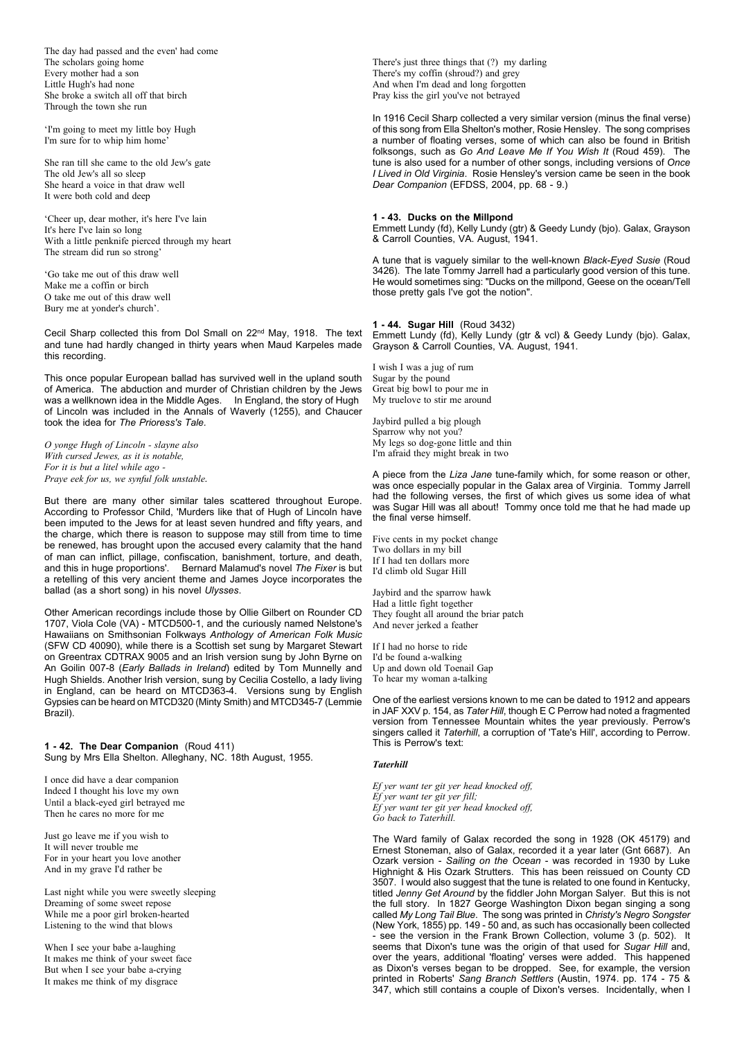The day had passed and the even' had come
The scholars going home
Every mother had a son
Little Hugh's had none
She broke a switch all off that birch
Through the town she run

'I'm going to meet my little boy Hugh
I'm sure for to whip him home'

She ran till she came to the old Jew's gate
The old Jew's all so sleep
She heard a voice in that draw well
It were both cold and deep

'Cheer up, dear mother, it's here I've lain
It's here I've lain so long
With a little penknife pierced through my heart
The stream did run so strong'

'Go take me out of this draw well
Make me a coffin or birch
O take me out of this draw well
Bury me at yonder's church'.

Cecil Sharp collected this from Dol Small on 22nd May, 1918. The text and tune had hardly changed in thirty years when Maud Karpeles made this recording.

This once popular European ballad has survived well in the upland south of America. The abduction and murder of Christian children by the Jews was a wellknown idea in the Middle Ages. In England, the story of Hugh of Lincoln was included in the Annals of Waverly (1255), and Chaucer took the idea for *The Prioress's Tale.*

*O yonge Hugh of Lincoln - slayne also*
*With cursed Jewes, as it is notable,*
*For it is but a litel while ago -*
*Praye eek for us, we synful folk unstable.*

But there are many other similar tales scattered throughout Europe. According to Professor Child, 'Murders like that of Hugh of Lincoln have been imputed to the Jews for at least seven hundred and fifty years, and the charge, which there is reason to suppose may still from time to time be renewed, has brought upon the accused every calamity that the hand of man can inflict, pillage, confiscation, banishment, torture, and death, and this in huge proportions'. Bernard Malamud's novel *The Fixer* is but a retelling of this very ancient theme and James Joyce incorporates the ballad (as a short song) in his novel *Ulysses.*

Other American recordings include those by Ollie Gilbert on Rounder CD 1707, Viola Cole (VA) - MTCD500-1, and the curiously named Nelstone's Hawaiians on Smithsonian Folkways *Anthology of American Folk Music* (SFW CD 40090), while there is a Scottish set sung by Margaret Stewart on Greentrax CDTRAX 9005 and an Irish version sung by John Byrne on An Goilin 007-8 (*Early Ballads in Ireland*) edited by Tom Munnelly and Hugh Shields. Another Irish version, sung by Cecilia Costello, a lady living in England, can be heard on MTCD363-4. Versions sung by English Gypsies can be heard on MTCD320 (Minty Smith) and MTCD345-7 (Lemmie Brazil).

### 1 - 42. The Dear Companion (Roud 411)

Sung by Mrs Ella Shelton. Alleghany, NC. 18th August, 1955.

I once did have a dear companion
Indeed I thought his love my own
Until a black-eyed girl betrayed me
Then he cares no more for me

Just go leave me if you wish to
It will never trouble me
For in your heart you love another
And in my grave I'd rather be

Last night while you were sweetly sleeping
Dreaming of some sweet repose
While me a poor girl broken-hearted
Listening to the wind that blows

When I see your babe a-laughing
It makes me think of your sweet face
But when I see your babe a-crying
It makes me think of my disgrace

There's just three things that (?) my darling
There's my coffin (shroud?) and grey
And when I'm dead and long forgotten
Pray kiss the girl you've not betrayed

In 1916 Cecil Sharp collected a very similar version (minus the final verse) of this song from Ella Shelton's mother, Rosie Hensley. The song comprises a number of floating verses, some of which can also be found in British folksongs, such as *Go And Leave Me If You Wish It* (Roud 459). The tune is also used for a number of other songs, including versions of *Once I Lived in Old Virginia*. Rosie Hensley's version came be seen in the book *Dear Companion* (EFDSS, 2004, pp. 68 - 9.)

### 1 - 43. Ducks on the Millpond

Emmett Lundy (fd), Kelly Lundy (gtr) & Geedy Lundy (bjo). Galax, Grayson & Carroll Counties, VA. August, 1941.

A tune that is vaguely similar to the well-known *Black-Eyed Susie* (Roud 3426). The late Tommy Jarrell had a particularly good version of this tune. He would sometimes sing: "Ducks on the millpond, Geese on the ocean/Tell those pretty gals I've got the notion".

### 1 - 44. Sugar Hill (Roud 3432)

Emmett Lundy (fd), Kelly Lundy (gtr & vcl) & Geedy Lundy (bjo). Galax, Grayson & Carroll Counties, VA. August, 1941.

I wish I was a jug of rum
Sugar by the pound
Great big bowl to pour me in
My truelove to stir me around

Jaybird pulled a big plough
Sparrow why not you?
My legs so dog-gone little and thin
I'm afraid they might break in two

A piece from the *Liza Jane* tune-family which, for some reason or other, was once especially popular in the Galax area of Virginia. Tommy Jarrell had the following verses, the first of which gives us some idea of what was Sugar Hill was all about! Tommy once told me that he had made up the final verse himself.

Five cents in my pocket change
Two dollars in my bill
If I had ten dollars more
I'd climb old Sugar Hill

Jaybird and the sparrow hawk
Had a little fight together
They fought all around the briar patch
And never jerked a feather

If I had no horse to ride
I'd be found a-walking
Up and down old Toenail Gap
To hear my woman a-talking

One of the earliest versions known to me can be dated to 1912 and appears in JAF XXV p. 154, as *Tater Hill*, though E C Perrow had noted a fragmented version from Tennessee Mountain whites the year previously. Perrow's singers called it *Taterhill*, a corruption of 'Tate's Hill', according to Perrow. This is Perrow's text:

***Taterhill***

*Ef yer want ter git yer head knocked off,*
*Ef yer want ter git yer fill;*
*Ef yer want ter git yer head knocked off,*
*Go back to Taterhill.*

The Ward family of Galax recorded the song in 1928 (OK 45179) and Ernest Stoneman, also of Galax, recorded it a year later (Gnt 6687). An Ozark version - *Sailing on the Ocean* - was recorded in 1930 by Luke Highnight & His Ozark Strutters. This has been reissued on County CD 3507. I would also suggest that the tune is related to one found in Kentucky, titled *Jenny Get Around* by the fiddler John Morgan Salyer. But this is not the full story. In 1827 George Washington Dixon began singing a song called *My Long Tail Blue*. The song was printed in *Christy's Negro Songster* (New York, 1855) pp. 149 - 50 and, as such has occasionally been collected - see the version in the Frank Brown Collection, volume 3 (p. 502). It seems that Dixon's tune was the origin of that used for *Sugar Hill* and, over the years, additional 'floating' verses were added. This happened as Dixon's verses began to be dropped. See, for example, the version printed in Roberts' *Sang Branch Settlers* (Austin, 1974. pp. 174 - 75 & 347, which still contains a couple of Dixon's verses. Incidentally, when I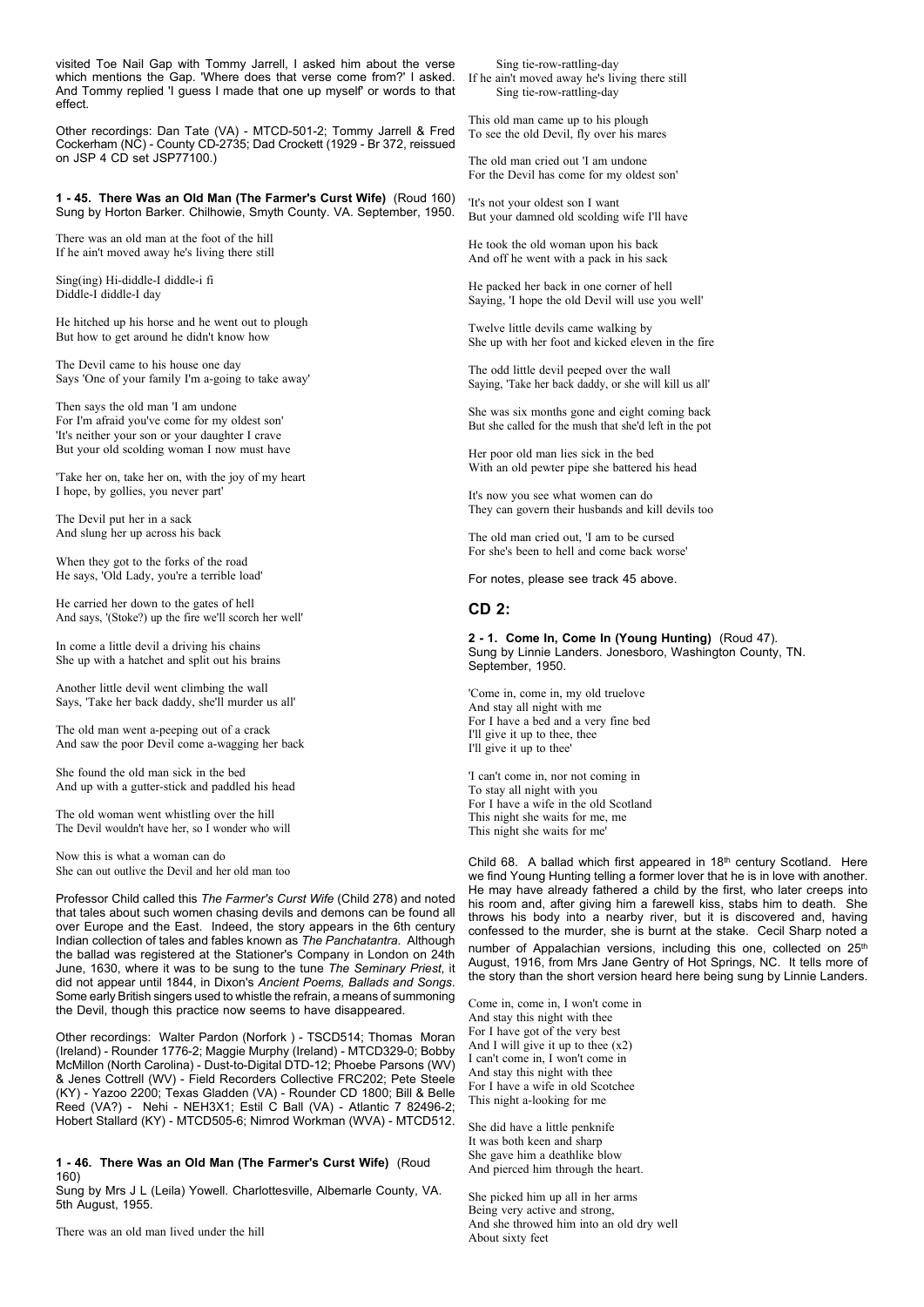visited Toe Nail Gap with Tommy Jarrell, I asked him about the verse which mentions the Gap. 'Where does that verse come from?' I asked. And Tommy replied 'I guess I made that one up myself' or words to that effect.

Other recordings: Dan Tate (VA) - MTCD-501-2; Tommy Jarrell & Fred Cockerham (NC) - County CD-2735; Dad Crockett (1929 - Br 372, reissued on JSP 4 CD set JSP77100.)

**1 - 45. There Was an Old Man (The Farmer's Curst Wife)** (Roud 160)
Sung by Horton Barker. Chilhowie, Smyth County. VA. September, 1950.

There was an old man at the foot of the hill
If he ain't moved away he's living there still

Sing(ing) Hi-diddle-I diddle-i fi
Diddle-I diddle-I day

He hitched up his horse and he went out to plough
But how to get around he didn't know how

The Devil came to his house one day
Says 'One of your family I'm a-going to take away'

Then says the old man 'I am undone
For I'm afraid you've come for my oldest son'
'It's neither your son or your daughter I crave
But your old scolding woman I now must have

'Take her on, take her on, with the joy of my heart
I hope, by gollies, you never part'

The Devil put her in a sack
And slung her up across his back

When they got to the forks of the road
He says, 'Old Lady, you're a terrible load'

He carried her down to the gates of hell
And says, '(Stoke?) up the fire we'll scorch her well'

In come a little devil a driving his chains
She up with a hatchet and split out his brains

Another little devil went climbing the wall
Says, 'Take her back daddy, she'll murder us all'

The old man went a-peeping out of a crack
And saw the poor Devil come a-wagging her back

She found the old man sick in the bed
And up with a gutter-stick and paddled his head

The old woman went whistling over the hill
The Devil wouldn't have her, so I wonder who will

Now this is what a woman can do
She can out outlive the Devil and her old man too

Professor Child called this *The Farmer's Curst Wife* (Child 278) and noted that tales about such women chasing devils and demons can be found all over Europe and the East. Indeed, the story appears in the 6th century Indian collection of tales and fables known as *The Panchatantra*. Although the ballad was registered at the Stationer's Company in London on 24th June, 1630, where it was to be sung to the tune *The Seminary Priest*, it did not appear until 1844, in Dixon's *Ancient Poems, Ballads and Songs*. Some early British singers used to whistle the refrain, a means of summoning the Devil, though this practice now seems to have disappeared.

Other recordings: Walter Pardon (Norfolk ) - TSCD514; Thomas Moran (Ireland) - Rounder 1776-2; Maggie Murphy (Ireland) - MTCD329-0; Bobby McMillon (North Carolina) - Dust-to-Digital DTD-12; Phoebe Parsons (WV) & Jenes Cottrell (WV) - Field Recorders Collective FRC202; Pete Steele (KY) - Yazoo 2200; Texas Gladden (VA) - Rounder CD 1800; Bill & Belle Reed (VA?) - Nehi - NEH3X1; Estil C Ball (VA) - Atlantic 7 82496-2; Hobert Stallard (KY) - MTCD505-6; Nimrod Workman (WVA) - MTCD512.

**1 - 46. There Was an Old Man (The Farmer's Curst Wife)** (Roud 160)
Sung by Mrs J L (Leila) Yowell. Charlottesville, Albemarle County, VA. 5th August, 1955.

There was an old man lived under the hill
Sing tie-row-rattling-day
If he ain't moved away he's living there still
Sing tie-row-rattling-day

This old man came up to his plough
To see the old Devil, fly over his mares

The old man cried out 'I am undone
For the Devil has come for my oldest son'

'It's not your oldest son I want
But your damned old scolding wife I'll have

He took the old woman upon his back
And off he went with a pack in his sack

He packed her back in one corner of hell
Saying, 'I hope the old Devil will use you well'

Twelve little devils came walking by
She up with her foot and kicked eleven in the fire

The odd little devil peeped over the wall
Saying, 'Take her back daddy, or she will kill us all'

She was six months gone and eight coming back
But she called for the mush that she'd left in the pot

Her poor old man lies sick in the bed
With an old pewter pipe she battered his head

It's now you see what women can do
They can govern their husbands and kill devils too

The old man cried out, 'I am to be cursed
For she's been to hell and come back worse'

For notes, please see track 45 above.

## CD 2:

**2 - 1. Come In, Come In (Young Hunting)** (Roud 47).
Sung by Linnie Landers. Jonesboro, Washington County, TN. September, 1950.

'Come in, come in, my old truelove
And stay all night with me
For I have a bed and a very fine bed
I'll give it up to thee, thee
I'll give it up to thee'

'I can't come in, nor not coming in
To stay all night with you
For I have a wife in the old Scotland
This night she waits for me, me
This night she waits for me'

Child 68. A ballad which first appeared in 18th century Scotland. Here we find Young Hunting telling a former lover that he is in love with another. He may have already fathered a child by the first, who later creeps into his room and, after giving him a farewell kiss, stabs him to death. She throws his body into a nearby river, but it is discovered and, having confessed to the murder, she is burnt at the stake. Cecil Sharp noted a number of Appalachian versions, including this one, collected on 25th August, 1916, from Mrs Jane Gentry of Hot Springs, NC. It tells more of the story than the short version heard here being sung by Linnie Landers.

Come in, come in, I won't come in
And stay this night with thee
For I have got of the very best
And I will give it up to thee (x2)
I can't come in, I won't come in
And stay this night with thee
For I have a wife in old Scotchee
This night a-looking for me

She did have a little penknife
It was both keen and sharp
She gave him a deathlike blow
And pierced him through the heart.

She picked him up all in her arms
Being very active and strong,
And she throwed him into an old dry well
About sixty feet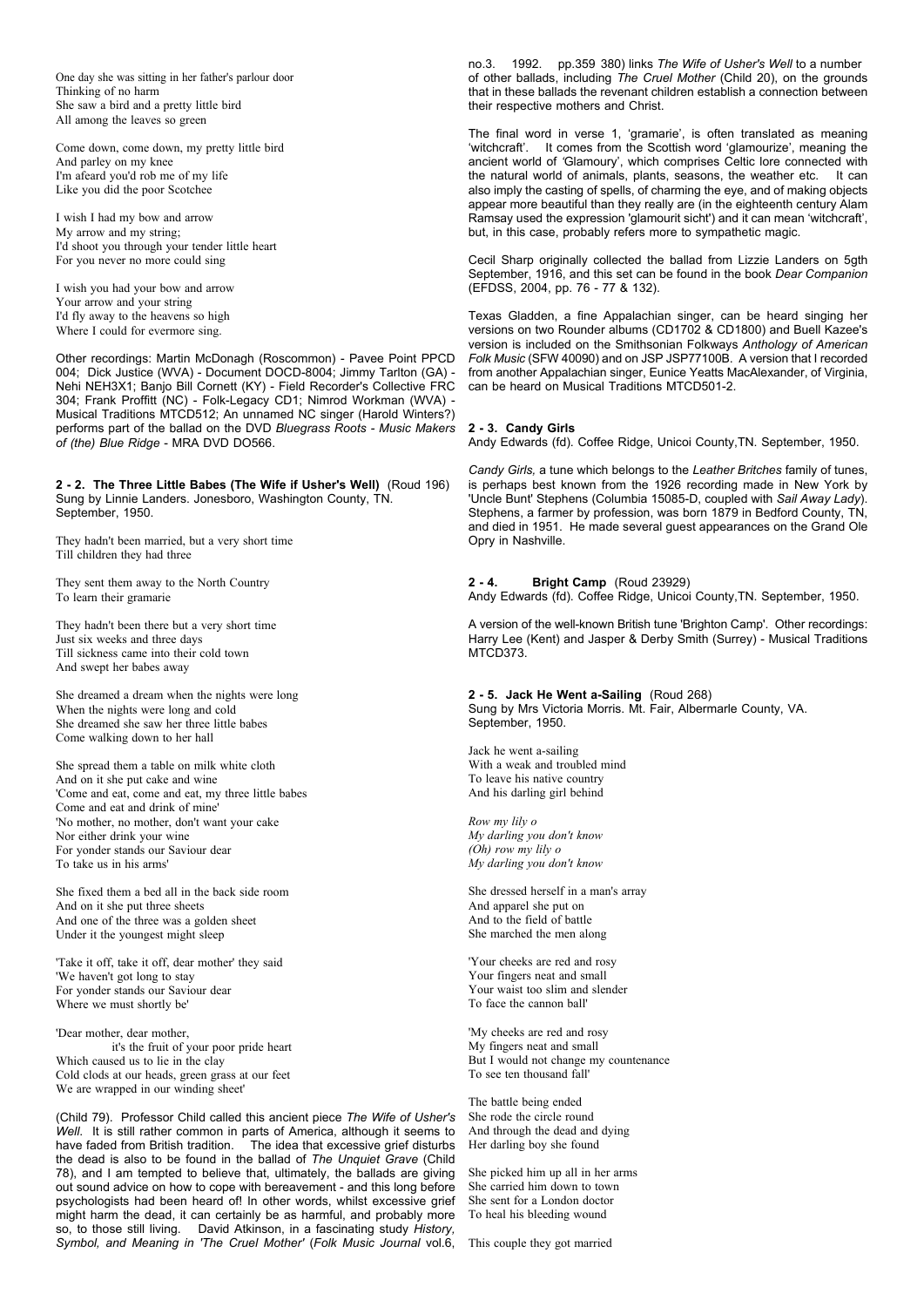One day she was sitting in her father's parlour door
Thinking of no harm
She saw a bird and a pretty little bird
All among the leaves so green

Come down, come down, my pretty little bird
And parley on my knee
I'm afeard you'd rob me of my life
Like you did the poor Scotchee

I wish I had my bow and arrow
My arrow and my string;
I'd shoot you through your tender little heart
For you never no more could sing

I wish you had your bow and arrow
Your arrow and your string
I'd fly away to the heavens so high
Where I could for evermore sing.

Other recordings: Martin McDonagh (Roscommon) - Pavee Point PPCD 004; Dick Justice (WVA) - Document DOCD-8004; Jimmy Tarlton (GA) - Nehi NEH3X1; Banjo Bill Cornett (KY) - Field Recorder's Collective FRC 304; Frank Proffitt (NC) - Folk-Legacy CD1; Nimrod Workman (WVA) - Musical Traditions MTCD512; An unnamed NC singer (Harold Winters?) performs part of the ballad on the DVD *Bluegrass Roots - Music Makers of (the) Blue Ridge* - MRA DVD DO566.

**2 - 2. The Three Little Babes (The Wife if Usher's Well)** (Roud 196)
Sung by Linnie Landers. Jonesboro, Washington County, TN. September, 1950.

They hadn't been married, but a very short time
Till children they had three

They sent them away to the North Country
To learn their gramarie

They hadn't been there but a very short time
Just six weeks and three days
Till sickness came into their cold town
And swept her babes away

She dreamed a dream when the nights were long
When the nights were long and cold
She dreamed she saw her three little babes
Come walking down to her hall

She spread them a table on milk white cloth
And on it she put cake and wine
'Come and eat, come and eat, my three little babes
Come and eat and drink of mine'
'No mother, no mother, don't want your cake
Nor either drink your wine
For yonder stands our Saviour dear
To take us in his arms'

She fixed them a bed all in the back side room
And on it she put three sheets
And one of the three was a golden sheet
Under it the youngest might sleep

'Take it off, take it off, dear mother' they said
'We haven't got long to stay
For yonder stands our Saviour dear
Where we must shortly be'

'Dear mother, dear mother,
it's the fruit of your poor pride heart
Which caused us to lie in the clay
Cold clods at our heads, green grass at our feet
We are wrapped in our winding sheet'

(Child 79). Professor Child called this ancient piece *The Wife of Usher's Well*. It is still rather common in parts of America, although it seems to have faded from British tradition. The idea that excessive grief disturbs the dead is also to be found in the ballad of *The Unquiet Grave* (Child 78), and I am tempted to believe that, ultimately, the ballads are giving out sound advice on how to cope with bereavement - and this long before psychologists had been heard of! In other words, whilst excessive grief might harm the dead, it can certainly be as harmful, and probably more so, to those still living. David Atkinson, in a fascinating study *History, Symbol, and Meaning in 'The Cruel Mother'* (*Folk Music Journal* vol.6, no.3. 1992. pp.359 380) links *The Wife of Usher's Well* to a number of other ballads, including *The Cruel Mother* (Child 20), on the grounds that in these ballads the revenant children establish a connection between their respective mothers and Christ.

The final word in verse 1, 'gramarie', is often translated as meaning 'witchcraft'. It comes from the Scottish word 'glamourize', meaning the ancient world of 'Glamoury', which comprises Celtic lore connected with the natural world of animals, plants, seasons, the weather etc. It can also imply the casting of spells, of charming the eye, and of making objects appear more beautiful than they really are (in the eighteenth century Alam Ramsay used the expression 'glamourit sicht') and it can mean 'witchcraft', but, in this case, probably refers more to sympathetic magic.

Cecil Sharp originally collected the ballad from Lizzie Landers on 5gth September, 1916, and this set can be found in the book *Dear Companion* (EFDSS, 2004, pp. 76 - 77 & 132).

Texas Gladden, a fine Appalachian singer, can be heard singing her versions on two Rounder albums (CD1702 & CD1800) and Buell Kazee's version is included on the Smithsonian Folkways *Anthology of American Folk Music* (SFW 40090) and on JSP JSP77100B. A version that I recorded from another Appalachian singer, Eunice Yeatts MacAlexander, of Virginia, can be heard on Musical Traditions MTCD501-2.

**2 - 3. Candy Girls**
Andy Edwards (fd). Coffee Ridge, Unicoi County,TN. September, 1950.

*Candy Girls,* a tune which belongs to the *Leather Britches* family of tunes, is perhaps best known from the 1926 recording made in New York by 'Uncle Bunt' Stephens (Columbia 15085-D, coupled with *Sail Away Lady*). Stephens, a farmer by profession, was born 1879 in Bedford County, TN, and died in 1951. He made several guest appearances on the Grand Ole Opry in Nashville.

**2 - 4. Bright Camp** (Roud 23929)
Andy Edwards (fd). Coffee Ridge, Unicoi County,TN. September, 1950.

A version of the well-known British tune 'Brighton Camp'. Other recordings: Harry Lee (Kent) and Jasper & Derby Smith (Surrey) - Musical Traditions MTCD373.

**2 - 5. Jack He Went a-Sailing** (Roud 268)
Sung by Mrs Victoria Morris. Mt. Fair, Albermarle County, VA. September, 1950.

Jack he went a-sailing
With a weak and troubled mind
To leave his native country
And his darling girl behind

*Row my lily o*
*My darling you don't know*
*(Oh) row my lily o*
*My darling you don't know*

She dressed herself in a man's array
And apparel she put on
And to the field of battle
She marched the men along

'Your cheeks are red and rosy
Your fingers neat and small
Your waist too slim and slender
To face the cannon ball'

'My cheeks are red and rosy
My fingers neat and small
But I would not change my countenance
To see ten thousand fall'

The battle being ended
She rode the circle round
And through the dead and dying
Her darling boy she found

She picked him up all in her arms
She carried him down to town
She sent for a London doctor
To heal his bleeding wound

This couple they got married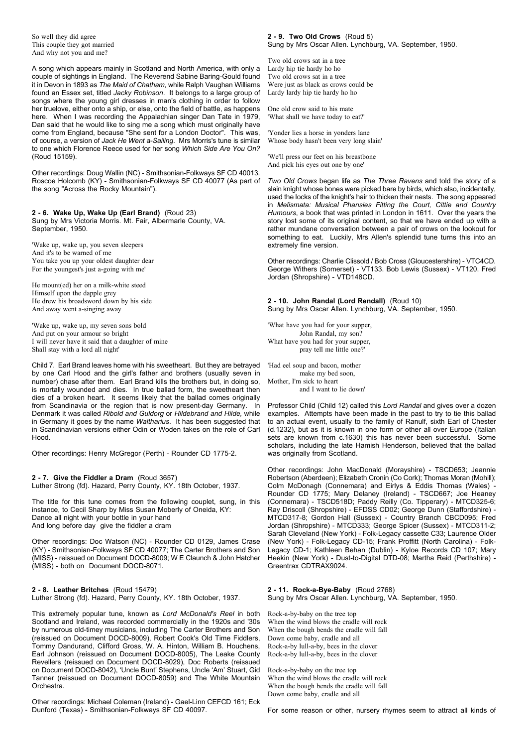So well they did agree
This couple they got married
And why not you and me?

A song which appears mainly in Scotland and North America, with only a couple of sightings in England. The Reverend Sabine Baring-Gould found it in Devon in 1893 as *The Maid of Chatham*, while Ralph Vaughan Williams found an Essex set, titled *Jacky Robinson*. It belongs to a large group of songs where the young girl dresses in man's clothing in order to follow her truelove, either onto a ship, or else, onto the field of battle, as happens here. When I was recording the Appalachian singer Dan Tate in 1979, Dan said that he would like to sing me a song which must originally have come from England, because "She sent for a London Doctor". This was, of course, a version of *Jack He Went a-Sailing*. Mrs Morris's tune is similar to one which Florence Reece used for her song *Which Side Are You On?* (Roud 15159).

Other recordings: Doug Wallin (NC) - Smithsonian-Folkways SF CD 40013. Roscoe Holcomb (KY) - Smithsonian-Folkways SF CD 40077 (As part of the song "Across the Rocky Mountain").

**2 - 6. Wake Up, Wake Up (Earl Brand)** (Roud 23)
Sung by Mrs Victoria Morris. Mt. Fair, Albermarle County, VA. September, 1950.

'Wake up, wake up, you seven sleepers
And it's to be warned of me
You take you up your oldest daughter dear
For the youngest's just a-going with me'

He mount(ed) her on a milk-white steed
Himself upon the dapple grey
He drew his broadsword down by his side
And away went a-singing away

'Wake up, wake up, my seven sons bold
And put on your armour so bright
I will never have it said that a daughter of mine
Shall stay with a lord all night'

Child 7. Earl Brand leaves home with his sweetheart. But they are betrayed by one Carl Hood and the girl's father and brothers (usually seven in number) chase after them. Earl Brand kills the brothers but, in doing so, is mortally wounded and dies. In true ballad form, the sweetheart then dies of a broken heart. It seems likely that the ballad comes originally from Scandinavia or the region that is now present-day Germany. In Denmark it was called *Ribold and Guldorg* or *Hildebrand and Hilde,* while in Germany it goes by the name *Waltharius*. It has been suggested that in Scandinavian versions either Odin or Woden takes on the role of Carl Hood.

Other recordings: Henry McGregor (Perth) - Rounder CD 1775-2.

**2 - 7. Give the Fiddler a Dram** (Roud 3657)
Luther Strong (fd). Hazard, Perry County, KY. 18th October, 1937.

The title for this tune comes from the following couplet, sung, in this instance, to Cecil Sharp by Miss Susan Moberly of Oneida, KY:
Dance all night with your bottle in your hand
And long before day give the fiddler a dram

Other recordings: Doc Watson (NC) - Rounder CD 0129, James Crase (KY) - Smithsonian-Folkways SF CD 40077; The Carter Brothers and Son (MISS) - reissued on Document DOCD-8009; W E Claunch & John Hatcher (MISS) - both on Document DOCD-8071.

**2 - 8. Leather Britches** (Roud 15479)
Luther Strong (fd). Hazard, Perry County, KY. 18th October, 1937.

This extremely popular tune, known as *Lord McDonald's Reel* in both Scotland and Ireland, was recorded commercially in the 1920s and '30s by numerous old-timey musicians, including The Carter Brothers and Son (reissued on Document DOCD-8009), Robert Cook's Old Time Fiddlers, Tommy Dandurand, Clifford Gross, W. A. Hinton, William B. Houchens, Earl Johnson (reissued on Document DOCD-8005), The Leake County Revellers (reissued on Document DOCD-8029), Doc Roberts (reissued on Document DOCD-8042), 'Uncle Bunt' Stephens, Uncle 'Am' Stuart, Gid Tanner (reissued on Document DOCD-8059) and The White Mountain Orchestra.

Other recordings: Michael Coleman (Ireland) - Gael-Linn CEFCD 161; Eck Dunford (Texas) - Smithsonian-Folkways SF CD 40097.

**2 - 9. Two Old Crows** (Roud 5)
Sung by Mrs Oscar Allen. Lynchburg, VA. September, 1950.

Two old crows sat in a tree
Lardy hip tie hardy ho ho
Two old crows sat in a tree
Were just as black as crows could be
Lardy lardy hip tie hardy ho ho

One old crow said to his mate
'What shall we have today to eat?'

'Yonder lies a horse in yonders lane
Whose body hasn't been very long slain'

'We'll press our feet on his breastbone
And pick his eyes out one by one'

*Two Old Crows* began life as *The Three Ravens* and told the story of a slain knight whose bones were picked bare by birds, which also, incidentally, used the locks of the knight's hair to thicken their nests. The song appeared in *Melismata: Musical Phansies Fitting the Court, Cittie and Country Humours*, a book that was printed in London in 1611. Over the years the story lost some of its original content, so that we have ended up with a rather mundane conversation between a pair of crows on the lookout for something to eat. Luckily, Mrs Allen's splendid tune turns this into an extremely fine version.

Other recordings: Charlie Clissold / Bob Cross (Gloucestershire) - VTC4CD. George Withers (Somerset) - VT133. Bob Lewis (Sussex) - VT120. Fred Jordan (Shropshire) - VTD148CD.

**2 - 10. John Randal (Lord Rendall)** (Roud 10)
Sung by Mrs Oscar Allen. Lynchburg, VA. September, 1950.

'What have you had for your supper,
John Randal, my son?
What have you had for your supper,
pray tell me little one?'

'Had eel soup and bacon, mother
make my bed soon,
Mother, I'm sick to heart
and I want to lie down'

Professor Child (Child 12) called this *Lord Randal* and gives over a dozen examples. Attempts have been made in the past to try to tie this ballad to an actual event, usually to the family of Ranulf, sixth Earl of Chester (d.1232), but as it is known in one form or other all over Europe (Italian sets are known from c.1630) this has never been successful. Some scholars, including the late Hamish Henderson, believed that the ballad was originally from Scotland.

Other recordings: John MacDonald (Morayshire) - TSCD653; Jeannie Robertson (Aberdeen); Elizabeth Cronin (Co Cork); Thomas Moran (Mohill); Colm McDonagh (Connemara) and Eirlys & Eddis Thomas (Wales) - Rounder CD 1775; Mary Delaney (Ireland) - TSCD667; Joe Heaney (Connemara) - TSCD518D; Paddy Reilly (Co. Tipperary) - MTCD325-6; Ray Driscoll (Shropshire) - EFDSS CD02; George Dunn (Staffordshire) - MTCD317-8; Gordon Hall (Sussex) - Country Branch CBCD095; Fred Jordan (Shropshire) - MTCD333; George Spicer (Sussex) - MTCD311-2; Sarah Cleveland (New York) - Folk-Legacy cassette C33; Laurence Older (New York) - Folk-Legacy CD-15; Frank Proffitt (North Carolina) - Folk-Legacy CD-1; Kathleen Behan (Dublin) - Kyloe Records CD 107; Mary Heekin (New York) - Dust-to-Digital DTD-08; Martha Reid (Perthshire) - Greentrax CDTRAX9024.

**2 - 11. Rock-a-Bye-Baby** (Roud 2768)
Sung by Mrs Oscar Allen. Lynchburg, VA. September, 1950.

Rock-a-by-baby on the tree top
When the wind blows the cradle will rock
When the bough bends the cradle will fall
Down come baby, cradle and all
Rock-a-by lull-a-by, bees in the clover
Rock-a-by lull-a-by, bees in the clover

Rock-a-by-baby on the tree top
When the wind blows the cradle will rock
When the bough bends the cradle will fall
Down come baby, cradle and all

For some reason or other, nursery rhymes seem to attract all kinds of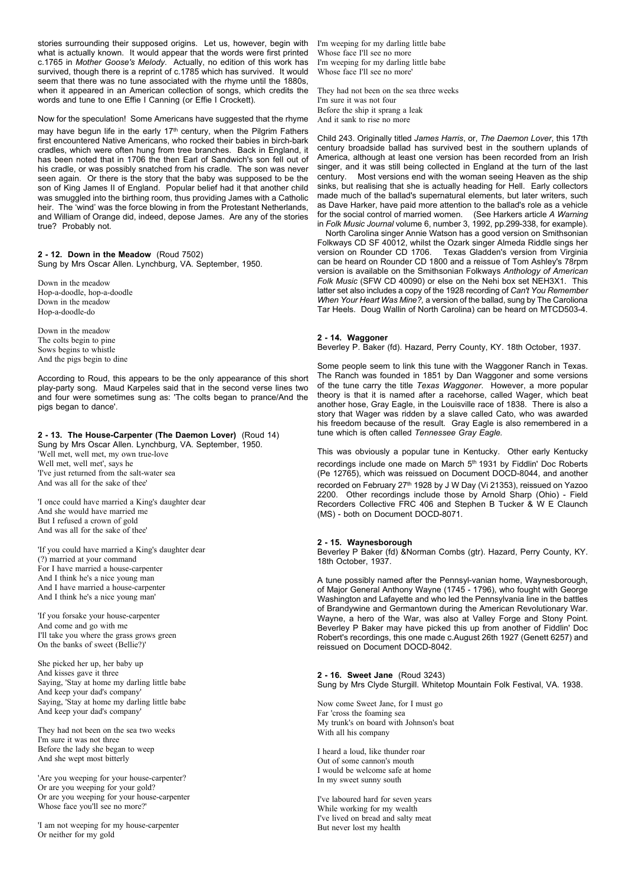stories surrounding their supposed origins. Let us, however, begin with what is actually known. It would appear that the words were first printed c.1765 in *Mother Goose's Melody*. Actually, no edition of this work has survived, though there is a reprint of c.1785 which has survived. It would seem that there was no tune associated with the rhyme until the 1880s, when it appeared in an American collection of songs, which credits the words and tune to one Effie I Canning (or Effie I Crockett).

Now for the speculation! Some Americans have suggested that the rhyme may have begun life in the early 17th century, when the Pilgrim Fathers first encountered Native Americans, who rocked their babies in birch-bark cradles, which were often hung from tree branches. Back in England, it has been noted that in 1706 the then Earl of Sandwich's son fell out of his cradle, or was possibly snatched from his cradle. The son was never seen again. Or there is the story that the baby was supposed to be the son of King James II of England. Popular belief had it that another child was smuggled into the birthing room, thus providing James with a Catholic heir. The 'wind' was the force blowing in from the Protestant Netherlands, and William of Orange did, indeed, depose James. Are any of the stories true? Probably not.

**2 - 12. Down in the Meadow** (Roud 7502)
Sung by Mrs Oscar Allen. Lynchburg, VA. September, 1950.

Down in the meadow
Hop-a-doodle, hop-a-doodle
Down in the meadow
Hop-a-doodle-do

Down in the meadow
The colts begin to pine
Sows begins to whistle
And the pigs begin to dine

According to Roud, this appears to be the only appearance of this short play-party song. Maud Karpeles said that in the second verse lines two and four were sometimes sung as: 'The colts began to prance/And the pigs began to dance'.

**2 - 13. The House-Carpenter (The Daemon Lover)** (Roud 14)
Sung by Mrs Oscar Allen. Lynchburg, VA. September, 1950.

'Well met, well met, my own true-love
Well met, well met', says he
'I've just returned from the salt-water sea
And was all for the sake of thee'

'I once could have married a King's daughter dear
And she would have married me
But I refused a crown of gold
And was all for the sake of thee'

'If you could have married a King's daughter dear
(?) married at your command
For I have married a house-carpenter
And I think he's a nice young man
And I have married a house-carpenter
And I think he's a nice young man'

'If you forsake your house-carpenter
And come and go with me
I'll take you where the grass grows green
On the banks of sweet (Bellie?)'

She picked her up, her baby up
And kisses gave it three
Saying, 'Stay at home my darling little babe
And keep your dad's company'
Saying, 'Stay at home my darling little babe
And keep your dad's company'

They had not been on the sea two weeks
I'm sure it was not three
Before the lady she began to weep
And she wept most bitterly

'Are you weeping for your house-carpenter?
Or are you weeping for your gold?
Or are you weeping for your house-carpenter
Whose face you'll see no more?'

'I am not weeping for my house-carpenter
Or neither for my gold
I'm weeping for my darling little babe
Whose face I'll see no more
I'm weeping for my darling little babe
Whose face I'll see no more'

They had not been on the sea three weeks
I'm sure it was not four
Before the ship it sprang a leak
And it sank to rise no more

Child 243. Originally titled *James Harris*, or, *The Daemon Lover*, this 17th century broadside ballad has survived best in the southern uplands of America, although at least one version has been recorded from an Irish singer, and it was still being collected in England at the turn of the last century. Most versions end with the woman seeing Heaven as the ship sinks, but realising that she is actually heading for Hell. Early collectors made much of the ballad's supernatural elements, but later writers, such as Dave Harker, have paid more attention to the ballad's role as a vehicle for the social control of married women. (See Harkers article *A Warning* in *Folk Music Journal* volume 6, number 3, 1992, pp.299-338, for example).

North Carolina singer Annie Watson has a good version on Smithsonian Folkways CD SF 40012, whilst the Ozark singer Almeda Riddle sings her version on Rounder CD 1706. Texas Gladden's version from Virginia can be heard on Rounder CD 1800 and a reissue of Tom Ashley's 78rpm version is available on the Smithsonian Folkways *Anthology of American Folk Music* (SFW CD 40090) or else on the Nehi box set NEH3X1. This latter set also includes a copy of the 1928 recording of *Can't You Remember When Your Heart Was Mine?,* a version of the ballad, sung by The Caroliona Tar Heels. Doug Wallin of North Carolina) can be heard on MTCD503-4.

**2 - 14. Waggoner**
Beverley P. Baker (fd). Hazard, Perry County, KY. 18th October, 1937.

Some people seem to link this tune with the Waggoner Ranch in Texas. The Ranch was founded in 1851 by Dan Waggoner and some versions of the tune carry the title *Texas Waggoner*. However, a more popular theory is that it is named after a racehorse, called Wager, which beat another hose, Gray Eagle, in the Louisville race of 1838. There is also a story that Wager was ridden by a slave called Cato, who was awarded his freedom because of the result. Gray Eagle is also remembered in a tune which is often called *Tennessee Gray Eagle*.

This was obviously a popular tune in Kentucky. Other early Kentucky recordings include one made on March 5th 1931 by Fiddlin' Doc Roberts (Pe 12765), which was reissued on Document DOCD-8044, and another recorded on February 27th 1928 by J W Day (Vi 21353), reissued on Yazoo 2200. Other recordings include those by Arnold Sharp (Ohio) - Field Recorders Collective FRC 406 and Stephen B Tucker & W E Claunch (MS) - both on Document DOCD-8071.

**2 - 15. Waynesborough**
Beverley P Baker (fd) &Norman Combs (gtr). Hazard, Perry County, KY. 18th October, 1937.

A tune possibly named after the Pennsyl-vanian home, Waynesborough, of Major General Anthony Wayne (1745 - 1796), who fought with George Washington and Lafayette and who led the Pennsylvania line in the battles of Brandywine and Germantown during the American Revolutionary War. Wayne, a hero of the War, was also at Valley Forge and Stony Point. Beverley P Baker may have picked this up from another of Fiddlin' Doc Robert's recordings, this one made c.August 26th 1927 (Genett 6257) and reissued on Document DOCD-8042.

**2 - 16. Sweet Jane** (Roud 3243)
Sung by Mrs Clyde Sturgill. Whitetop Mountain Folk Festival, VA. 1938.

Now come Sweet Jane, for I must go
Far 'cross the foaming sea
My trunk's on board with Johnson's boat
With all his company

I heard a loud, like thunder roar
Out of some cannon's mouth
I would be welcome safe at home
In my sweet sunny south

I've laboured hard for seven years
While working for my wealth
I've lived on bread and salty meat
But never lost my health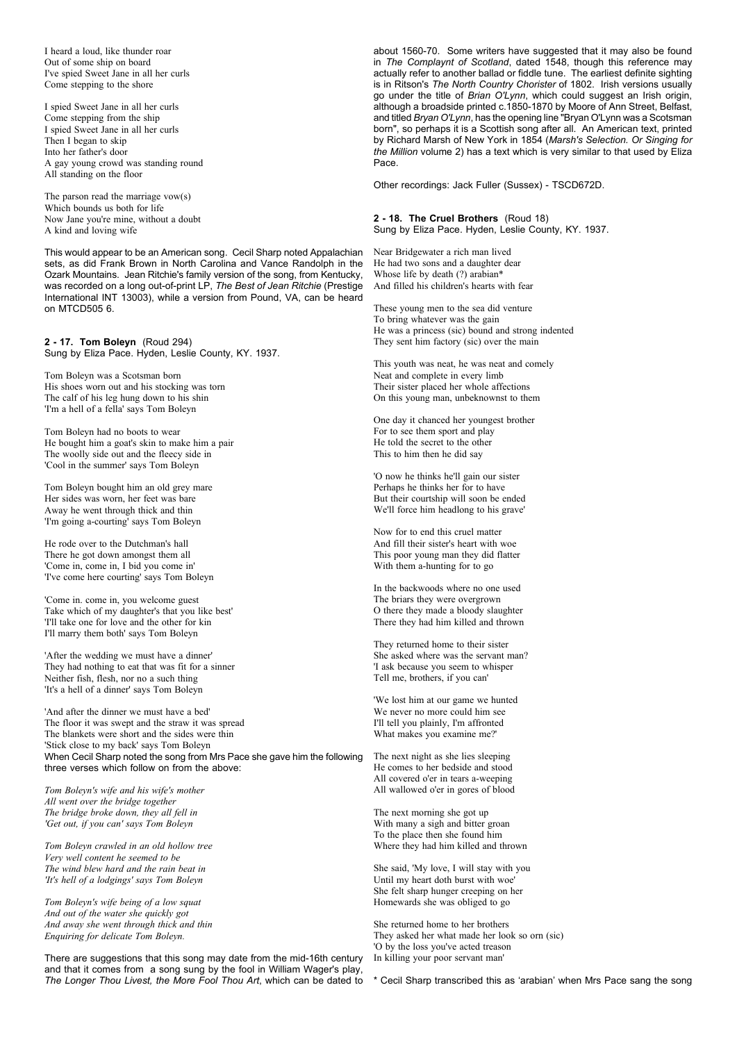I heard a loud, like thunder roar
Out of some ship on board
I've spied Sweet Jane in all her curls
Come stepping to the shore

I spied Sweet Jane in all her curls
Come stepping from the ship
I spied Sweet Jane in all her curls
Then I began to skip
Into her father's door
A gay young crowd was standing round
All standing on the floor

The parson read the marriage vow(s)
Which bounds us both for life
Now Jane you're mine, without a doubt
A kind and loving wife

This would appear to be an American song. Cecil Sharp noted Appalachian sets, as did Frank Brown in North Carolina and Vance Randolph in the Ozark Mountains. Jean Ritchie's family version of the song, from Kentucky, was recorded on a long out-of-print LP, *The Best of Jean Ritchie* (Prestige International INT 13003), while a version from Pound, VA, can be heard on MTCD505 6.

### 2 - 17. Tom Boleyn (Roud 294)

Sung by Eliza Pace. Hyden, Leslie County, KY. 1937.

Tom Boleyn was a Scotsman born
His shoes worn out and his stocking was torn
The calf of his leg hung down to his shin
'I'm a hell of a fella' says Tom Boleyn

Tom Boleyn had no boots to wear
He bought him a goat's skin to make him a pair
The woolly side out and the fleecy side in
'Cool in the summer' says Tom Boleyn

Tom Boleyn bought him an old grey mare
Her sides was worn, her feet was bare
Away he went through thick and thin
'I'm going a-courting' says Tom Boleyn

He rode over to the Dutchman's hall
There he got down amongst them all
'Come in, come in, I bid you come in'
'I've come here courting' says Tom Boleyn

'Come in. come in, you welcome guest
Take which of my daughter's that you like best'
'I'll take one for love and the other for kin
I'll marry them both' says Tom Boleyn

'After the wedding we must have a dinner'
They had nothing to eat that was fit for a sinner
Neither fish, flesh, nor no a such thing
'It's a hell of a dinner' says Tom Boleyn

'And after the dinner we must have a bed'
The floor it was swept and the straw it was spread
The blankets were short and the sides were thin
'Stick close to my back' says Tom Boleyn

When Cecil Sharp noted the song from Mrs Pace she gave him the following three verses which follow on from the above:

*Tom Boleyn's wife and his wife's mother*
*All went over the bridge together*
*The bridge broke down, they all fell in*
*'Get out, if you can' says Tom Boleyn*

*Tom Boleyn crawled in an old hollow tree*
*Very well content he seemed to be*
*The wind blew hard and the rain beat in*
*'It's hell of a lodgings' says Tom Boleyn*

*Tom Boleyn's wife being of a low squat*
*And out of the water she quickly got*
*And away she went through thick and thin*
*Enquiring for delicate Tom Boleyn.*

There are suggestions that this song may date from the mid-16th century and that it comes from a song sung by the fool in William Wager's play, *The Longer Thou Livest, the More Fool Thou Art*, which can be dated to about 1560-70. Some writers have suggested that it may also be found in *The Complaynt of Scotland*, dated 1548, though this reference may actually refer to another ballad or fiddle tune. The earliest definite sighting is in Ritson's *The North Country Chorister* of 1802. Irish versions usually go under the title of *Brian O'Lynn*, which could suggest an Irish origin, although a broadside printed c.1850-1870 by Moore of Ann Street, Belfast, and titled *Bryan O'Lynn*, has the opening line "Bryan O'Lynn was a Scotsman born", so perhaps it is a Scottish song after all. An American text, printed by Richard Marsh of New York in 1854 (*Marsh's Selection. Or Singing for the Million* volume 2) has a text which is very similar to that used by Eliza Pace.

Other recordings: Jack Fuller (Sussex) - TSCD672D.

### 2 - 18. The Cruel Brothers (Roud 18)

Sung by Eliza Pace. Hyden, Leslie County, KY. 1937.

Near Bridgewater a rich man lived
He had two sons and a daughter dear
Whose life by death (?) arabian*
And filled his children's hearts with fear

These young men to the sea did venture
To bring whatever was the gain
He was a princess (sic) bound and strong indented
They sent him factory (sic) over the main

This youth was neat, he was neat and comely
Neat and complete in every limb
Their sister placed her whole affections
On this young man, unbeknownst to them

One day it chanced her youngest brother
For to see them sport and play
He told the secret to the other
This to him then he did say

'O now he thinks he'll gain our sister
Perhaps he thinks her for to have
But their courtship will soon be ended
We'll force him headlong to his grave'

Now for to end this cruel matter
And fill their sister's heart with woe
This poor young man they did flatter
With them a-hunting for to go

In the backwoods where no one used
The briars they were overgrown
O there they made a bloody slaughter
There they had him killed and thrown

They returned home to their sister
She asked where was the servant man?
'I ask because you seem to whisper
Tell me, brothers, if you can'

'We lost him at our game we hunted
We never no more could him see
I'll tell you plainly, I'm affronted
What makes you examine me?'

The next night as she lies sleeping
He comes to her bedside and stood
All covered o'er in tears a-weeping
All wallowed o'er in gores of blood

The next morning she got up
With many a sigh and bitter groan
To the place then she found him
Where they had him killed and thrown

She said, 'My love, I will stay with you
Until my heart doth burst with woe'
She felt sharp hunger creeping on her
Homewards she was obliged to go

She returned home to her brothers
They asked her what made her look so orn (sic)
'O by the loss you've acted treason
In killing your poor servant man'

\* Cecil Sharp transcribed this as 'arabian' when Mrs Pace sang the song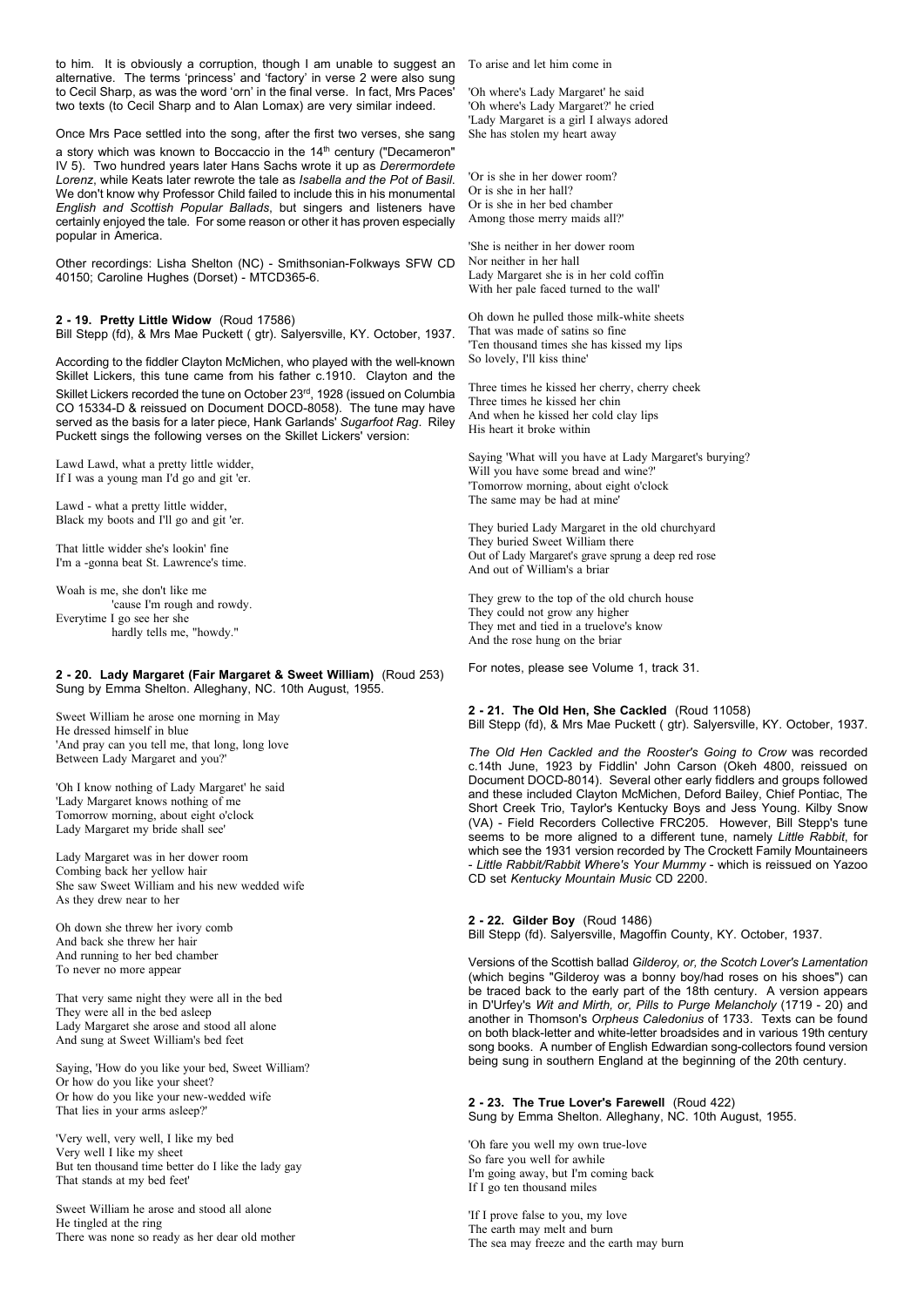to him. It is obviously a corruption, though I am unable to suggest an alternative. The terms 'princess' and 'factory' in verse 2 were also sung to Cecil Sharp, as was the word 'orn' in the final verse. In fact, Mrs Paces' two texts (to Cecil Sharp and to Alan Lomax) are very similar indeed.

Once Mrs Pace settled into the song, after the first two verses, she sang a story which was known to Boccaccio in the 14th century ("Decameron" IV 5). Two hundred years later Hans Sachs wrote it up as *Derermordete Lorenz*, while Keats later rewrote the tale as *Isabella and the Pot of Basil*. We don't know why Professor Child failed to include this in his monumental *English and Scottish Popular Ballads*, but singers and listeners have certainly enjoyed the tale. For some reason or other it has proven especially popular in America.

Other recordings: Lisha Shelton (NC) - Smithsonian-Folkways SFW CD 40150; Caroline Hughes (Dorset) - MTCD365-6.

**2 - 19. Pretty Little Widow** (Roud 17586)
Bill Stepp (fd), & Mrs Mae Puckett ( gtr). Salyersville, KY. October, 1937.

According to the fiddler Clayton McMichen, who played with the well-known Skillet Lickers, this tune came from his father c.1910. Clayton and the Skillet Lickers recorded the tune on October 23rd, 1928 (issued on Columbia CO 15334-D & reissued on Document DOCD-8058). The tune may have served as the basis for a later piece, Hank Garlands' *Sugarfoot Rag*. Riley Puckett sings the following verses on the Skillet Lickers' version:

Lawd Lawd, what a pretty little widder,
If I was a young man I'd go and git 'er.

Lawd - what a pretty little widder,
Black my boots and I'll go and git 'er.

That little widder she's lookin' fine
I'm a -gonna beat St. Lawrence's time.

Woah is me, she don't like me
'cause I'm rough and rowdy.
Everytime I go see her she
hardly tells me, "howdy."

**2 - 20. Lady Margaret (Fair Margaret & Sweet William)** (Roud 253)
Sung by Emma Shelton. Alleghany, NC. 10th August, 1955.

Sweet William he arose one morning in May
He dressed himself in blue
'And pray can you tell me, that long, long love
Between Lady Margaret and you?'

'Oh I know nothing of Lady Margaret' he said
'Lady Margaret knows nothing of me
Tomorrow morning, about eight o'clock
Lady Margaret my bride shall see'

Lady Margaret was in her dower room
Combing back her yellow hair
She saw Sweet William and his new wedded wife
As they drew near to her

Oh down she threw her ivory comb
And back she threw her hair
And running to her bed chamber
To never no more appear

That very same night they were all in the bed
They were all in the bed asleep
Lady Margaret she arose and stood all alone
And sung at Sweet William's bed feet

Saying, 'How do you like your bed, Sweet William?
Or how do you like your sheet?
Or how do you like your new-wedded wife
That lies in your arms asleep?'

'Very well, very well, I like my bed
Very well I like my sheet
But ten thousand time better do I like the lady gay
That stands at my bed feet'

Sweet William he arose and stood all alone
He tingled at the ring
There was none so ready as her dear old mother
To arise and let him come in

'Oh where's Lady Margaret' he said
'Oh where's Lady Margaret?' he cried
'Lady Margaret is a girl I always adored
She has stolen my heart away

'Or is she in her dower room?
Or is she in her hall?
Or is she in her bed chamber
Among those merry maids all?'

'She is neither in her dower room
Nor neither in her hall
Lady Margaret she is in her cold coffin
With her pale faced turned to the wall'

Oh down he pulled those milk-white sheets
That was made of satins so fine
'Ten thousand times she has kissed my lips
So lovely, I'll kiss thine'

Three times he kissed her cherry, cherry cheek
Three times he kissed her chin
And when he kissed her cold clay lips
His heart it broke within

Saying 'What will you have at Lady Margaret's burying?
Will you have some bread and wine?'
'Tomorrow morning, about eight o'clock
The same may be had at mine'

They buried Lady Margaret in the old churchyard
They buried Sweet William there
Out of Lady Margaret's grave sprung a deep red rose
And out of William's a briar

They grew to the top of the old church house
They could not grow any higher
They met and tied in a truelove's know
And the rose hung on the briar

For notes, please see Volume 1, track 31.

**2 - 21. The Old Hen, She Cackled** (Roud 11058)
Bill Stepp (fd), & Mrs Mae Puckett ( gtr). Salyersville, KY. October, 1937.

*The Old Hen Cackled and the Rooster's Going to Crow* was recorded c.14th June, 1923 by Fiddlin' John Carson (Okeh 4800, reissued on Document DOCD-8014). Several other early fiddlers and groups followed and these included Clayton McMichen, Deford Bailey, Chief Pontiac, The Short Creek Trio, Taylor's Kentucky Boys and Jess Young. Kilby Snow (VA) - Field Recorders Collective FRC205. However, Bill Stepp's tune seems to be more aligned to a different tune, namely *Little Rabbit*, for which see the 1931 version recorded by The Crockett Family Mountaineers - *Little Rabbit/Rabbit Where's Your Mummy* - which is reissued on Yazoo CD set *Kentucky Mountain Music* CD 2200.

**2 - 22. Gilder Boy** (Roud 1486)
Bill Stepp (fd). Salyersville, Magoffin County, KY. October, 1937.

Versions of the Scottish ballad *Gilderoy, or, the Scotch Lover's Lamentation* (which begins "Gilderoy was a bonny boy/had roses on his shoes") can be traced back to the early part of the 18th century. A version appears in D'Urfey's *Wit and Mirth, or, Pills to Purge Melancholy* (1719 - 20) and another in Thomson's *Orpheus Caledonius* of 1733. Texts can be found on both black-letter and white-letter broadsides and in various 19th century song books. A number of English Edwardian song-collectors found version being sung in southern England at the beginning of the 20th century.

**2 - 23. The True Lover's Farewell** (Roud 422)
Sung by Emma Shelton. Alleghany, NC. 10th August, 1955.

'Oh fare you well my own true-love
So fare you well for awhile
I'm going away, but I'm coming back
If I go ten thousand miles

'If I prove false to you, my love
The earth may melt and burn
The sea may freeze and the earth may burn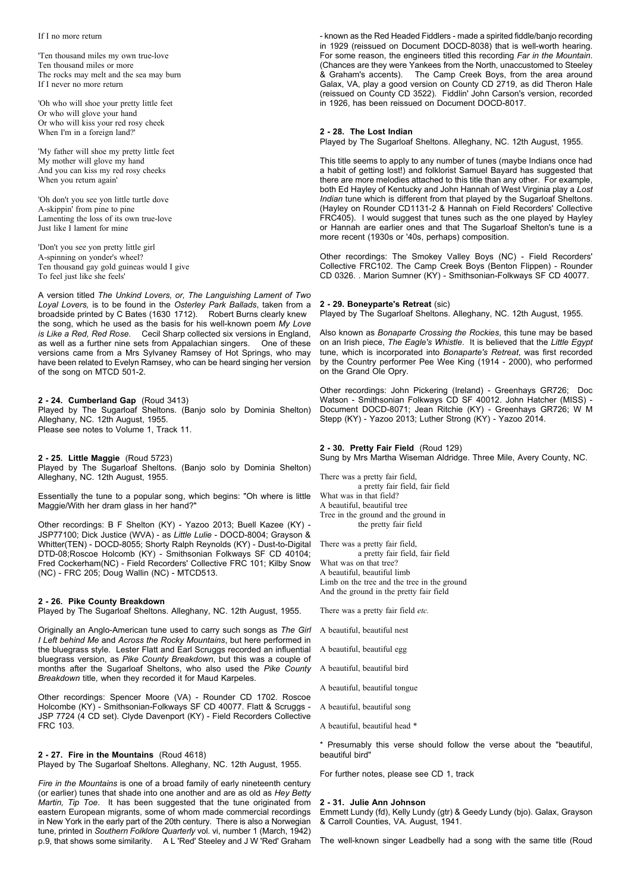If I no more return

'Ten thousand miles my own true-love
Ten thousand miles or more
The rocks may melt and the sea may burn
If I never no more return

'Oh who will shoe your pretty little feet
Or who will glove your hand
Or who will kiss your red rosy cheek
When I'm in a foreign land?'

'My father will shoe my pretty little feet
My mother will glove my hand
And you can kiss my red rosy cheeks
When you return again'

'Oh don't you see yon little turtle dove
A-skippin' from pine to pine
Lamenting the loss of its own true-love
Just like I lament for mine

'Don't you see yon pretty little girl
A-spinning on yonder's wheel?
Ten thousand gay gold guineas would I give
To feel just like she feels'

A version titled *The Unkind Lovers, or, The Languishing Lament of Two Loyal Lovers,* is to be found in the *Osterley Park Ballads*, taken from a broadside printed by C Bates (1630 1712). Robert Burns clearly knew the song, which he used as the basis for his well-known poem *My Love is Like a Red, Red Rose*. Cecil Sharp collected six versions in England, as well as a further nine sets from Appalachian singers. One of these versions came from a Mrs Sylvaney Ramsey of Hot Springs, who may have been related to Evelyn Ramsey, who can be heard singing her version of the song on MTCD 501-2.

### 2 - 24. Cumberland Gap (Roud 3413)

Played by The Sugarloaf Sheltons. (Banjo solo by Dominia Shelton) Alleghany, NC. 12th August, 1955.
Please see notes to Volume 1, Track 11.

### 2 - 25. Little Maggie (Roud 5723)

Played by The Sugarloaf Sheltons. (Banjo solo by Dominia Shelton) Alleghany, NC. 12th August, 1955.

Essentially the tune to a popular song, which begins: "Oh where is little Maggie/With her dram glass in her hand?"

Other recordings: B F Shelton (KY) - Yazoo 2013; Buell Kazee (KY) - JSP77100; Dick Justice (WVA) - as *Little Lulie* - DOCD-8004; Grayson & Whitter(TEN) - DOCD-8055; Shorty Ralph Reynolds (KY) - Dust-to-Digital DTD-08;Roscoe Holcomb (KY) - Smithsonian Folkways SF CD 40104; Fred Cockerham(NC) - Field Recorders' Collective FRC 101; Kilby Snow (NC) - FRC 205; Doug Wallin (NC) - MTCD513.

### 2 - 26. Pike County Breakdown

Played by The Sugarloaf Sheltons. Alleghany, NC. 12th August, 1955.

Originally an Anglo-American tune used to carry such songs as *The Girl I Left behind Me* and *Across the Rocky Mountains*, but here performed in the bluegrass style. Lester Flatt and Earl Scruggs recorded an influential bluegrass version, as *Pike County Breakdown*, but this was a couple of months after the Sugarloaf Sheltons, who also used the *Pike County Breakdown* title, when they recorded it for Maud Karpeles.

Other recordings: Spencer Moore (VA) - Rounder CD 1702. Roscoe Holcombe (KY) - Smithsonian-Folkways SF CD 40077. Flatt & Scruggs - JSP 7724 (4 CD set). Clyde Davenport (KY) - Field Recorders Collective FRC 103.

### 2 - 27. Fire in the Mountains (Roud 4618)

Played by The Sugarloaf Sheltons. Alleghany, NC. 12th August, 1955.

*Fire in the Mountains* is one of a broad family of early nineteenth century (or earlier) tunes that shade into one another and are as old as *Hey Betty Martin, Tip Toe*. It has been suggested that the tune originated from eastern European migrants, some of whom made commercial recordings in New York in the early part of the 20th century. There is also a Norwegian tune, printed in *Southern Folklore Quarterly* vol. vi, number 1 (March, 1942) p.9, that shows some similarity. A L 'Red' Steeley and J W 'Red' Graham - known as the Red Headed Fiddlers - made a spirited fiddle/banjo recording in 1929 (reissued on Document DOCD-8038) that is well-worth hearing. For some reason, the engineers titled this recording *Far in the Mountain*. (Chances are they were Yankees from the North, unaccustomed to Steeley & Graham's accents). The Camp Creek Boys, from the area around Galax, VA, play a good version on County CD 2719, as did Theron Hale (reissued on County CD 3522). Fiddlin' John Carson's version, recorded in 1926, has been reissued on Document DOCD-8017.

### 2 - 28. The Lost Indian

Played by The Sugarloaf Sheltons. Alleghany, NC. 12th August, 1955.

This title seems to apply to any number of tunes (maybe Indians once had a habit of getting lost!) and folklorist Samuel Bayard has suggested that there are more melodies attached to this title than any other. For example, both Ed Hayley of Kentucky and John Hannah of West Virginia play a *Lost Indian* tune which is different from that played by the Sugarloaf Sheltons. (Hayley on Rounder CD1131-2 & Hannah on Field Recorders' Collective FRC405). I would suggest that tunes such as the one played by Hayley or Hannah are earlier ones and that The Sugarloaf Shelton's tune is a more recent (1930s or '40s, perhaps) composition.

Other recordings: The Smokey Valley Boys (NC) - Field Recorders' Collective FRC102. The Camp Creek Boys (Benton Flippen) - Rounder CD 0326. . Marion Sumner (KY) - Smithsonian-Folkways SF CD 40077.

### 2 - 29. Boneyparte's Retreat (sic)

Played by The Sugarloaf Sheltons. Alleghany, NC. 12th August, 1955.

Also known as *Bonaparte Crossing the Rockies*, this tune may be based on an Irish piece, *The Eagle's Whistle*. It is believed that the *Little Egypt* tune, which is incorporated into *Bonaparte's Retreat*, was first recorded by the Country performer Pee Wee King (1914 - 2000), who performed on the Grand Ole Opry.

Other recordings: John Pickering (Ireland) - Greenhays GR726; Doc Watson - Smithsonian Folkways CD SF 40012. John Hatcher (MISS) - Document DOCD-8071; Jean Ritchie (KY) - Greenhays GR726; W M Stepp (KY) - Yazoo 2013; Luther Strong (KY) - Yazoo 2014.

### 2 - 30. Pretty Fair Field (Roud 129)

Sung by Mrs Martha Wiseman Aldridge. Three Mile, Avery County, NC.

There was a pretty fair field,
 a pretty fair field, fair field
What was in that field?
A beautiful, beautiful tree
Tree in the ground and the ground in
 the pretty fair field

There was a pretty fair field,
 a pretty fair field, fair field
What was on that tree?
A beautiful, beautiful limb
Limb on the tree and the tree in the ground
And the ground in the pretty fair field

There was a pretty fair field *etc.*

A beautiful, beautiful nest

A beautiful, beautiful egg

A beautiful, beautiful bird

A beautiful, beautiful tongue

A beautiful, beautiful song

A beautiful, beautiful head *

* Presumably this verse should follow the verse about the "beautiful, beautiful bird"

For further notes, please see CD 1, track

### 2 - 31. Julie Ann Johnson

Emmett Lundy (fd), Kelly Lundy (gtr) & Geedy Lundy (bjo). Galax, Grayson & Carroll Counties, VA. August, 1941.

The well-known singer Leadbelly had a song with the same title (Roud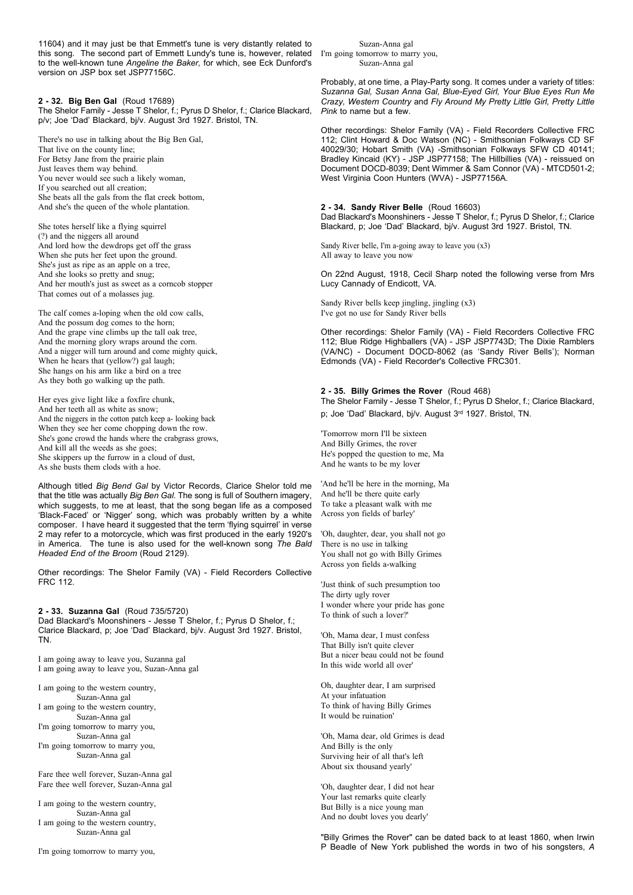11604) and it may just be that Emmett's tune is very distantly related to this song. The second part of Emmett Lundy's tune is, however, related to the well-known tune *Angeline the Baker,* for which, see Eck Dunford's version on JSP box set JSP77156C.

**2 - 32. Big Ben Gal** (Roud 17689)
The Shelor Family - Jesse T Shelor, f.; Pyrus D Shelor, f.; Clarice Blackard, p/v; Joe 'Dad' Blackard, bj/v. August 3rd 1927. Bristol, TN.

There's no use in talking about the Big Ben Gal,
That live on the county line;
For Betsy Jane from the prairie plain
Just leaves them way behind.
You never would see such a likely woman,
If you searched out all creation;
She beats all the gals from the flat creek bottom,
And she's the queen of the whole plantation.

She totes herself like a flying squirrel
(?) and the niggers all around
And lord how the dewdrops get off the grass
When she puts her feet upon the ground.
She's just as ripe as an apple on a tree,
And she looks so pretty and snug;
And her mouth's just as sweet as a corncob stopper
That comes out of a molasses jug.

The calf comes a-loping when the old cow calls,
And the possum dog comes to the horn;
And the grape vine climbs up the tall oak tree,
And the morning glory wraps around the corn.
And a nigger will turn around and come mighty quick,
When he hears that (yellow?) gal laugh;
She hangs on his arm like a bird on a tree
As they both go walking up the path.

Her eyes give light like a foxfire chunk,
And her teeth all as white as snow;
And the niggers in the cotton patch keep a- looking back
When they see her come chopping down the row.
She's gone crowd the hands where the crabgrass grows,
And kill all the weeds as she goes;
She skippers up the furrow in a cloud of dust,
As she busts them clods with a hoe.

Although titled *Big Bend Gal* by Victor Records, Clarice Shelor told me that the title was actually *Big Ben Gal*. The song is full of Southern imagery, which suggests, to me at least, that the song began life as a composed 'Black-Faced' or 'Nigger' song, which was probably written by a white composer. I have heard it suggested that the term 'flying squirrel' in verse 2 may refer to a motorcycle, which was first produced in the early 1920's in America. The tune is also used for the well-known song *The Bald Headed End of the Broom* (Roud 2129).

Other recordings: The Shelor Family (VA) - Field Recorders Collective FRC 112.

**2 - 33. Suzanna Gal** (Roud 735/5720)
Dad Blackard's Moonshiners - Jesse T Shelor, f.; Pyrus D Shelor, f.; Clarice Blackard, p; Joe 'Dad' Blackard, bj/v. August 3rd 1927. Bristol, TN.

I am going away to leave you, Suzanna gal
I am going away to leave you, Suzan-Anna gal

I am going to the western country,
Suzan-Anna gal
I am going to the western country,
Suzan-Anna gal
I'm going tomorrow to marry you,
Suzan-Anna gal
I'm going tomorrow to marry you,
Suzan-Anna gal

Fare thee well forever, Suzan-Anna gal
Fare thee well forever, Suzan-Anna gal

I am going to the western country,
Suzan-Anna gal
I am going to the western country,
Suzan-Anna gal
I'm going tomorrow to marry you,
Suzan-Anna gal
I'm going tomorrow to marry you,
Suzan-Anna gal

Probably, at one time, a Play-Party song. It comes under a variety of titles: *Suzanna Gal, Susan Anna Gal, Blue-Eyed Girl, Your Blue Eyes Run Me Crazy, Western Country* and *Fly Around My Pretty Little Girl, Pretty Little Pink* to name but a few.

Other recordings: Shelor Family (VA) - Field Recorders Collective FRC 112; Clint Howard & Doc Watson (NC) - Smithsonian Folkways CD SF 40029/30; Hobart Smith (VA) -Smithsonian Folkways SFW CD 40141; Bradley Kincaid (KY) - JSP JSP77158; The Hillbillies (VA) - reissued on Document DOCD-8039; Dent Wimmer & Sam Connor (VA) - MTCD501-2; West Virginia Coon Hunters (WVA) - JSP77156A.

**2 - 34. Sandy River Belle** (Roud 16603)
Dad Blackard's Moonshiners - Jesse T Shelor, f.; Pyrus D Shelor, f.; Clarice Blackard, p; Joe 'Dad' Blackard, bj/v. August 3rd 1927. Bristol, TN.

Sandy River belle, I'm a-going away to leave you (x3)
All away to leave you now

On 22nd August, 1918, Cecil Sharp noted the following verse from Mrs Lucy Cannady of Endicott, VA.

Sandy River bells keep jingling, jingling (x3)
I've got no use for Sandy River bells

Other recordings: Shelor Family (VA) - Field Recorders Collective FRC 112; Blue Ridge Highballers (VA) - JSP JSP7743D; The Dixie Ramblers (VA/NC) - Document DOCD-8062 (as 'Sandy River Bells'); Norman Edmonds (VA) - Field Recorder's Collective FRC301.

**2 - 35. Billy Grimes the Rover** (Roud 468)
The Shelor Family - Jesse T Shelor, f.; Pyrus D Shelor, f.; Clarice Blackard, p; Joe 'Dad' Blackard, bj/v. August 3rd 1927. Bristol, TN.

'Tomorrow morn I'll be sixteen
And Billy Grimes, the rover
He's popped the question to me, Ma
And he wants to be my lover

'And he'll be here in the morning, Ma
And he'll be there quite early
To take a pleasant walk with me
Across yon fields of barley'

'Oh, daughter, dear, you shall not go
There is no use in talking
You shall not go with Billy Grimes
Across yon fields a-walking

'Just think of such presumption too
The dirty ugly rover
I wonder where your pride has gone
To think of such a lover?'

'Oh, Mama dear, I must confess
That Billy isn't quite clever
But a nicer beau could not be found
In this wide world all over'

Oh, daughter dear, I am surprised
At your infatuation
To think of having Billy Grimes
It would be ruination'

'Oh, Mama dear, old Grimes is dead
And Billy is the only
Surviving heir of all that's left
About six thousand yearly'

'Oh, daughter dear, I did not hear
Your last remarks quite clearly
But Billy is a nice young man
And no doubt loves you dearly'

"Billy Grimes the Rover" can be dated back to at least 1860, when Irwin P Beadle of New York published the words in two of his songsters, *A*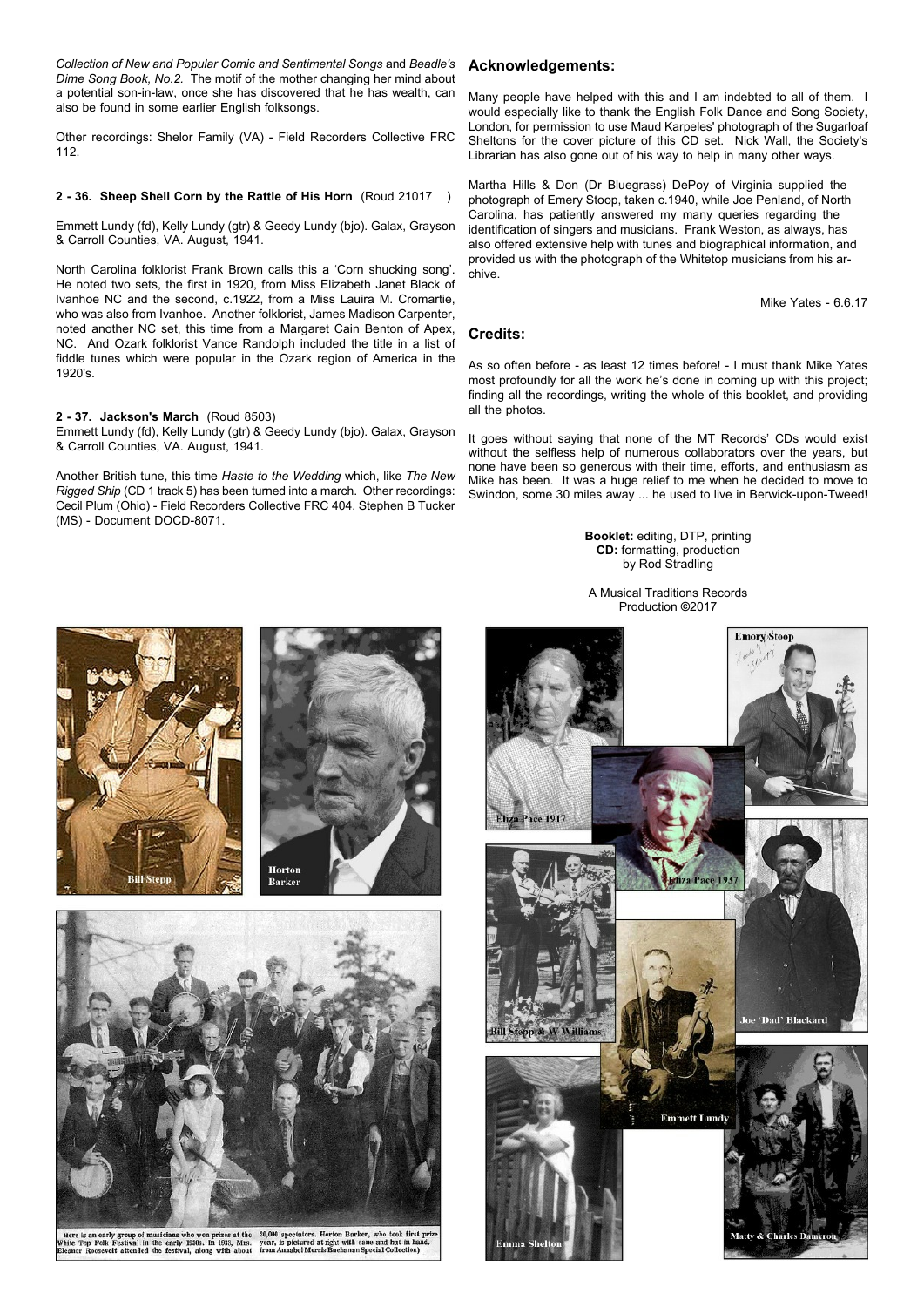*Collection of New and Popular Comic and Sentimental Songs* and *Beadle's Dime Song Book, No.2.* The motif of the mother changing her mind about a potential son-in-law, once she has discovered that he has wealth, can also be found in some earlier English folksongs.

Other recordings: Shelor Family (VA) - Field Recorders Collective FRC 112.

**2 - 36. Sheep Shell Corn by the Rattle of His Horn** (Roud 21017 )

Emmett Lundy (fd), Kelly Lundy (gtr) & Geedy Lundy (bjo). Galax, Grayson & Carroll Counties, VA. August, 1941.

North Carolina folklorist Frank Brown calls this a 'Corn shucking song'. He noted two sets, the first in 1920, from Miss Elizabeth Janet Black of Ivanhoe NC and the second, c.1922, from a Miss Lauira M. Cromartie, who was also from Ivanhoe. Another folklorist, James Madison Carpenter, noted another NC set, this time from a Margaret Cain Benton of Apex, NC. And Ozark folklorist Vance Randolph included the title in a list of fiddle tunes which were popular in the Ozark region of America in the 1920's.

**2 - 37. Jackson's March** (Roud 8503)
Emmett Lundy (fd), Kelly Lundy (gtr) & Geedy Lundy (bjo). Galax, Grayson & Carroll Counties, VA. August, 1941.

Another British tune, this time *Haste to the Wedding* which, like *The New Rigged Ship* (CD 1 track 5) has been turned into a march. Other recordings: Cecil Plum (Ohio) - Field Recorders Collective FRC 404. Stephen B Tucker (MS) - Document DOCD-8071.

## Acknowledgements:

Many people have helped with this and I am indebted to all of them. I would especially like to thank the English Folk Dance and Song Society, London, for permission to use Maud Karpeles' photograph of the Sugarloaf Sheltons for the cover picture of this CD set. Nick Wall, the Society's Librarian has also gone out of his way to help in many other ways.

Martha Hills & Don (Dr Bluegrass) DePoy of Virginia supplied the photograph of Emery Stoop, taken c.1940, while Joe Penland, of North Carolina, has patiently answered my many queries regarding the identification of singers and musicians. Frank Weston, as always, has also offered extensive help with tunes and biographical information, and provided us with the photograph of the Whitetop musicians from his archive.

Mike Yates - 6.6.17

## Credits:

As so often before - as least 12 times before! - I must thank Mike Yates most profoundly for all the work he's done in coming up with this project; finding all the recordings, writing the whole of this booklet, and providing all the photos.

It goes without saying that none of the MT Records' CDs would exist without the selfless help of numerous collaborators over the years, but none have been so generous with their time, efforts, and enthusiasm as Mike has been. It was a huge relief to me when he decided to move to Swindon, some 30 miles away ... he used to live in Berwick-upon-Tweed!

**Booklet:** editing, DTP, printing
**CD:** formatting, production
by Rod Stradling

A Musical Traditions Records
Production ©2017

Bill Stepp

Horton Barker

Here is an early group of musicians who won prizes at the White Top Folk Festival in the early 1930s. In 1933, Mrs. Eleanor Roosevelt attended the festival, along with about 20,000 spectators. Horton Barker, who took first prize year, is pictured at right with cane and hat in hand. (from Anaubel Morris Buchanan Special Collection)

Eliza Pace 1917

Eliza Pace 1937

Emory Stoop

Bill Stepp & W Williams

Joe 'Dad' Blackard

Emmett Lundy

Emma Shelton

Matty & Charles Dameron